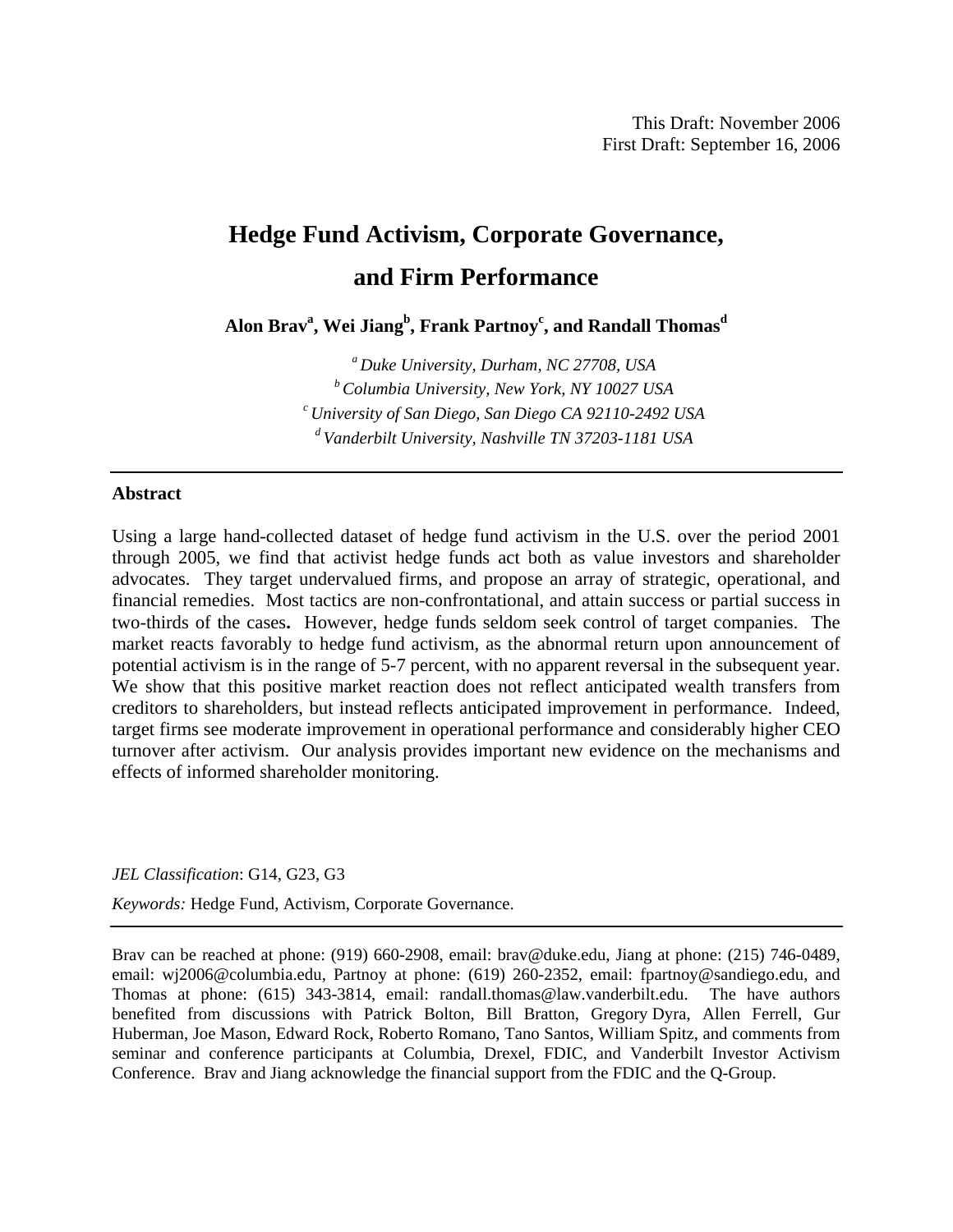This Draft: November 2006
First Draft: September 16, 2006

# Hedge Fund Activism, Corporate Governance, and Firm Performance

**Alon Brav[a], Wei Jiang[b], Frank Partnoy[c], and Randall Thomas[d]**

[a] *Duke University, Durham, NC 27708, USA*
[b] *Columbia University, New York, NY 10027 USA*
[c] *University of San Diego, San Diego CA 92110-2492 USA*
[d] *Vanderbilt University, Nashville TN 37203-1181 USA*

---

## Abstract

Using a large hand-collected dataset of hedge fund activism in the U.S. over the period 2001 through 2005, we find that activist hedge funds act both as value investors and shareholder advocates. They target undervalued firms, and propose an array of strategic, operational, and financial remedies. Most tactics are non-confrontational, and attain success or partial success in two-thirds of the cases. However, hedge funds seldom seek control of target companies. The market reacts favorably to hedge fund activism, as the abnormal return upon announcement of potential activism is in the range of 5-7 percent, with no apparent reversal in the subsequent year. We show that this positive market reaction does not reflect anticipated wealth transfers from creditors to shareholders, but instead reflects anticipated improvement in performance. Indeed, target firms see moderate improvement in operational performance and considerably higher CEO turnover after activism. Our analysis provides important new evidence on the mechanisms and effects of informed shareholder monitoring.

*JEL Classification*: G14, G23, G3

*Keywords:* Hedge Fund, Activism, Corporate Governance.

---

Brav can be reached at phone: (919) 660-2908, email: brav@duke.edu, Jiang at phone: (215) 746-0489, email: wj2006@columbia.edu, Partnoy at phone: (619) 260-2352, email: fpartnoy@sandiego.edu, and Thomas at phone: (615) 343-3814, email: randall.thomas@law.vanderbilt.edu. The have authors benefited from discussions with Patrick Bolton, Bill Bratton, Gregory Dyra, Allen Ferrell, Gur Huberman, Joe Mason, Edward Rock, Roberto Romano, Tano Santos, William Spitz, and comments from seminar and conference participants at Columbia, Drexel, FDIC, and Vanderbilt Investor Activism Conference. Brav and Jiang acknowledge the financial support from the FDIC and the Q-Group.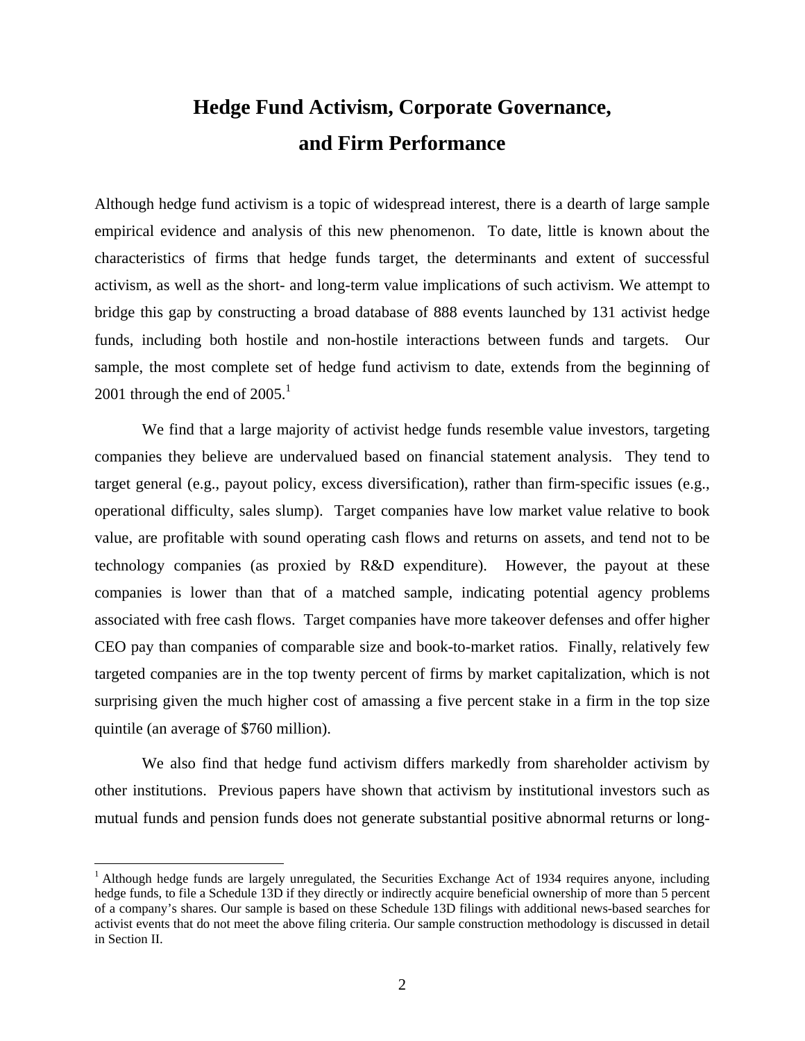# Hedge Fund Activism, Corporate Governance, and Firm Performance

Although hedge fund activism is a topic of widespread interest, there is a dearth of large sample empirical evidence and analysis of this new phenomenon. To date, little is known about the characteristics of firms that hedge funds target, the determinants and extent of successful activism, as well as the short- and long-term value implications of such activism. We attempt to bridge this gap by constructing a broad database of 888 events launched by 131 activist hedge funds, including both hostile and non-hostile interactions between funds and targets. Our sample, the most complete set of hedge fund activism to date, extends from the beginning of 2001 through the end of 2005.[1]

We find that a large majority of activist hedge funds resemble value investors, targeting companies they believe are undervalued based on financial statement analysis. They tend to target general (e.g., payout policy, excess diversification), rather than firm-specific issues (e.g., operational difficulty, sales slump). Target companies have low market value relative to book value, are profitable with sound operating cash flows and returns on assets, and tend not to be technology companies (as proxied by R&D expenditure). However, the payout at these companies is lower than that of a matched sample, indicating potential agency problems associated with free cash flows. Target companies have more takeover defenses and offer higher CEO pay than companies of comparable size and book-to-market ratios. Finally, relatively few targeted companies are in the top twenty percent of firms by market capitalization, which is not surprising given the much higher cost of amassing a five percent stake in a firm in the top size quintile (an average of $760 million).

We also find that hedge fund activism differs markedly from shareholder activism by other institutions. Previous papers have shown that activism by institutional investors such as mutual funds and pension funds does not generate substantial positive abnormal returns or long-

[1] Although hedge funds are largely unregulated, the Securities Exchange Act of 1934 requires anyone, including hedge funds, to file a Schedule 13D if they directly or indirectly acquire beneficial ownership of more than 5 percent of a company's shares. Our sample is based on these Schedule 13D filings with additional news-based searches for activist events that do not meet the above filing criteria. Our sample construction methodology is discussed in detail in Section II.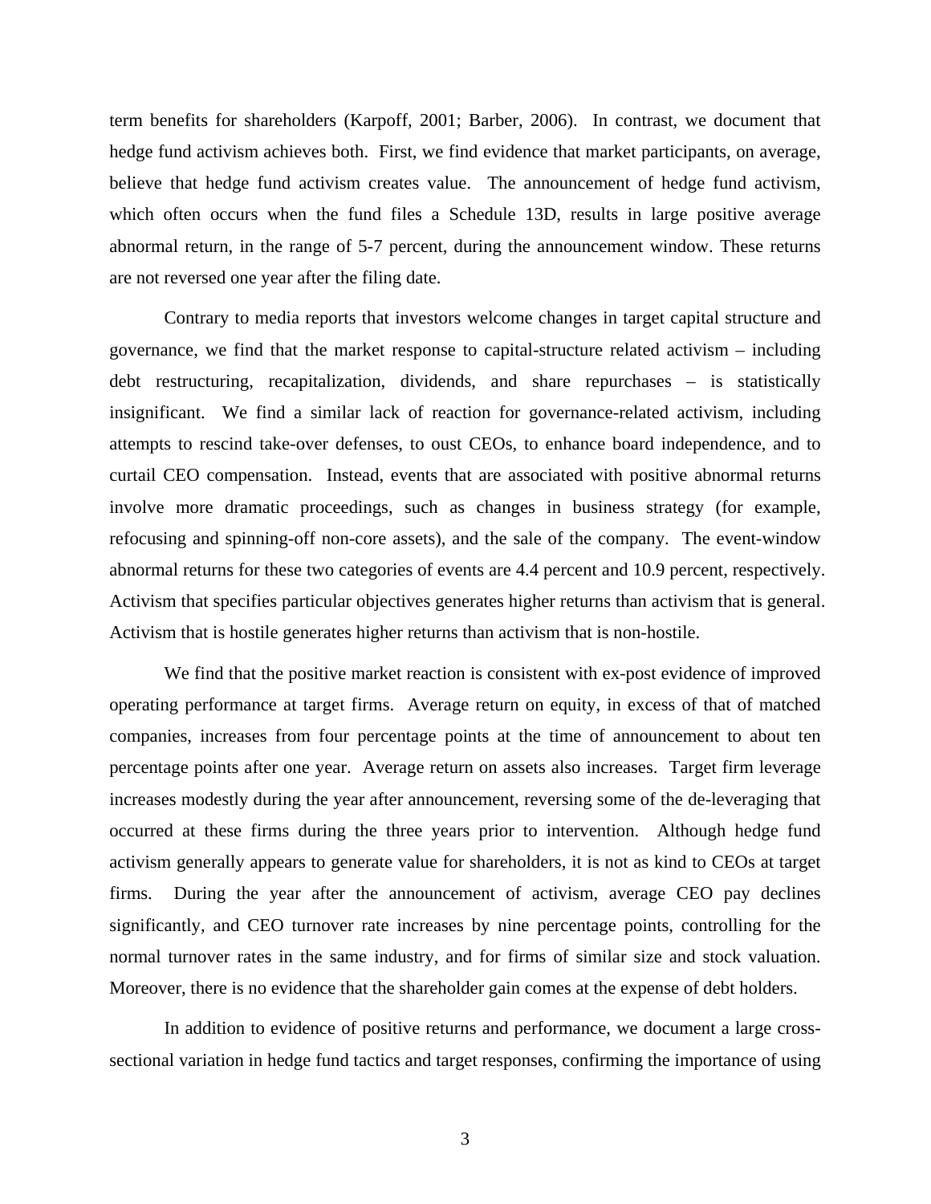term benefits for shareholders (Karpoff, 2001; Barber, 2006). In contrast, we document that hedge fund activism achieves both. First, we find evidence that market participants, on average, believe that hedge fund activism creates value. The announcement of hedge fund activism, which often occurs when the fund files a Schedule 13D, results in large positive average abnormal return, in the range of 5-7 percent, during the announcement window. These returns are not reversed one year after the filing date.

Contrary to media reports that investors welcome changes in target capital structure and governance, we find that the market response to capital-structure related activism – including debt restructuring, recapitalization, dividends, and share repurchases – is statistically insignificant. We find a similar lack of reaction for governance-related activism, including attempts to rescind take-over defenses, to oust CEOs, to enhance board independence, and to curtail CEO compensation. Instead, events that are associated with positive abnormal returns involve more dramatic proceedings, such as changes in business strategy (for example, refocusing and spinning-off non-core assets), and the sale of the company. The event-window abnormal returns for these two categories of events are 4.4 percent and 10.9 percent, respectively. Activism that specifies particular objectives generates higher returns than activism that is general. Activism that is hostile generates higher returns than activism that is non-hostile.

We find that the positive market reaction is consistent with ex-post evidence of improved operating performance at target firms. Average return on equity, in excess of that of matched companies, increases from four percentage points at the time of announcement to about ten percentage points after one year. Average return on assets also increases. Target firm leverage increases modestly during the year after announcement, reversing some of the de-leveraging that occurred at these firms during the three years prior to intervention. Although hedge fund activism generally appears to generate value for shareholders, it is not as kind to CEOs at target firms. During the year after the announcement of activism, average CEO pay declines significantly, and CEO turnover rate increases by nine percentage points, controlling for the normal turnover rates in the same industry, and for firms of similar size and stock valuation. Moreover, there is no evidence that the shareholder gain comes at the expense of debt holders.

In addition to evidence of positive returns and performance, we document a large cross-sectional variation in hedge fund tactics and target responses, confirming the importance of using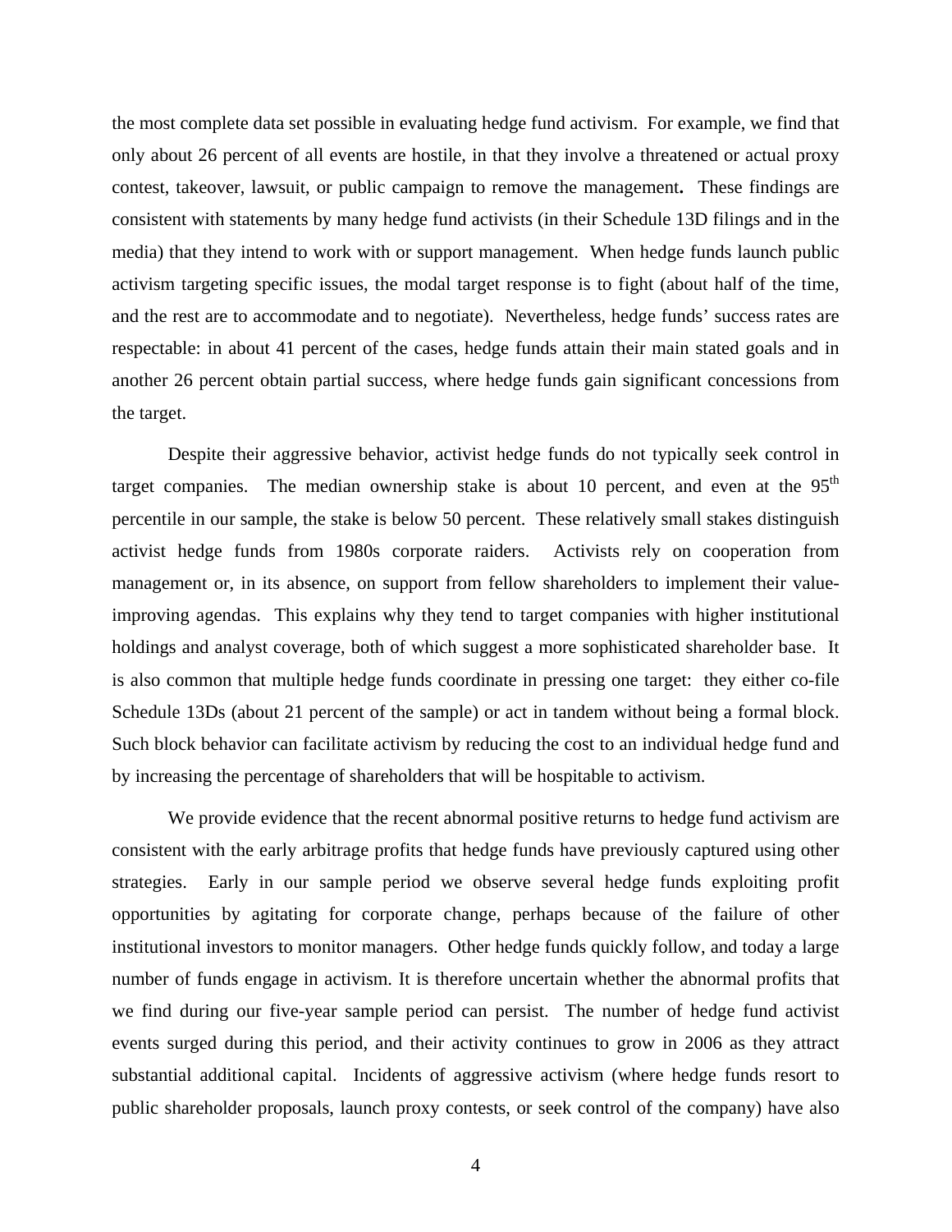the most complete data set possible in evaluating hedge fund activism. For example, we find that only about 26 percent of all events are hostile, in that they involve a threatened or actual proxy contest, takeover, lawsuit, or public campaign to remove the management**.** These findings are consistent with statements by many hedge fund activists (in their Schedule 13D filings and in the media) that they intend to work with or support management. When hedge funds launch public activism targeting specific issues, the modal target response is to fight (about half of the time, and the rest are to accommodate and to negotiate). Nevertheless, hedge funds' success rates are respectable: in about 41 percent of the cases, hedge funds attain their main stated goals and in another 26 percent obtain partial success, where hedge funds gain significant concessions from the target.

Despite their aggressive behavior, activist hedge funds do not typically seek control in target companies. The median ownership stake is about 10 percent, and even at the 95th percentile in our sample, the stake is below 50 percent. These relatively small stakes distinguish activist hedge funds from 1980s corporate raiders. Activists rely on cooperation from management or, in its absence, on support from fellow shareholders to implement their value-improving agendas. This explains why they tend to target companies with higher institutional holdings and analyst coverage, both of which suggest a more sophisticated shareholder base. It is also common that multiple hedge funds coordinate in pressing one target: they either co-file Schedule 13Ds (about 21 percent of the sample) or act in tandem without being a formal block. Such block behavior can facilitate activism by reducing the cost to an individual hedge fund and by increasing the percentage of shareholders that will be hospitable to activism.

We provide evidence that the recent abnormal positive returns to hedge fund activism are consistent with the early arbitrage profits that hedge funds have previously captured using other strategies. Early in our sample period we observe several hedge funds exploiting profit opportunities by agitating for corporate change, perhaps because of the failure of other institutional investors to monitor managers. Other hedge funds quickly follow, and today a large number of funds engage in activism. It is therefore uncertain whether the abnormal profits that we find during our five-year sample period can persist. The number of hedge fund activist events surged during this period, and their activity continues to grow in 2006 as they attract substantial additional capital. Incidents of aggressive activism (where hedge funds resort to public shareholder proposals, launch proxy contests, or seek control of the company) have also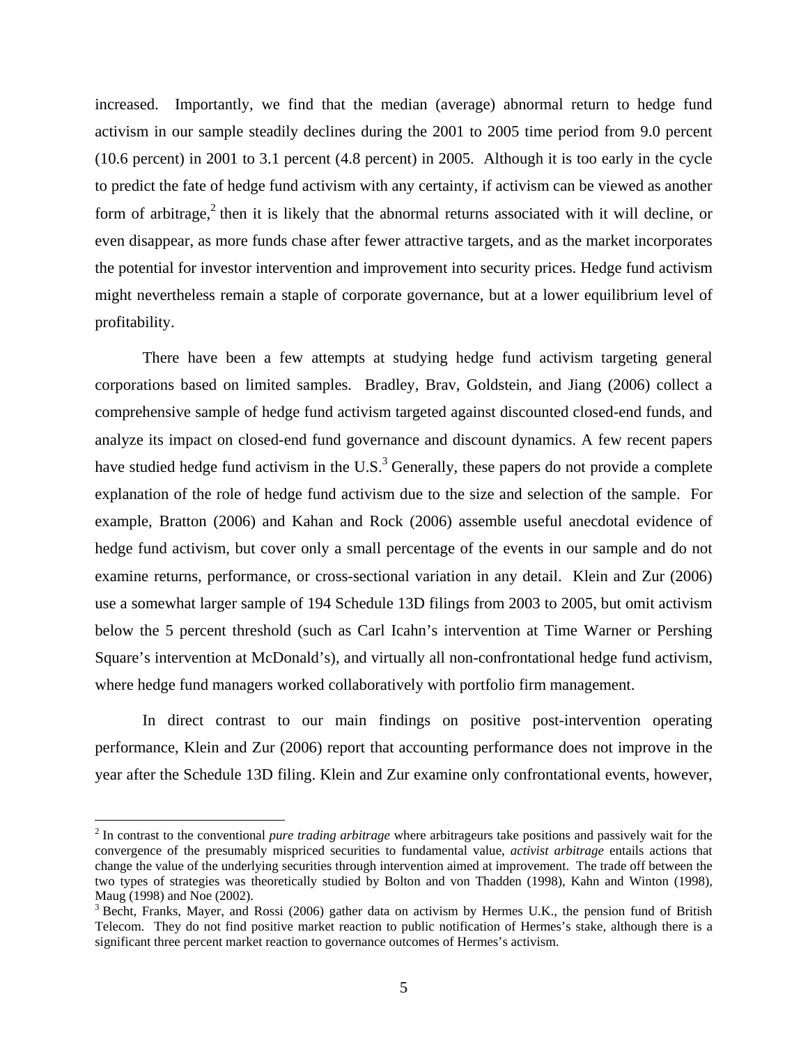increased. Importantly, we find that the median (average) abnormal return to hedge fund activism in our sample steadily declines during the 2001 to 2005 time period from 9.0 percent (10.6 percent) in 2001 to 3.1 percent (4.8 percent) in 2005. Although it is too early in the cycle to predict the fate of hedge fund activism with any certainty, if activism can be viewed as another form of arbitrage,[2] then it is likely that the abnormal returns associated with it will decline, or even disappear, as more funds chase after fewer attractive targets, and as the market incorporates the potential for investor intervention and improvement into security prices. Hedge fund activism might nevertheless remain a staple of corporate governance, but at a lower equilibrium level of profitability.

There have been a few attempts at studying hedge fund activism targeting general corporations based on limited samples. Bradley, Brav, Goldstein, and Jiang (2006) collect a comprehensive sample of hedge fund activism targeted against discounted closed-end funds, and analyze its impact on closed-end fund governance and discount dynamics. A few recent papers have studied hedge fund activism in the U.S.[3] Generally, these papers do not provide a complete explanation of the role of hedge fund activism due to the size and selection of the sample. For example, Bratton (2006) and Kahan and Rock (2006) assemble useful anecdotal evidence of hedge fund activism, but cover only a small percentage of the events in our sample and do not examine returns, performance, or cross-sectional variation in any detail. Klein and Zur (2006) use a somewhat larger sample of 194 Schedule 13D filings from 2003 to 2005, but omit activism below the 5 percent threshold (such as Carl Icahn's intervention at Time Warner or Pershing Square's intervention at McDonald's), and virtually all non-confrontational hedge fund activism, where hedge fund managers worked collaboratively with portfolio firm management.

In direct contrast to our main findings on positive post-intervention operating performance, Klein and Zur (2006) report that accounting performance does not improve in the year after the Schedule 13D filing. Klein and Zur examine only confrontational events, however,

---

[2] In contrast to the conventional *pure trading arbitrage* where arbitrageurs take positions and passively wait for the convergence of the presumably mispriced securities to fundamental value, *activist arbitrage* entails actions that change the value of the underlying securities through intervention aimed at improvement. The trade off between the two types of strategies was theoretically studied by Bolton and von Thadden (1998), Kahn and Winton (1998), Maug (1998) and Noe (2002).

[3] Becht, Franks, Mayer, and Rossi (2006) gather data on activism by Hermes U.K., the pension fund of British Telecom. They do not find positive market reaction to public notification of Hermes's stake, although there is a significant three percent market reaction to governance outcomes of Hermes's activism.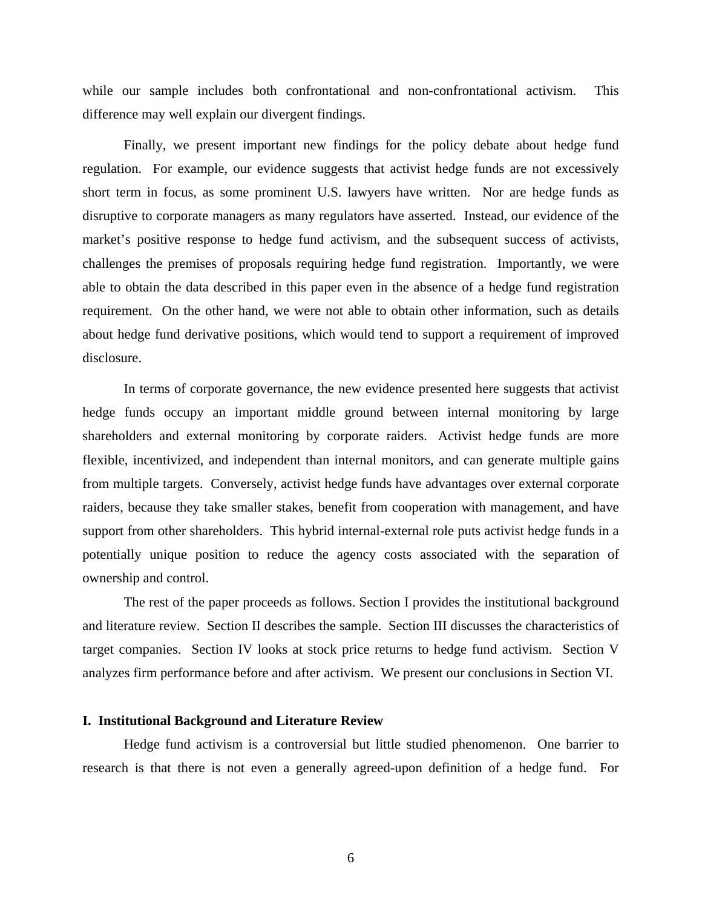while our sample includes both confrontational and non-confrontational activism. This difference may well explain our divergent findings.

Finally, we present important new findings for the policy debate about hedge fund regulation. For example, our evidence suggests that activist hedge funds are not excessively short term in focus, as some prominent U.S. lawyers have written. Nor are hedge funds as disruptive to corporate managers as many regulators have asserted. Instead, our evidence of the market's positive response to hedge fund activism, and the subsequent success of activists, challenges the premises of proposals requiring hedge fund registration. Importantly, we were able to obtain the data described in this paper even in the absence of a hedge fund registration requirement. On the other hand, we were not able to obtain other information, such as details about hedge fund derivative positions, which would tend to support a requirement of improved disclosure.

In terms of corporate governance, the new evidence presented here suggests that activist hedge funds occupy an important middle ground between internal monitoring by large shareholders and external monitoring by corporate raiders. Activist hedge funds are more flexible, incentivized, and independent than internal monitors, and can generate multiple gains from multiple targets. Conversely, activist hedge funds have advantages over external corporate raiders, because they take smaller stakes, benefit from cooperation with management, and have support from other shareholders. This hybrid internal-external role puts activist hedge funds in a potentially unique position to reduce the agency costs associated with the separation of ownership and control.

The rest of the paper proceeds as follows. Section I provides the institutional background and literature review. Section II describes the sample. Section III discusses the characteristics of target companies. Section IV looks at stock price returns to hedge fund activism. Section V analyzes firm performance before and after activism. We present our conclusions in Section VI.

## I. Institutional Background and Literature Review

Hedge fund activism is a controversial but little studied phenomenon. One barrier to research is that there is not even a generally agreed-upon definition of a hedge fund. For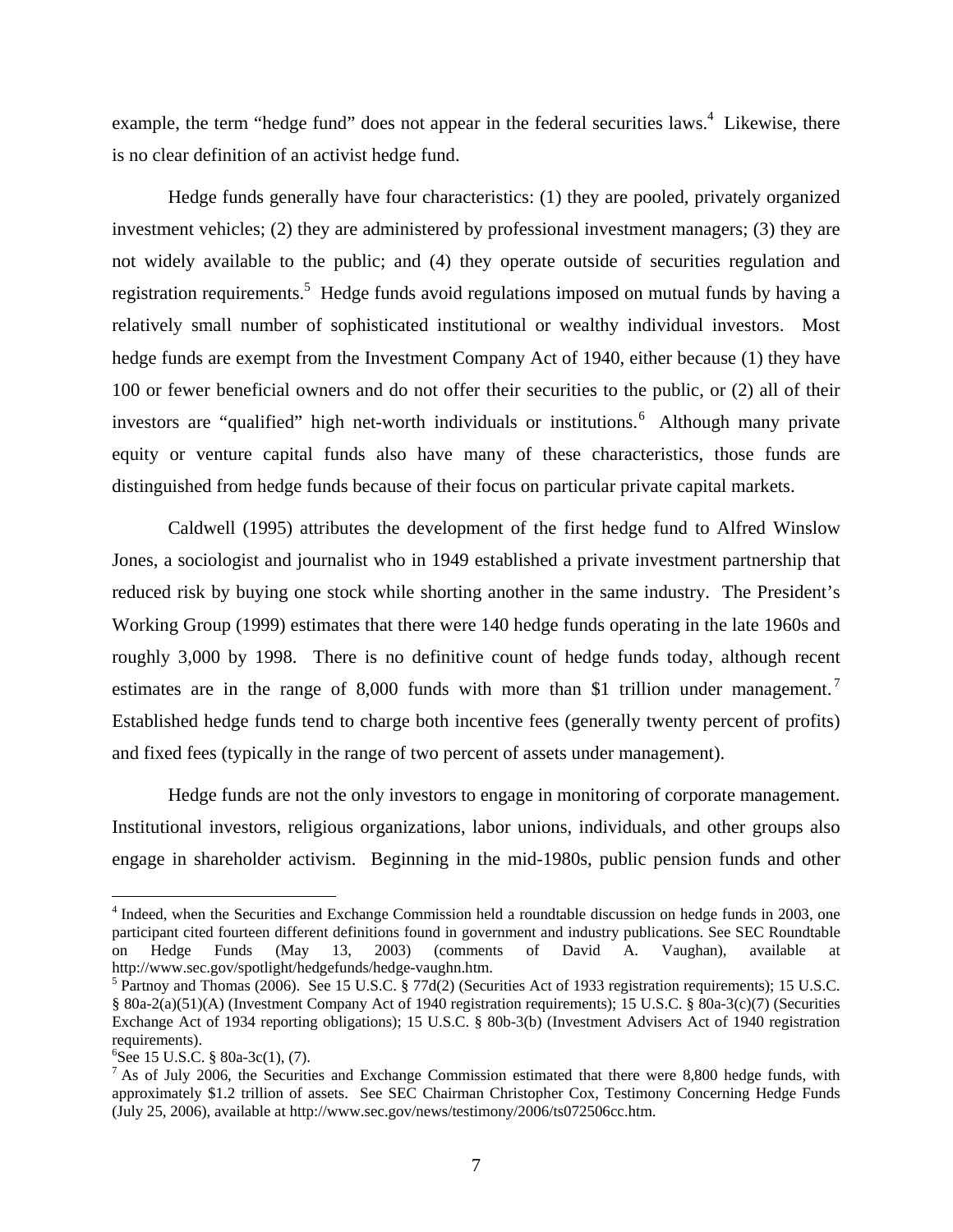example, the term "hedge fund" does not appear in the federal securities laws.[4] Likewise, there is no clear definition of an activist hedge fund.

Hedge funds generally have four characteristics: (1) they are pooled, privately organized investment vehicles; (2) they are administered by professional investment managers; (3) they are not widely available to the public; and (4) they operate outside of securities regulation and registration requirements.[5] Hedge funds avoid regulations imposed on mutual funds by having a relatively small number of sophisticated institutional or wealthy individual investors. Most hedge funds are exempt from the Investment Company Act of 1940, either because (1) they have 100 or fewer beneficial owners and do not offer their securities to the public, or (2) all of their investors are "qualified" high net-worth individuals or institutions.[6] Although many private equity or venture capital funds also have many of these characteristics, those funds are distinguished from hedge funds because of their focus on particular private capital markets.

Caldwell (1995) attributes the development of the first hedge fund to Alfred Winslow Jones, a sociologist and journalist who in 1949 established a private investment partnership that reduced risk by buying one stock while shorting another in the same industry. The President's Working Group (1999) estimates that there were 140 hedge funds operating in the late 1960s and roughly 3,000 by 1998. There is no definitive count of hedge funds today, although recent estimates are in the range of 8,000 funds with more than $1 trillion under management.[7] Established hedge funds tend to charge both incentive fees (generally twenty percent of profits) and fixed fees (typically in the range of two percent of assets under management).

Hedge funds are not the only investors to engage in monitoring of corporate management. Institutional investors, religious organizations, labor unions, individuals, and other groups also engage in shareholder activism. Beginning in the mid-1980s, public pension funds and other

---

[4] Indeed, when the Securities and Exchange Commission held a roundtable discussion on hedge funds in 2003, one participant cited fourteen different definitions found in government and industry publications. See SEC Roundtable on Hedge Funds (May 13, 2003) (comments of David A. Vaughan), available at http://www.sec.gov/spotlight/hedgefunds/hedge-vaughn.htm.

[5] Partnoy and Thomas (2006). See 15 U.S.C. § 77d(2) (Securities Act of 1933 registration requirements); 15 U.S.C. § 80a-2(a)(51)(A) (Investment Company Act of 1940 registration requirements); 15 U.S.C. § 80a-3(c)(7) (Securities Exchange Act of 1934 reporting obligations); 15 U.S.C. § 80b-3(b) (Investment Advisers Act of 1940 registration requirements).

[6] See 15 U.S.C. § 80a-3c(1), (7).

[7] As of July 2006, the Securities and Exchange Commission estimated that there were 8,800 hedge funds, with approximately $1.2 trillion of assets. See SEC Chairman Christopher Cox, Testimony Concerning Hedge Funds (July 25, 2006), available at http://www.sec.gov/news/testimony/2006/ts072506cc.htm.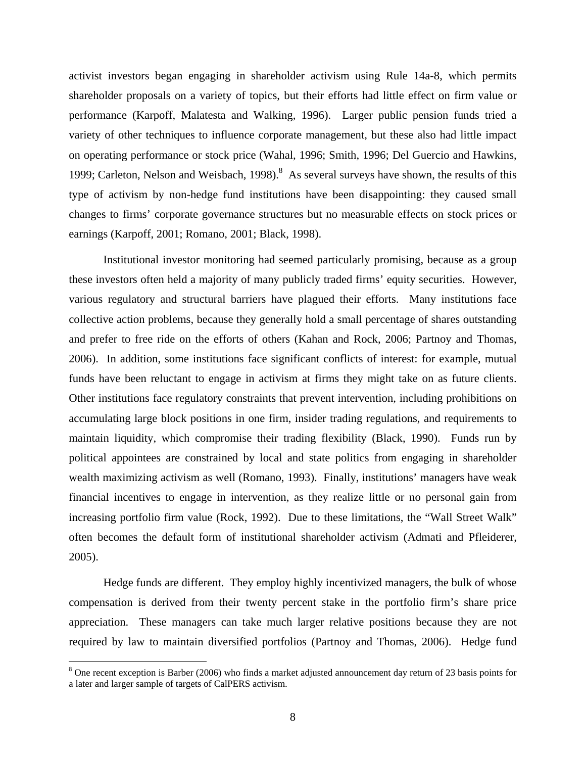activist investors began engaging in shareholder activism using Rule 14a-8, which permits shareholder proposals on a variety of topics, but their efforts had little effect on firm value or performance (Karpoff, Malatesta and Walking, 1996). Larger public pension funds tried a variety of other techniques to influence corporate management, but these also had little impact on operating performance or stock price (Wahal, 1996; Smith, 1996; Del Guercio and Hawkins, 1999; Carleton, Nelson and Weisbach, 1998).[8] As several surveys have shown, the results of this type of activism by non-hedge fund institutions have been disappointing: they caused small changes to firms' corporate governance structures but no measurable effects on stock prices or earnings (Karpoff, 2001; Romano, 2001; Black, 1998).

Institutional investor monitoring had seemed particularly promising, because as a group these investors often held a majority of many publicly traded firms' equity securities. However, various regulatory and structural barriers have plagued their efforts. Many institutions face collective action problems, because they generally hold a small percentage of shares outstanding and prefer to free ride on the efforts of others (Kahan and Rock, 2006; Partnoy and Thomas, 2006). In addition, some institutions face significant conflicts of interest: for example, mutual funds have been reluctant to engage in activism at firms they might take on as future clients. Other institutions face regulatory constraints that prevent intervention, including prohibitions on accumulating large block positions in one firm, insider trading regulations, and requirements to maintain liquidity, which compromise their trading flexibility (Black, 1990). Funds run by political appointees are constrained by local and state politics from engaging in shareholder wealth maximizing activism as well (Romano, 1993). Finally, institutions' managers have weak financial incentives to engage in intervention, as they realize little or no personal gain from increasing portfolio firm value (Rock, 1992). Due to these limitations, the "Wall Street Walk" often becomes the default form of institutional shareholder activism (Admati and Pfleiderer, 2005).

Hedge funds are different. They employ highly incentivized managers, the bulk of whose compensation is derived from their twenty percent stake in the portfolio firm's share price appreciation. These managers can take much larger relative positions because they are not required by law to maintain diversified portfolios (Partnoy and Thomas, 2006). Hedge fund

[8] One recent exception is Barber (2006) who finds a market adjusted announcement day return of 23 basis points for a later and larger sample of targets of CalPERS activism.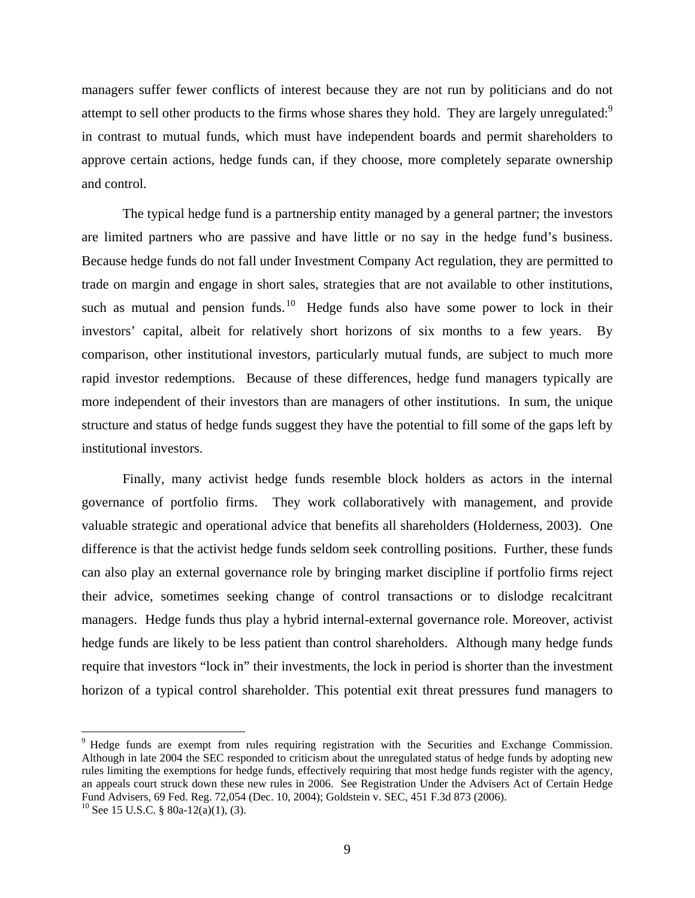managers suffer fewer conflicts of interest because they are not run by politicians and do not attempt to sell other products to the firms whose shares they hold. They are largely unregulated:[9] in contrast to mutual funds, which must have independent boards and permit shareholders to approve certain actions, hedge funds can, if they choose, more completely separate ownership and control.

The typical hedge fund is a partnership entity managed by a general partner; the investors are limited partners who are passive and have little or no say in the hedge fund's business. Because hedge funds do not fall under Investment Company Act regulation, they are permitted to trade on margin and engage in short sales, strategies that are not available to other institutions, such as mutual and pension funds.[10] Hedge funds also have some power to lock in their investors' capital, albeit for relatively short horizons of six months to a few years. By comparison, other institutional investors, particularly mutual funds, are subject to much more rapid investor redemptions. Because of these differences, hedge fund managers typically are more independent of their investors than are managers of other institutions. In sum, the unique structure and status of hedge funds suggest they have the potential to fill some of the gaps left by institutional investors.

Finally, many activist hedge funds resemble block holders as actors in the internal governance of portfolio firms. They work collaboratively with management, and provide valuable strategic and operational advice that benefits all shareholders (Holderness, 2003). One difference is that the activist hedge funds seldom seek controlling positions. Further, these funds can also play an external governance role by bringing market discipline if portfolio firms reject their advice, sometimes seeking change of control transactions or to dislodge recalcitrant managers. Hedge funds thus play a hybrid internal-external governance role. Moreover, activist hedge funds are likely to be less patient than control shareholders. Although many hedge funds require that investors "lock in" their investments, the lock in period is shorter than the investment horizon of a typical control shareholder. This potential exit threat pressures fund managers to

---

[9] Hedge funds are exempt from rules requiring registration with the Securities and Exchange Commission. Although in late 2004 the SEC responded to criticism about the unregulated status of hedge funds by adopting new rules limiting the exemptions for hedge funds, effectively requiring that most hedge funds register with the agency, an appeals court struck down these new rules in 2006. See Registration Under the Advisers Act of Certain Hedge Fund Advisers, 69 Fed. Reg. 72,054 (Dec. 10, 2004); Goldstein v. SEC, 451 F.3d 873 (2006).

[10] See 15 U.S.C. § 80a-12(a)(1), (3).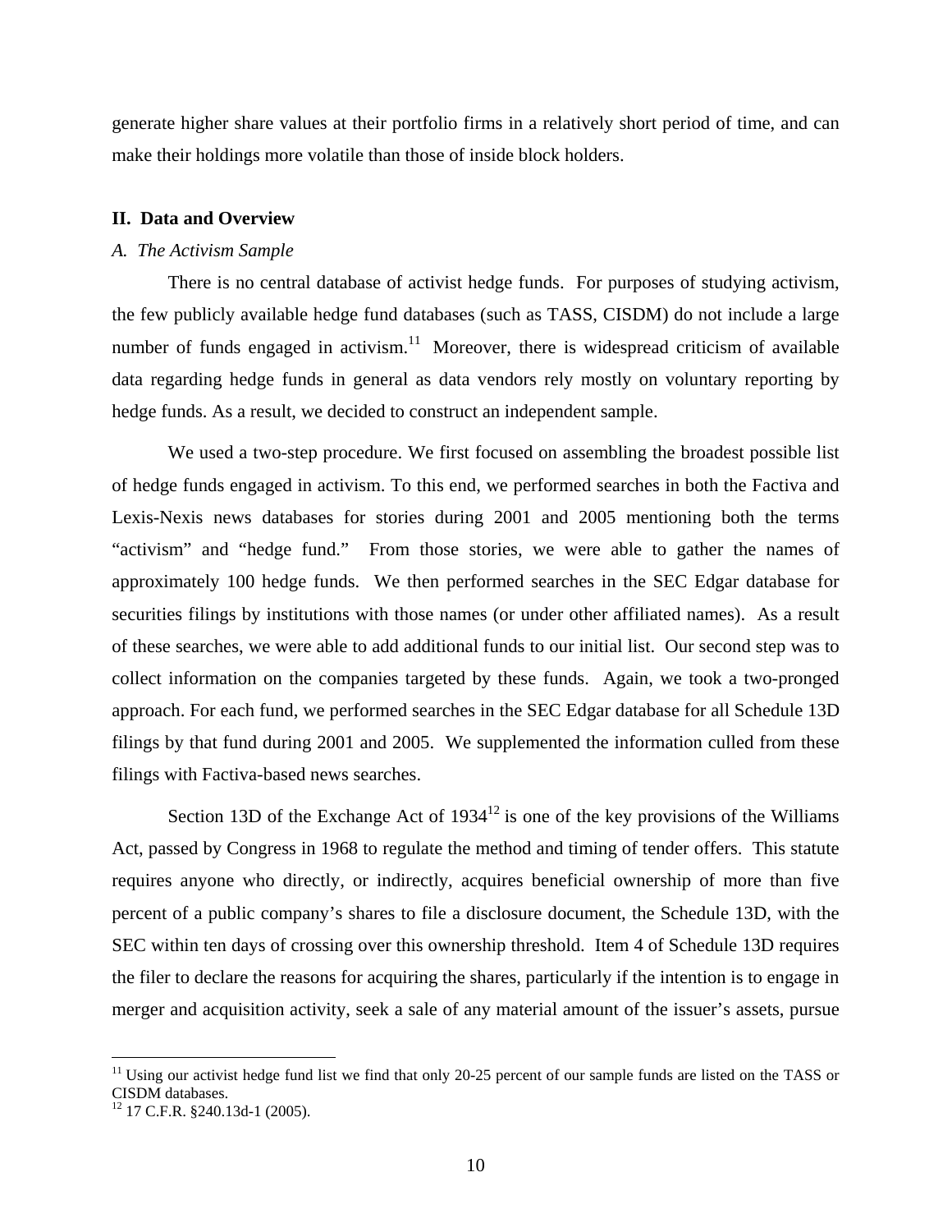generate higher share values at their portfolio firms in a relatively short period of time, and can make their holdings more volatile than those of inside block holders.

## II. Data and Overview

### *A. The Activism Sample*

There is no central database of activist hedge funds. For purposes of studying activism, the few publicly available hedge fund databases (such as TASS, CISDM) do not include a large number of funds engaged in activism.[11] Moreover, there is widespread criticism of available data regarding hedge funds in general as data vendors rely mostly on voluntary reporting by hedge funds. As a result, we decided to construct an independent sample.

We used a two-step procedure. We first focused on assembling the broadest possible list of hedge funds engaged in activism. To this end, we performed searches in both the Factiva and Lexis-Nexis news databases for stories during 2001 and 2005 mentioning both the terms "activism" and "hedge fund." From those stories, we were able to gather the names of approximately 100 hedge funds. We then performed searches in the SEC Edgar database for securities filings by institutions with those names (or under other affiliated names). As a result of these searches, we were able to add additional funds to our initial list. Our second step was to collect information on the companies targeted by these funds. Again, we took a two-pronged approach. For each fund, we performed searches in the SEC Edgar database for all Schedule 13D filings by that fund during 2001 and 2005. We supplemented the information culled from these filings with Factiva-based news searches.

Section 13D of the Exchange Act of 1934[12] is one of the key provisions of the Williams Act, passed by Congress in 1968 to regulate the method and timing of tender offers. This statute requires anyone who directly, or indirectly, acquires beneficial ownership of more than five percent of a public company's shares to file a disclosure document, the Schedule 13D, with the SEC within ten days of crossing over this ownership threshold. Item 4 of Schedule 13D requires the filer to declare the reasons for acquiring the shares, particularly if the intention is to engage in merger and acquisition activity, seek a sale of any material amount of the issuer's assets, pursue

---

[11] Using our activist hedge fund list we find that only 20-25 percent of our sample funds are listed on the TASS or CISDM databases.

[12] 17 C.F.R. §240.13d-1 (2005).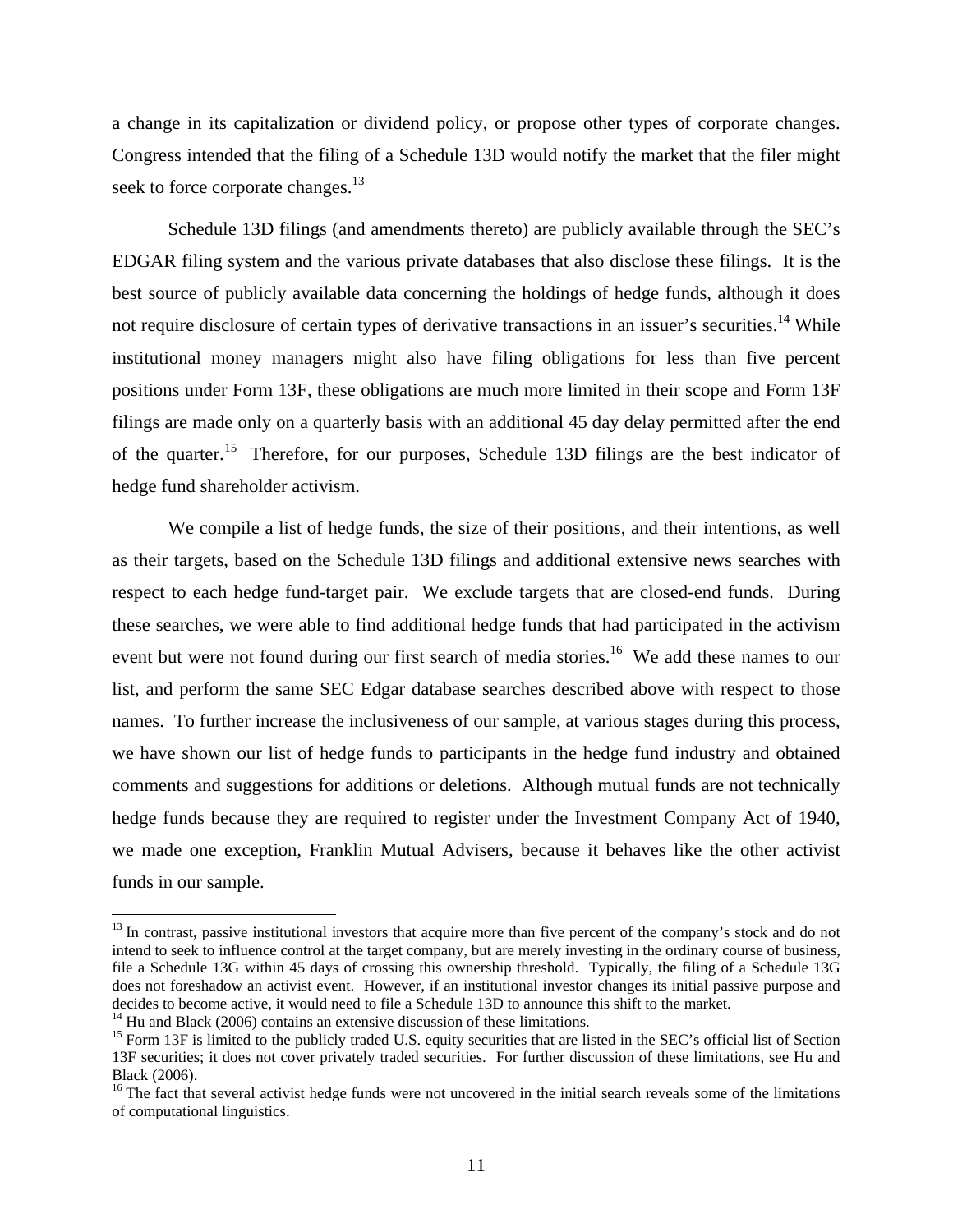a change in its capitalization or dividend policy, or propose other types of corporate changes. Congress intended that the filing of a Schedule 13D would notify the market that the filer might seek to force corporate changes.[13]

Schedule 13D filings (and amendments thereto) are publicly available through the SEC's EDGAR filing system and the various private databases that also disclose these filings. It is the best source of publicly available data concerning the holdings of hedge funds, although it does not require disclosure of certain types of derivative transactions in an issuer's securities.[14] While institutional money managers might also have filing obligations for less than five percent positions under Form 13F, these obligations are much more limited in their scope and Form 13F filings are made only on a quarterly basis with an additional 45 day delay permitted after the end of the quarter.[15] Therefore, for our purposes, Schedule 13D filings are the best indicator of hedge fund shareholder activism.

We compile a list of hedge funds, the size of their positions, and their intentions, as well as their targets, based on the Schedule 13D filings and additional extensive news searches with respect to each hedge fund-target pair. We exclude targets that are closed-end funds. During these searches, we were able to find additional hedge funds that had participated in the activism event but were not found during our first search of media stories.[16] We add these names to our list, and perform the same SEC Edgar database searches described above with respect to those names. To further increase the inclusiveness of our sample, at various stages during this process, we have shown our list of hedge funds to participants in the hedge fund industry and obtained comments and suggestions for additions or deletions. Although mutual funds are not technically hedge funds because they are required to register under the Investment Company Act of 1940, we made one exception, Franklin Mutual Advisers, because it behaves like the other activist funds in our sample.

---

[13] In contrast, passive institutional investors that acquire more than five percent of the company's stock and do not intend to seek to influence control at the target company, but are merely investing in the ordinary course of business, file a Schedule 13G within 45 days of crossing this ownership threshold. Typically, the filing of a Schedule 13G does not foreshadow an activist event. However, if an institutional investor changes its initial passive purpose and decides to become active, it would need to file a Schedule 13D to announce this shift to the market.

[14] Hu and Black (2006) contains an extensive discussion of these limitations.

[15] Form 13F is limited to the publicly traded U.S. equity securities that are listed in the SEC's official list of Section 13F securities; it does not cover privately traded securities. For further discussion of these limitations, see Hu and Black (2006).

[16] The fact that several activist hedge funds were not uncovered in the initial search reveals some of the limitations of computational linguistics.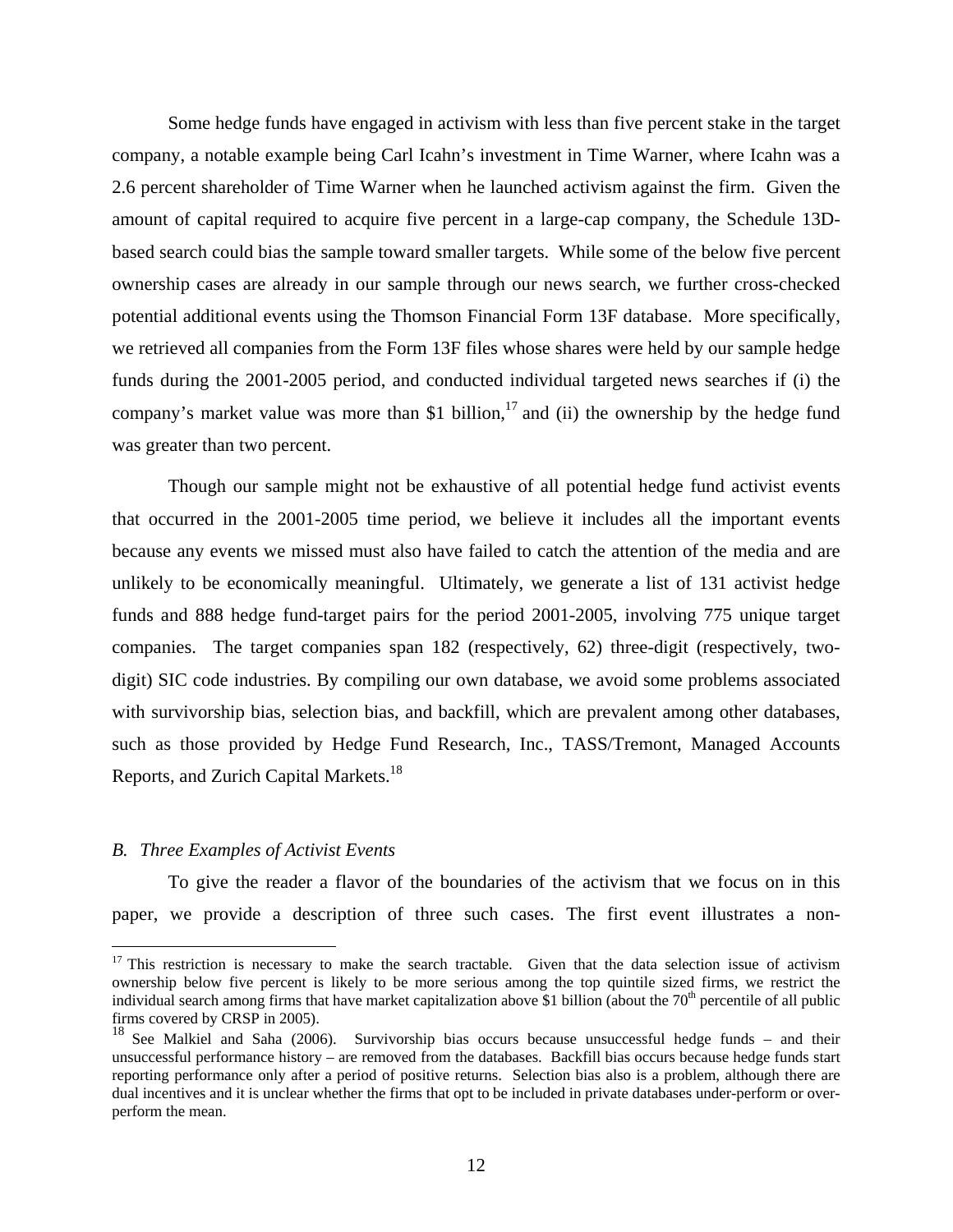Some hedge funds have engaged in activism with less than five percent stake in the target company, a notable example being Carl Icahn's investment in Time Warner, where Icahn was a 2.6 percent shareholder of Time Warner when he launched activism against the firm. Given the amount of capital required to acquire five percent in a large-cap company, the Schedule 13D-based search could bias the sample toward smaller targets. While some of the below five percent ownership cases are already in our sample through our news search, we further cross-checked potential additional events using the Thomson Financial Form 13F database. More specifically, we retrieved all companies from the Form 13F files whose shares were held by our sample hedge funds during the 2001-2005 period, and conducted individual targeted news searches if (i) the company's market value was more than \$1 billion,[17] and (ii) the ownership by the hedge fund was greater than two percent.

Though our sample might not be exhaustive of all potential hedge fund activist events that occurred in the 2001-2005 time period, we believe it includes all the important events because any events we missed must also have failed to catch the attention of the media and are unlikely to be economically meaningful. Ultimately, we generate a list of 131 activist hedge funds and 888 hedge fund-target pairs for the period 2001-2005, involving 775 unique target companies. The target companies span 182 (respectively, 62) three-digit (respectively, two-digit) SIC code industries. By compiling our own database, we avoid some problems associated with survivorship bias, selection bias, and backfill, which are prevalent among other databases, such as those provided by Hedge Fund Research, Inc., TASS/Tremont, Managed Accounts Reports, and Zurich Capital Markets.[18]

### *B. Three Examples of Activist Events*

To give the reader a flavor of the boundaries of the activism that we focus on in this paper, we provide a description of three such cases. The first event illustrates a non-

---

[17] This restriction is necessary to make the search tractable. Given that the data selection issue of activism ownership below five percent is likely to be more serious among the top quintile sized firms, we restrict the individual search among firms that have market capitalization above \$1 billion (about the 70th percentile of all public firms covered by CRSP in 2005).

[18] See Malkiel and Saha (2006). Survivorship bias occurs because unsuccessful hedge funds – and their unsuccessful performance history – are removed from the databases. Backfill bias occurs because hedge funds start reporting performance only after a period of positive returns. Selection bias also is a problem, although there are dual incentives and it is unclear whether the firms that opt to be included in private databases under-perform or over-perform the mean.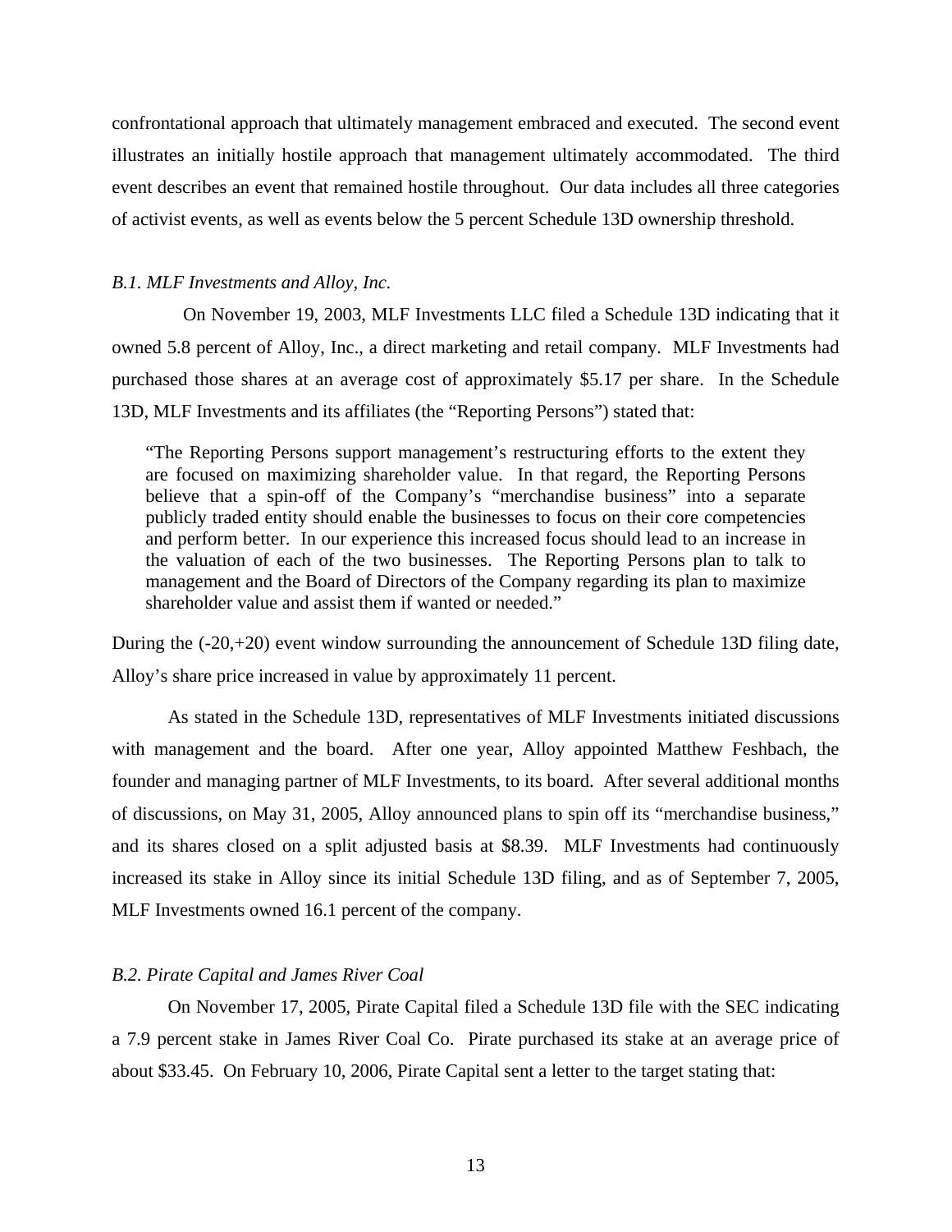confrontational approach that ultimately management embraced and executed. The second event illustrates an initially hostile approach that management ultimately accommodated. The third event describes an event that remained hostile throughout. Our data includes all three categories of activist events, as well as events below the 5 percent Schedule 13D ownership threshold.

### *B.1. MLF Investments and Alloy, Inc.*

On November 19, 2003, MLF Investments LLC filed a Schedule 13D indicating that it owned 5.8 percent of Alloy, Inc., a direct marketing and retail company. MLF Investments had purchased those shares at an average cost of approximately $5.17 per share. In the Schedule 13D, MLF Investments and its affiliates (the "Reporting Persons") stated that:

> "The Reporting Persons support management's restructuring efforts to the extent they are focused on maximizing shareholder value. In that regard, the Reporting Persons believe that a spin-off of the Company's "merchandise business" into a separate publicly traded entity should enable the businesses to focus on their core competencies and perform better. In our experience this increased focus should lead to an increase in the valuation of each of the two businesses. The Reporting Persons plan to talk to management and the Board of Directors of the Company regarding its plan to maximize shareholder value and assist them if wanted or needed."

During the (-20,+20) event window surrounding the announcement of Schedule 13D filing date, Alloy's share price increased in value by approximately 11 percent.

As stated in the Schedule 13D, representatives of MLF Investments initiated discussions with management and the board. After one year, Alloy appointed Matthew Feshbach, the founder and managing partner of MLF Investments, to its board. After several additional months of discussions, on May 31, 2005, Alloy announced plans to spin off its "merchandise business," and its shares closed on a split adjusted basis at $8.39. MLF Investments had continuously increased its stake in Alloy since its initial Schedule 13D filing, and as of September 7, 2005, MLF Investments owned 16.1 percent of the company.

### *B.2. Pirate Capital and James River Coal*

On November 17, 2005, Pirate Capital filed a Schedule 13D file with the SEC indicating a 7.9 percent stake in James River Coal Co. Pirate purchased its stake at an average price of about $33.45. On February 10, 2006, Pirate Capital sent a letter to the target stating that: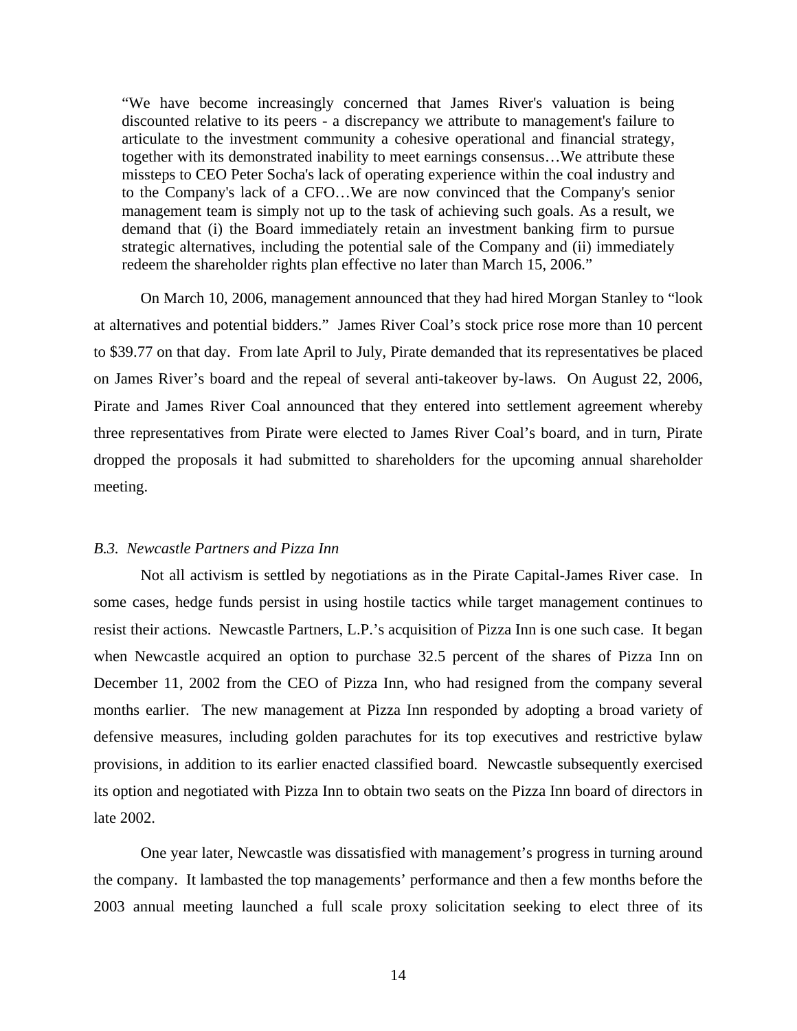> "We have become increasingly concerned that James River's valuation is being discounted relative to its peers - a discrepancy we attribute to management's failure to articulate to the investment community a cohesive operational and financial strategy, together with its demonstrated inability to meet earnings consensus…We attribute these missteps to CEO Peter Socha's lack of operating experience within the coal industry and to the Company's lack of a CFO…We are now convinced that the Company's senior management team is simply not up to the task of achieving such goals. As a result, we demand that (i) the Board immediately retain an investment banking firm to pursue strategic alternatives, including the potential sale of the Company and (ii) immediately redeem the shareholder rights plan effective no later than March 15, 2006."

On March 10, 2006, management announced that they had hired Morgan Stanley to "look at alternatives and potential bidders." James River Coal's stock price rose more than 10 percent to $39.77 on that day. From late April to July, Pirate demanded that its representatives be placed on James River's board and the repeal of several anti-takeover by-laws. On August 22, 2006, Pirate and James River Coal announced that they entered into settlement agreement whereby three representatives from Pirate were elected to James River Coal's board, and in turn, Pirate dropped the proposals it had submitted to shareholders for the upcoming annual shareholder meeting.

### *B.3. Newcastle Partners and Pizza Inn*

Not all activism is settled by negotiations as in the Pirate Capital-James River case. In some cases, hedge funds persist in using hostile tactics while target management continues to resist their actions. Newcastle Partners, L.P.'s acquisition of Pizza Inn is one such case. It began when Newcastle acquired an option to purchase 32.5 percent of the shares of Pizza Inn on December 11, 2002 from the CEO of Pizza Inn, who had resigned from the company several months earlier. The new management at Pizza Inn responded by adopting a broad variety of defensive measures, including golden parachutes for its top executives and restrictive bylaw provisions, in addition to its earlier enacted classified board. Newcastle subsequently exercised its option and negotiated with Pizza Inn to obtain two seats on the Pizza Inn board of directors in late 2002.

One year later, Newcastle was dissatisfied with management's progress in turning around the company. It lambasted the top managements' performance and then a few months before the 2003 annual meeting launched a full scale proxy solicitation seeking to elect three of its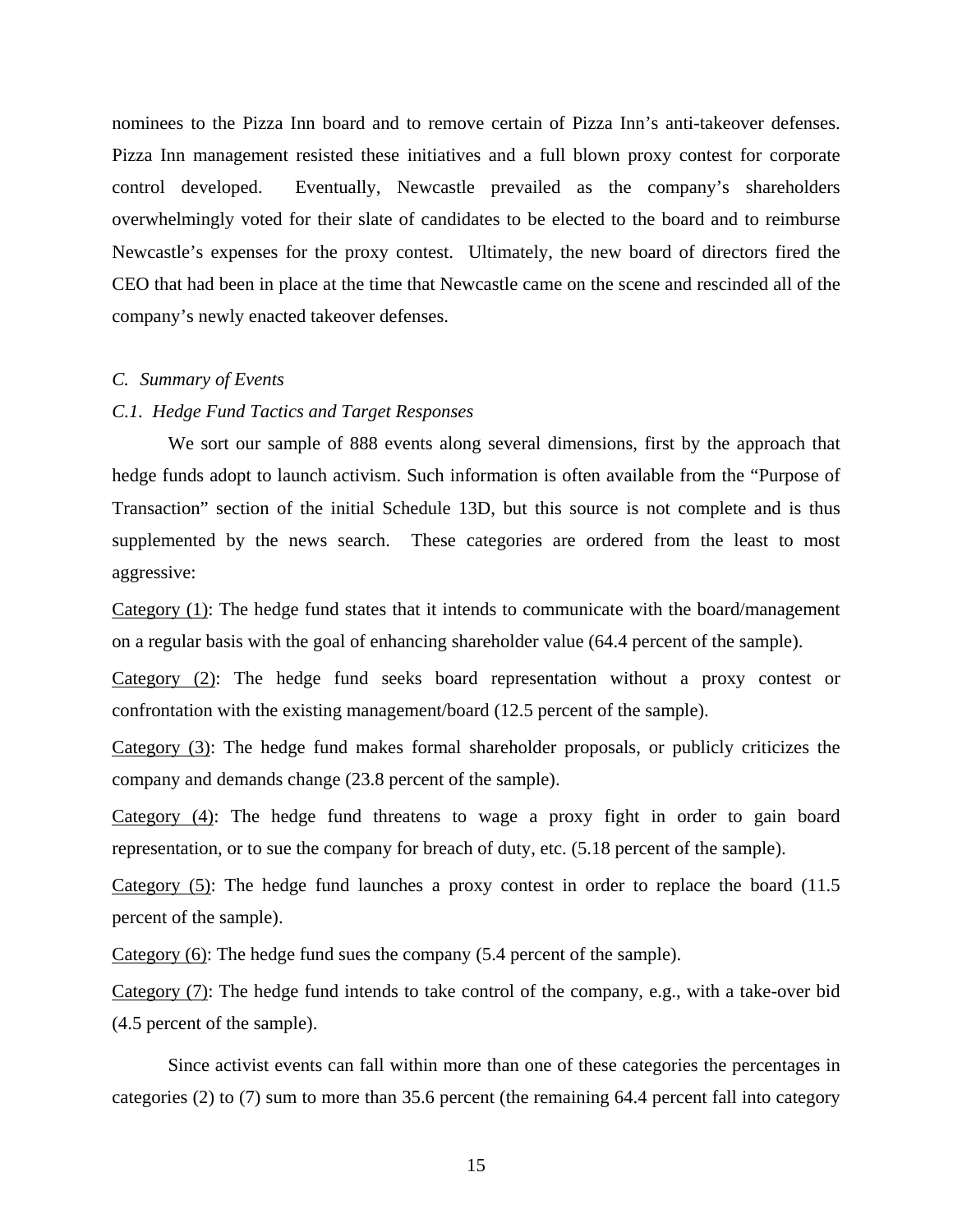nominees to the Pizza Inn board and to remove certain of Pizza Inn's anti-takeover defenses. Pizza Inn management resisted these initiatives and a full blown proxy contest for corporate control developed. Eventually, Newcastle prevailed as the company's shareholders overwhelmingly voted for their slate of candidates to be elected to the board and to reimburse Newcastle's expenses for the proxy contest. Ultimately, the new board of directors fired the CEO that had been in place at the time that Newcastle came on the scene and rescinded all of the company's newly enacted takeover defenses.

### *C. Summary of Events*

#### *C.1. Hedge Fund Tactics and Target Responses*

We sort our sample of 888 events along several dimensions, first by the approach that hedge funds adopt to launch activism. Such information is often available from the "Purpose of Transaction" section of the initial Schedule 13D, but this source is not complete and is thus supplemented by the news search. These categories are ordered from the least to most aggressive:

<u>Category (1)</u>: The hedge fund states that it intends to communicate with the board/management on a regular basis with the goal of enhancing shareholder value (64.4 percent of the sample).

<u>Category (2)</u>: The hedge fund seeks board representation without a proxy contest or confrontation with the existing management/board (12.5 percent of the sample).

<u>Category (3)</u>: The hedge fund makes formal shareholder proposals, or publicly criticizes the company and demands change (23.8 percent of the sample).

<u>Category (4)</u>: The hedge fund threatens to wage a proxy fight in order to gain board representation, or to sue the company for breach of duty, etc. (5.18 percent of the sample).

<u>Category (5)</u>: The hedge fund launches a proxy contest in order to replace the board (11.5 percent of the sample).

<u>Category (6)</u>: The hedge fund sues the company (5.4 percent of the sample).

<u>Category (7)</u>: The hedge fund intends to take control of the company, e.g., with a take-over bid (4.5 percent of the sample).

Since activist events can fall within more than one of these categories the percentages in categories (2) to (7) sum to more than 35.6 percent (the remaining 64.4 percent fall into category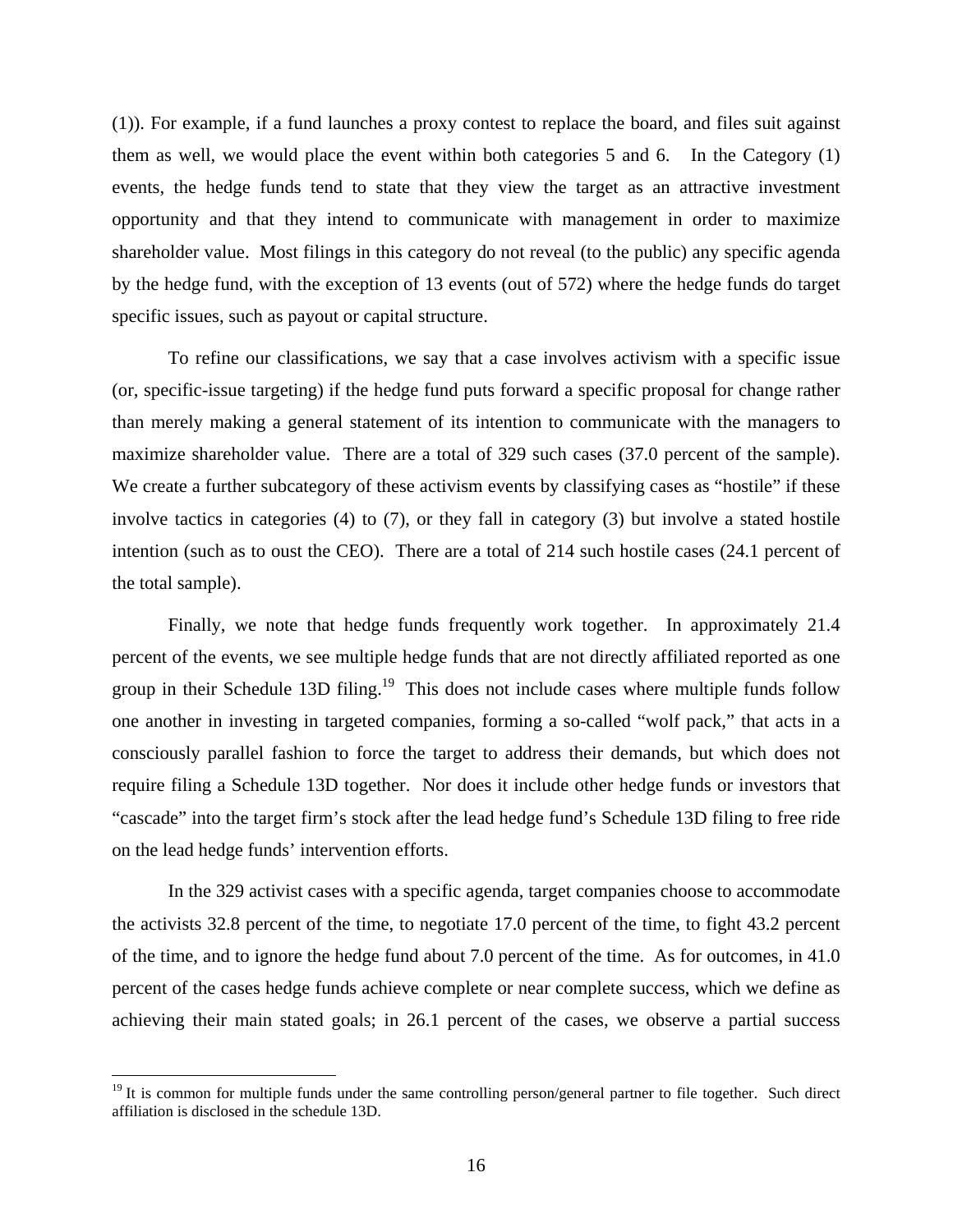(1)). For example, if a fund launches a proxy contest to replace the board, and files suit against them as well, we would place the event within both categories 5 and 6. In the Category (1) events, the hedge funds tend to state that they view the target as an attractive investment opportunity and that they intend to communicate with management in order to maximize shareholder value. Most filings in this category do not reveal (to the public) any specific agenda by the hedge fund, with the exception of 13 events (out of 572) where the hedge funds do target specific issues, such as payout or capital structure.

To refine our classifications, we say that a case involves activism with a specific issue (or, specific-issue targeting) if the hedge fund puts forward a specific proposal for change rather than merely making a general statement of its intention to communicate with the managers to maximize shareholder value. There are a total of 329 such cases (37.0 percent of the sample). We create a further subcategory of these activism events by classifying cases as "hostile" if these involve tactics in categories (4) to (7), or they fall in category (3) but involve a stated hostile intention (such as to oust the CEO). There are a total of 214 such hostile cases (24.1 percent of the total sample).

Finally, we note that hedge funds frequently work together. In approximately 21.4 percent of the events, we see multiple hedge funds that are not directly affiliated reported as one group in their Schedule 13D filing.[19] This does not include cases where multiple funds follow one another in investing in targeted companies, forming a so-called "wolf pack," that acts in a consciously parallel fashion to force the target to address their demands, but which does not require filing a Schedule 13D together. Nor does it include other hedge funds or investors that "cascade" into the target firm's stock after the lead hedge fund's Schedule 13D filing to free ride on the lead hedge funds' intervention efforts.

In the 329 activist cases with a specific agenda, target companies choose to accommodate the activists 32.8 percent of the time, to negotiate 17.0 percent of the time, to fight 43.2 percent of the time, and to ignore the hedge fund about 7.0 percent of the time. As for outcomes, in 41.0 percent of the cases hedge funds achieve complete or near complete success, which we define as achieving their main stated goals; in 26.1 percent of the cases, we observe a partial success

[19] It is common for multiple funds under the same controlling person/general partner to file together. Such direct affiliation is disclosed in the schedule 13D.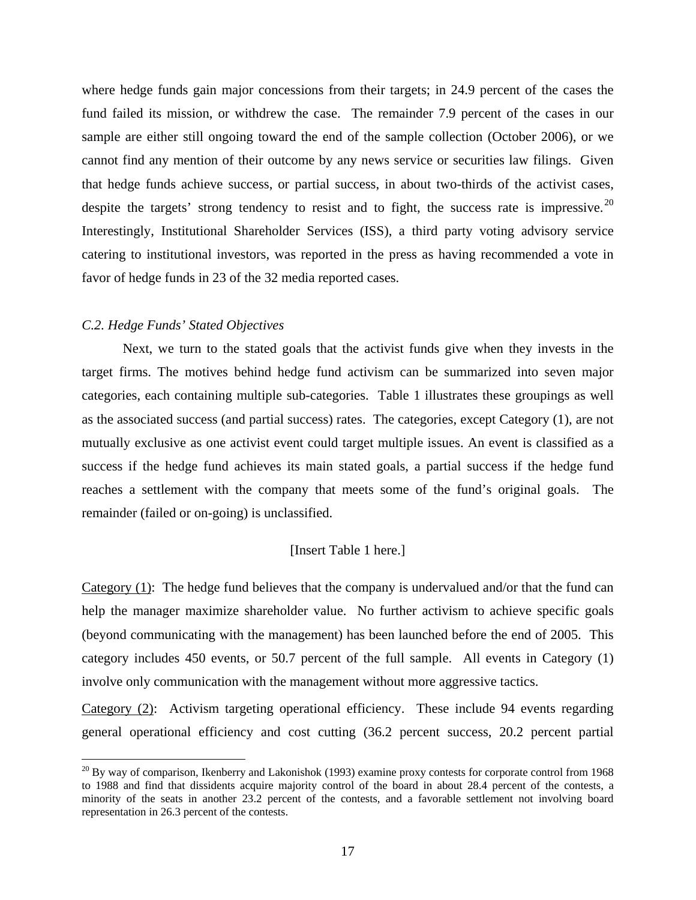where hedge funds gain major concessions from their targets; in 24.9 percent of the cases the fund failed its mission, or withdrew the case. The remainder 7.9 percent of the cases in our sample are either still ongoing toward the end of the sample collection (October 2006), or we cannot find any mention of their outcome by any news service or securities law filings. Given that hedge funds achieve success, or partial success, in about two-thirds of the activist cases, despite the targets' strong tendency to resist and to fight, the success rate is impressive.[20] Interestingly, Institutional Shareholder Services (ISS), a third party voting advisory service catering to institutional investors, was reported in the press as having recommended a vote in favor of hedge funds in 23 of the 32 media reported cases.

### *C.2. Hedge Funds' Stated Objectives*

Next, we turn to the stated goals that the activist funds give when they invests in the target firms. The motives behind hedge fund activism can be summarized into seven major categories, each containing multiple sub-categories. Table 1 illustrates these groupings as well as the associated success (and partial success) rates. The categories, except Category (1), are not mutually exclusive as one activist event could target multiple issues. An event is classified as a success if the hedge fund achieves its main stated goals, a partial success if the hedge fund reaches a settlement with the company that meets some of the fund's original goals. The remainder (failed or on-going) is unclassified.

[Insert Table 1 here.]

Category (1): The hedge fund believes that the company is undervalued and/or that the fund can help the manager maximize shareholder value. No further activism to achieve specific goals (beyond communicating with the management) has been launched before the end of 2005. This category includes 450 events, or 50.7 percent of the full sample. All events in Category (1) involve only communication with the management without more aggressive tactics.

Category (2): Activism targeting operational efficiency. These include 94 events regarding general operational efficiency and cost cutting (36.2 percent success, 20.2 percent partial

[20] By way of comparison, Ikenberry and Lakonishok (1993) examine proxy contests for corporate control from 1968 to 1988 and find that dissidents acquire majority control of the board in about 28.4 percent of the contests, a minority of the seats in another 23.2 percent of the contests, and a favorable settlement not involving board representation in 26.3 percent of the contests.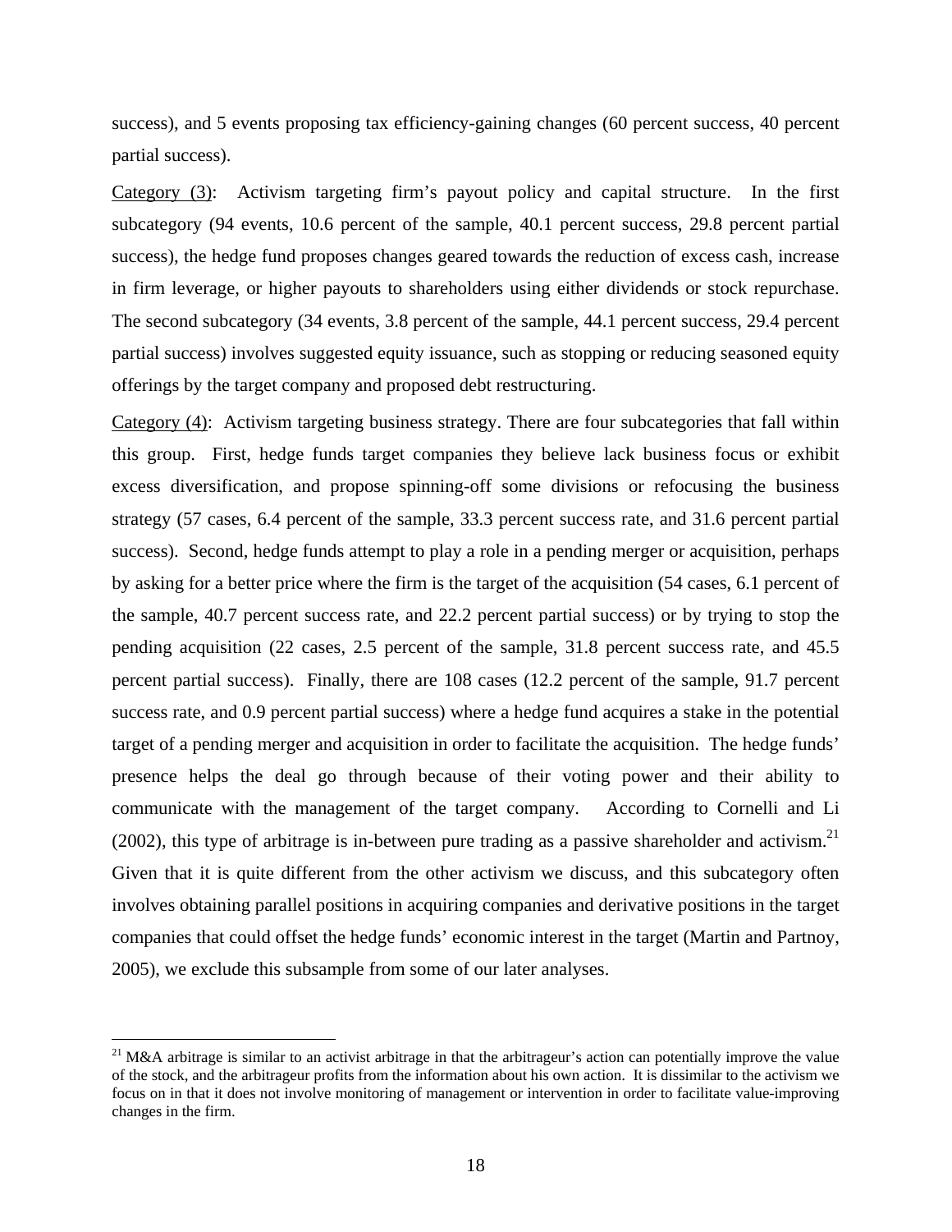success), and 5 events proposing tax efficiency-gaining changes (60 percent success, 40 percent partial success).

Category (3): Activism targeting firm's payout policy and capital structure. In the first subcategory (94 events, 10.6 percent of the sample, 40.1 percent success, 29.8 percent partial success), the hedge fund proposes changes geared towards the reduction of excess cash, increase in firm leverage, or higher payouts to shareholders using either dividends or stock repurchase. The second subcategory (34 events, 3.8 percent of the sample, 44.1 percent success, 29.4 percent partial success) involves suggested equity issuance, such as stopping or reducing seasoned equity offerings by the target company and proposed debt restructuring.

Category (4): Activism targeting business strategy. There are four subcategories that fall within this group. First, hedge funds target companies they believe lack business focus or exhibit excess diversification, and propose spinning-off some divisions or refocusing the business strategy (57 cases, 6.4 percent of the sample, 33.3 percent success rate, and 31.6 percent partial success). Second, hedge funds attempt to play a role in a pending merger or acquisition, perhaps by asking for a better price where the firm is the target of the acquisition (54 cases, 6.1 percent of the sample, 40.7 percent success rate, and 22.2 percent partial success) or by trying to stop the pending acquisition (22 cases, 2.5 percent of the sample, 31.8 percent success rate, and 45.5 percent partial success). Finally, there are 108 cases (12.2 percent of the sample, 91.7 percent success rate, and 0.9 percent partial success) where a hedge fund acquires a stake in the potential target of a pending merger and acquisition in order to facilitate the acquisition. The hedge funds' presence helps the deal go through because of their voting power and their ability to communicate with the management of the target company. According to Cornelli and Li (2002), this type of arbitrage is in-between pure trading as a passive shareholder and activism.[21] Given that it is quite different from the other activism we discuss, and this subcategory often involves obtaining parallel positions in acquiring companies and derivative positions in the target companies that could offset the hedge funds' economic interest in the target (Martin and Partnoy, 2005), we exclude this subsample from some of our later analyses.

---

[21] M&A arbitrage is similar to an activist arbitrage in that the arbitrageur's action can potentially improve the value of the stock, and the arbitrageur profits from the information about his own action. It is dissimilar to the activism we focus on in that it does not involve monitoring of management or intervention in order to facilitate value-improving changes in the firm.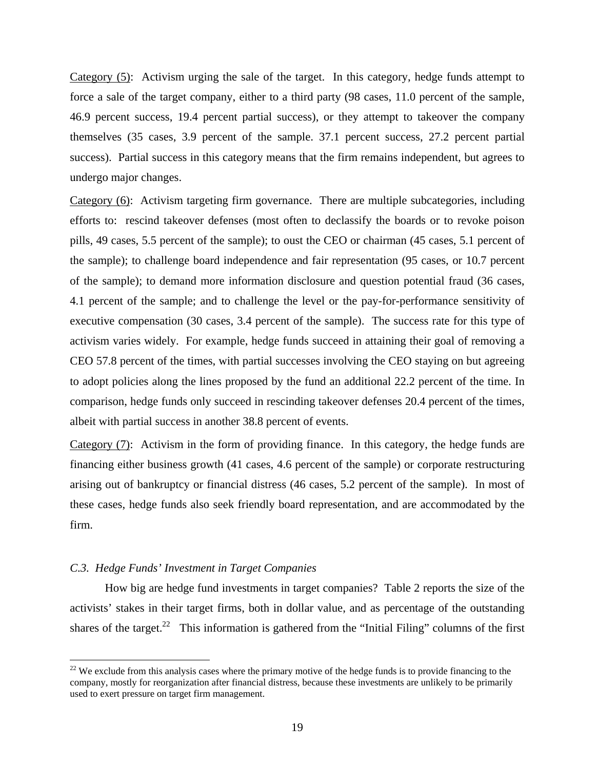Category (5): Activism urging the sale of the target. In this category, hedge funds attempt to force a sale of the target company, either to a third party (98 cases, 11.0 percent of the sample, 46.9 percent success, 19.4 percent partial success), or they attempt to takeover the company themselves (35 cases, 3.9 percent of the sample. 37.1 percent success, 27.2 percent partial success). Partial success in this category means that the firm remains independent, but agrees to undergo major changes.

Category (6): Activism targeting firm governance. There are multiple subcategories, including efforts to: rescind takeover defenses (most often to declassify the boards or to revoke poison pills, 49 cases, 5.5 percent of the sample); to oust the CEO or chairman (45 cases, 5.1 percent of the sample); to challenge board independence and fair representation (95 cases, or 10.7 percent of the sample); to demand more information disclosure and question potential fraud (36 cases, 4.1 percent of the sample; and to challenge the level or the pay-for-performance sensitivity of executive compensation (30 cases, 3.4 percent of the sample). The success rate for this type of activism varies widely. For example, hedge funds succeed in attaining their goal of removing a CEO 57.8 percent of the times, with partial successes involving the CEO staying on but agreeing to adopt policies along the lines proposed by the fund an additional 22.2 percent of the time. In comparison, hedge funds only succeed in rescinding takeover defenses 20.4 percent of the times, albeit with partial success in another 38.8 percent of events.

Category (7): Activism in the form of providing finance. In this category, the hedge funds are financing either business growth (41 cases, 4.6 percent of the sample) or corporate restructuring arising out of bankruptcy or financial distress (46 cases, 5.2 percent of the sample). In most of these cases, hedge funds also seek friendly board representation, and are accommodated by the firm.

### *C.3. Hedge Funds' Investment in Target Companies*

How big are hedge fund investments in target companies? Table 2 reports the size of the activists' stakes in their target firms, both in dollar value, and as percentage of the outstanding shares of the target.[22] This information is gathered from the "Initial Filing" columns of the first

[22] We exclude from this analysis cases where the primary motive of the hedge funds is to provide financing to the company, mostly for reorganization after financial distress, because these investments are unlikely to be primarily used to exert pressure on target firm management.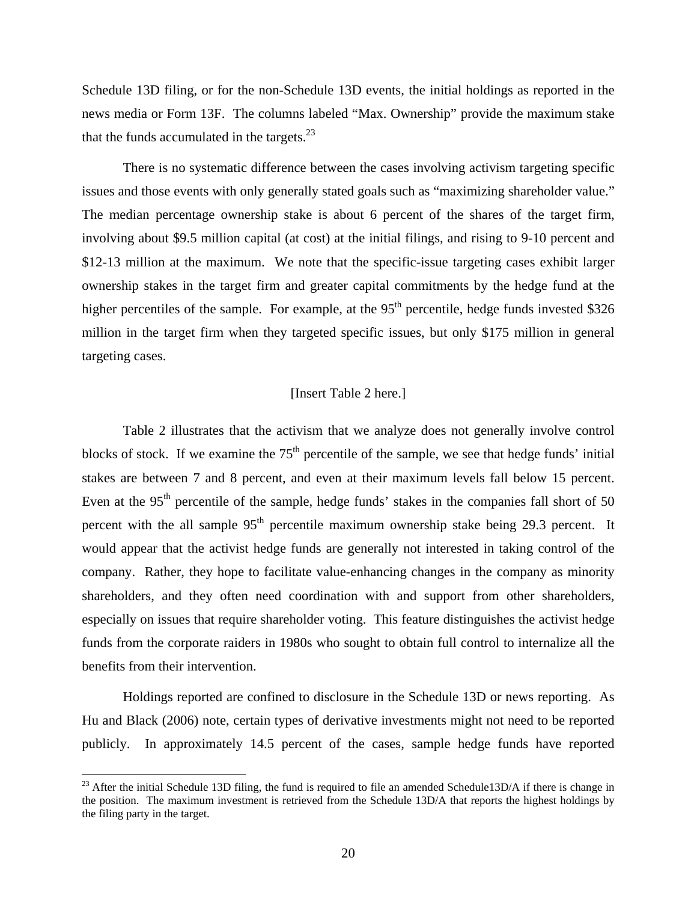Schedule 13D filing, or for the non-Schedule 13D events, the initial holdings as reported in the news media or Form 13F. The columns labeled "Max. Ownership" provide the maximum stake that the funds accumulated in the targets.[23]

There is no systematic difference between the cases involving activism targeting specific issues and those events with only generally stated goals such as "maximizing shareholder value." The median percentage ownership stake is about 6 percent of the shares of the target firm, involving about \$9.5 million capital (at cost) at the initial filings, and rising to 9-10 percent and \$12-13 million at the maximum. We note that the specific-issue targeting cases exhibit larger ownership stakes in the target firm and greater capital commitments by the hedge fund at the higher percentiles of the sample. For example, at the 95th percentile, hedge funds invested \$326 million in the target firm when they targeted specific issues, but only \$175 million in general targeting cases.

[Insert Table 2 here.]

Table 2 illustrates that the activism that we analyze does not generally involve control blocks of stock. If we examine the 75th percentile of the sample, we see that hedge funds' initial stakes are between 7 and 8 percent, and even at their maximum levels fall below 15 percent. Even at the 95th percentile of the sample, hedge funds' stakes in the companies fall short of 50 percent with the all sample 95th percentile maximum ownership stake being 29.3 percent. It would appear that the activist hedge funds are generally not interested in taking control of the company. Rather, they hope to facilitate value-enhancing changes in the company as minority shareholders, and they often need coordination with and support from other shareholders, especially on issues that require shareholder voting. This feature distinguishes the activist hedge funds from the corporate raiders in 1980s who sought to obtain full control to internalize all the benefits from their intervention.

Holdings reported are confined to disclosure in the Schedule 13D or news reporting. As Hu and Black (2006) note, certain types of derivative investments might not need to be reported publicly. In approximately 14.5 percent of the cases, sample hedge funds have reported

[23] After the initial Schedule 13D filing, the fund is required to file an amended Schedule13D/A if there is change in the position. The maximum investment is retrieved from the Schedule 13D/A that reports the highest holdings by the filing party in the target.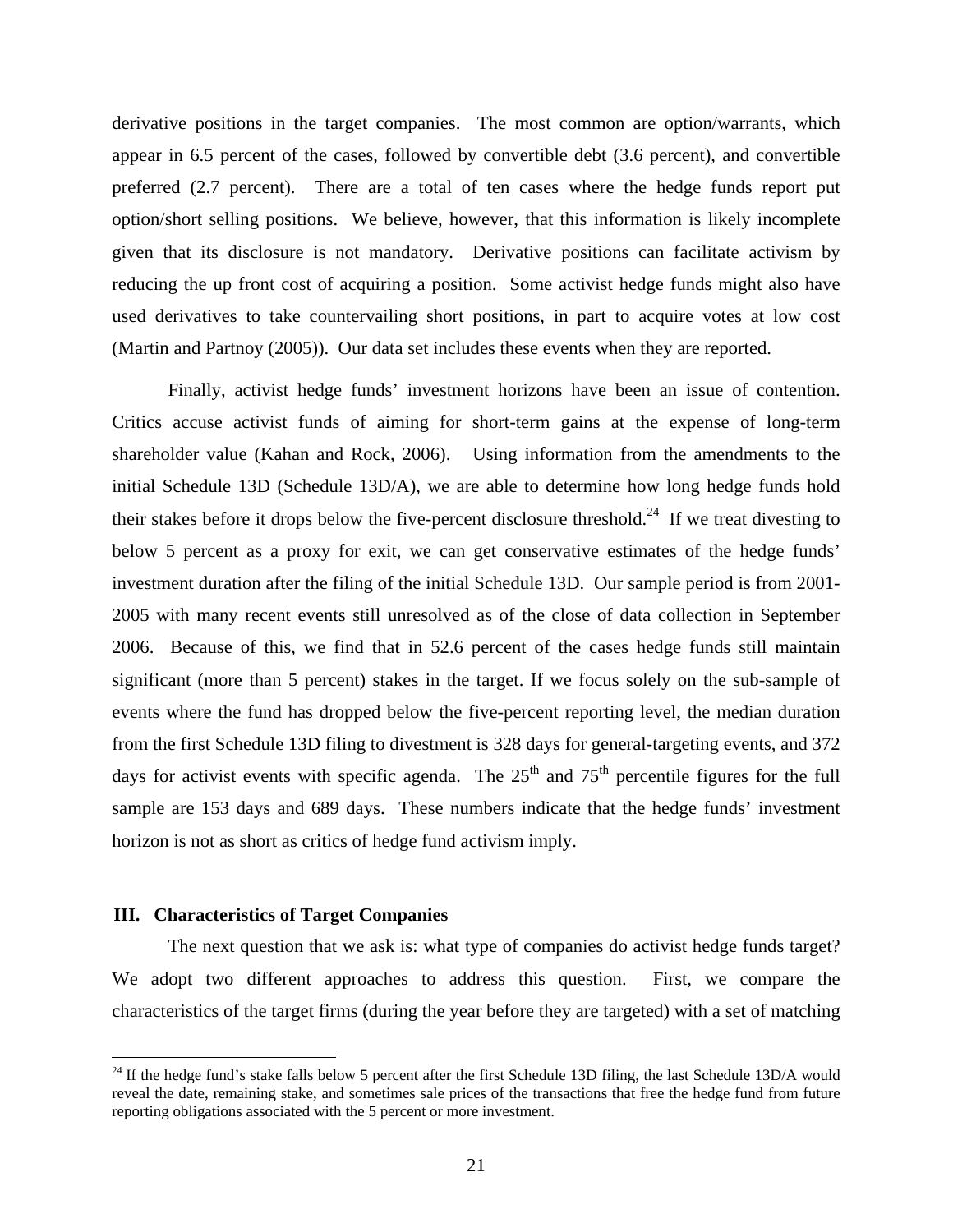derivative positions in the target companies. The most common are option/warrants, which appear in 6.5 percent of the cases, followed by convertible debt (3.6 percent), and convertible preferred (2.7 percent). There are a total of ten cases where the hedge funds report put option/short selling positions. We believe, however, that this information is likely incomplete given that its disclosure is not mandatory. Derivative positions can facilitate activism by reducing the up front cost of acquiring a position. Some activist hedge funds might also have used derivatives to take countervailing short positions, in part to acquire votes at low cost (Martin and Partnoy (2005)). Our data set includes these events when they are reported.

Finally, activist hedge funds' investment horizons have been an issue of contention. Critics accuse activist funds of aiming for short-term gains at the expense of long-term shareholder value (Kahan and Rock, 2006). Using information from the amendments to the initial Schedule 13D (Schedule 13D/A), we are able to determine how long hedge funds hold their stakes before it drops below the five-percent disclosure threshold.[24] If we treat divesting to below 5 percent as a proxy for exit, we can get conservative estimates of the hedge funds' investment duration after the filing of the initial Schedule 13D. Our sample period is from 2001-2005 with many recent events still unresolved as of the close of data collection in September 2006. Because of this, we find that in 52.6 percent of the cases hedge funds still maintain significant (more than 5 percent) stakes in the target. If we focus solely on the sub-sample of events where the fund has dropped below the five-percent reporting level, the median duration from the first Schedule 13D filing to divestment is 328 days for general-targeting events, and 372 days for activist events with specific agenda. The 25th and 75th percentile figures for the full sample are 153 days and 689 days. These numbers indicate that the hedge funds' investment horizon is not as short as critics of hedge fund activism imply.

## III. Characteristics of Target Companies

The next question that we ask is: what type of companies do activist hedge funds target? We adopt two different approaches to address this question. First, we compare the characteristics of the target firms (during the year before they are targeted) with a set of matching

[24] If the hedge fund's stake falls below 5 percent after the first Schedule 13D filing, the last Schedule 13D/A would reveal the date, remaining stake, and sometimes sale prices of the transactions that free the hedge fund from future reporting obligations associated with the 5 percent or more investment.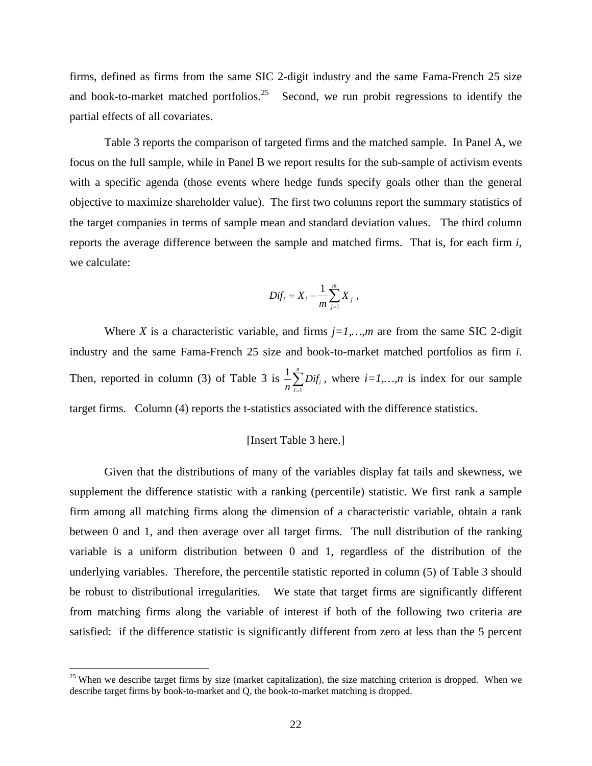firms, defined as firms from the same SIC 2-digit industry and the same Fama-French 25 size and book-to-market matched portfolios.[25] Second, we run probit regressions to identify the partial effects of all covariates.

Table 3 reports the comparison of targeted firms and the matched sample. In Panel A, we focus on the full sample, while in Panel B we report results for the sub-sample of activism events with a specific agenda (those events where hedge funds specify goals other than the general objective to maximize shareholder value). The first two columns report the summary statistics of the target companies in terms of sample mean and standard deviation values. The third column reports the average difference between the sample and matched firms. That is, for each firm *i*, we calculate:

$$Dif_i = X_i - \frac{1}{m}\sum_{j=1}^{m} X_j ,$$

Where $X$ is a characteristic variable, and firms $j=1,\ldots,m$ are from the same SIC 2-digit industry and the same Fama-French 25 size and book-to-market matched portfolios as firm $i$. Then, reported in column (3) of Table 3 is $\frac{1}{n}\sum_{i=1}^{n} Dif_i$, where $i=1,\ldots,n$ is index for our sample target firms. Column (4) reports the t-statistics associated with the difference statistics.

[Insert Table 3 here.]

Given that the distributions of many of the variables display fat tails and skewness, we supplement the difference statistic with a ranking (percentile) statistic. We first rank a sample firm among all matching firms along the dimension of a characteristic variable, obtain a rank between 0 and 1, and then average over all target firms. The null distribution of the ranking variable is a uniform distribution between 0 and 1, regardless of the distribution of the underlying variables. Therefore, the percentile statistic reported in column (5) of Table 3 should be robust to distributional irregularities. We state that target firms are significantly different from matching firms along the variable of interest if both of the following two criteria are satisfied: if the difference statistic is significantly different from zero at less than the 5 percent

---

[25] When we describe target firms by size (market capitalization), the size matching criterion is dropped. When we describe target firms by book-to-market and Q, the book-to-market matching is dropped.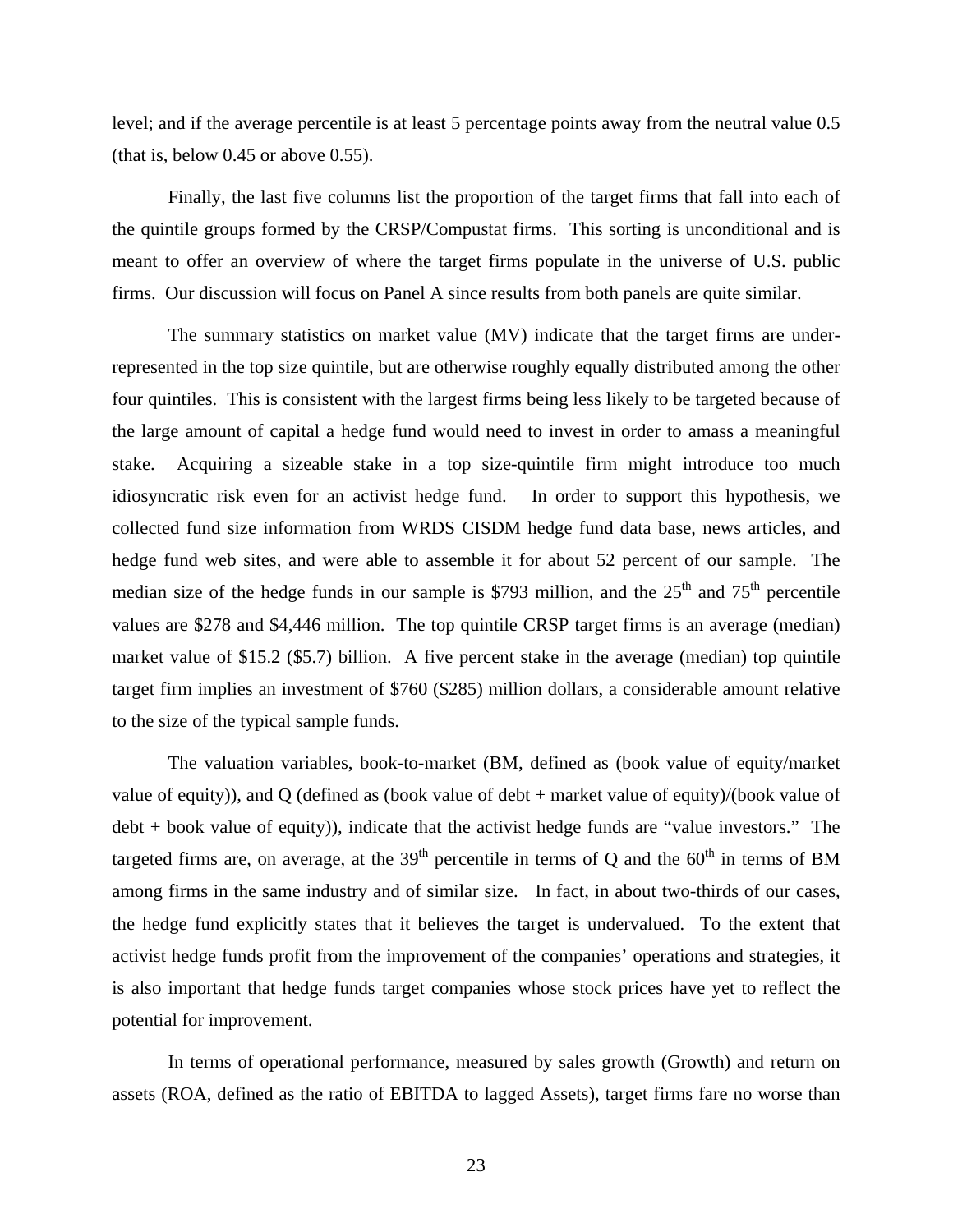level; and if the average percentile is at least 5 percentage points away from the neutral value 0.5 (that is, below 0.45 or above 0.55).

Finally, the last five columns list the proportion of the target firms that fall into each of the quintile groups formed by the CRSP/Compustat firms. This sorting is unconditional and is meant to offer an overview of where the target firms populate in the universe of U.S. public firms. Our discussion will focus on Panel A since results from both panels are quite similar.

The summary statistics on market value (MV) indicate that the target firms are under-represented in the top size quintile, but are otherwise roughly equally distributed among the other four quintiles. This is consistent with the largest firms being less likely to be targeted because of the large amount of capital a hedge fund would need to invest in order to amass a meaningful stake. Acquiring a sizeable stake in a top size-quintile firm might introduce too much idiosyncratic risk even for an activist hedge fund. In order to support this hypothesis, we collected fund size information from WRDS CISDM hedge fund data base, news articles, and hedge fund web sites, and were able to assemble it for about 52 percent of our sample. The median size of the hedge funds in our sample is \$793 million, and the 25th and 75th percentile values are \$278 and \$4,446 million. The top quintile CRSP target firms is an average (median) market value of \$15.2 (\$5.7) billion. A five percent stake in the average (median) top quintile target firm implies an investment of \$760 (\$285) million dollars, a considerable amount relative to the size of the typical sample funds.

The valuation variables, book-to-market (BM, defined as (book value of equity/market value of equity)), and Q (defined as (book value of debt + market value of equity)/(book value of debt + book value of equity)), indicate that the activist hedge funds are "value investors." The targeted firms are, on average, at the 39th percentile in terms of Q and the 60th in terms of BM among firms in the same industry and of similar size. In fact, in about two-thirds of our cases, the hedge fund explicitly states that it believes the target is undervalued. To the extent that activist hedge funds profit from the improvement of the companies' operations and strategies, it is also important that hedge funds target companies whose stock prices have yet to reflect the potential for improvement.

In terms of operational performance, measured by sales growth (Growth) and return on assets (ROA, defined as the ratio of EBITDA to lagged Assets), target firms fare no worse than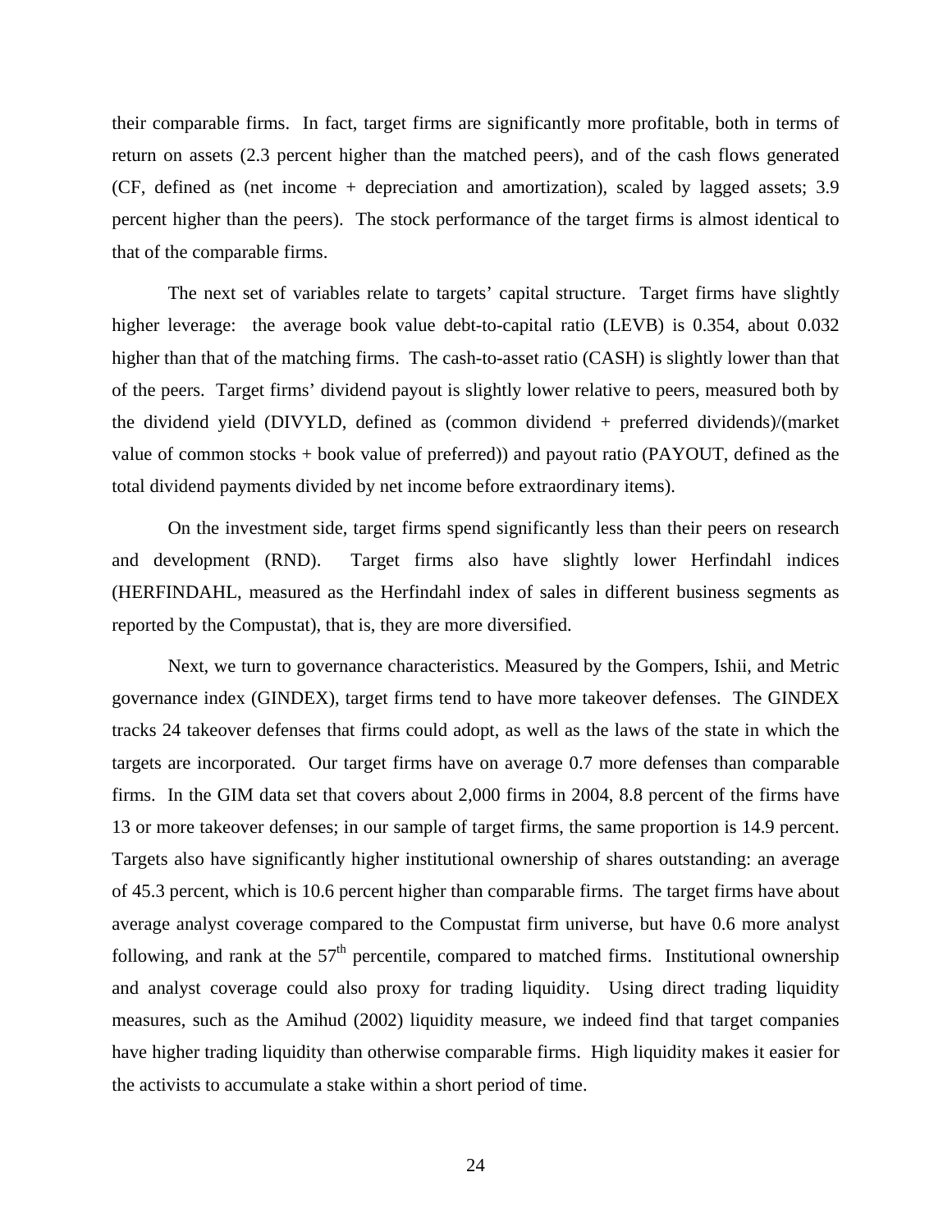their comparable firms. In fact, target firms are significantly more profitable, both in terms of return on assets (2.3 percent higher than the matched peers), and of the cash flows generated (CF, defined as (net income + depreciation and amortization), scaled by lagged assets; 3.9 percent higher than the peers). The stock performance of the target firms is almost identical to that of the comparable firms.

The next set of variables relate to targets' capital structure. Target firms have slightly higher leverage: the average book value debt-to-capital ratio (LEVB) is 0.354, about 0.032 higher than that of the matching firms. The cash-to-asset ratio (CASH) is slightly lower than that of the peers. Target firms' dividend payout is slightly lower relative to peers, measured both by the dividend yield (DIVYLD, defined as (common dividend + preferred dividends)/(market value of common stocks + book value of preferred)) and payout ratio (PAYOUT, defined as the total dividend payments divided by net income before extraordinary items).

On the investment side, target firms spend significantly less than their peers on research and development (RND). Target firms also have slightly lower Herfindahl indices (HERFINDAHL, measured as the Herfindahl index of sales in different business segments as reported by the Compustat), that is, they are more diversified.

Next, we turn to governance characteristics. Measured by the Gompers, Ishii, and Metric governance index (GINDEX), target firms tend to have more takeover defenses. The GINDEX tracks 24 takeover defenses that firms could adopt, as well as the laws of the state in which the targets are incorporated. Our target firms have on average 0.7 more defenses than comparable firms. In the GIM data set that covers about 2,000 firms in 2004, 8.8 percent of the firms have 13 or more takeover defenses; in our sample of target firms, the same proportion is 14.9 percent. Targets also have significantly higher institutional ownership of shares outstanding: an average of 45.3 percent, which is 10.6 percent higher than comparable firms. The target firms have about average analyst coverage compared to the Compustat firm universe, but have 0.6 more analyst following, and rank at the 57th percentile, compared to matched firms. Institutional ownership and analyst coverage could also proxy for trading liquidity. Using direct trading liquidity measures, such as the Amihud (2002) liquidity measure, we indeed find that target companies have higher trading liquidity than otherwise comparable firms. High liquidity makes it easier for the activists to accumulate a stake within a short period of time.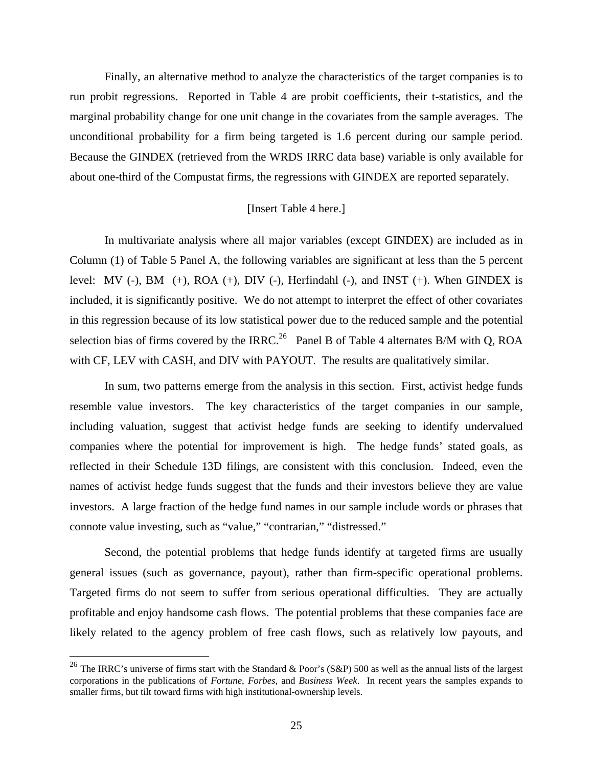Finally, an alternative method to analyze the characteristics of the target companies is to run probit regressions. Reported in Table 4 are probit coefficients, their t-statistics, and the marginal probability change for one unit change in the covariates from the sample averages. The unconditional probability for a firm being targeted is 1.6 percent during our sample period. Because the GINDEX (retrieved from the WRDS IRRC data base) variable is only available for about one-third of the Compustat firms, the regressions with GINDEX are reported separately.

[Insert Table 4 here.]

In multivariate analysis where all major variables (except GINDEX) are included as in Column (1) of Table 5 Panel A, the following variables are significant at less than the 5 percent level: MV (-), BM (+), ROA (+), DIV (-), Herfindahl (-), and INST (+). When GINDEX is included, it is significantly positive. We do not attempt to interpret the effect of other covariates in this regression because of its low statistical power due to the reduced sample and the potential selection bias of firms covered by the IRRC.[26] Panel B of Table 4 alternates B/M with Q, ROA with CF, LEV with CASH, and DIV with PAYOUT. The results are qualitatively similar.

In sum, two patterns emerge from the analysis in this section. First, activist hedge funds resemble value investors. The key characteristics of the target companies in our sample, including valuation, suggest that activist hedge funds are seeking to identify undervalued companies where the potential for improvement is high. The hedge funds' stated goals, as reflected in their Schedule 13D filings, are consistent with this conclusion. Indeed, even the names of activist hedge funds suggest that the funds and their investors believe they are value investors. A large fraction of the hedge fund names in our sample include words or phrases that connote value investing, such as "value," "contrarian," "distressed."

Second, the potential problems that hedge funds identify at targeted firms are usually general issues (such as governance, payout), rather than firm-specific operational problems. Targeted firms do not seem to suffer from serious operational difficulties. They are actually profitable and enjoy handsome cash flows. The potential problems that these companies face are likely related to the agency problem of free cash flows, such as relatively low payouts, and

[26] The IRRC's universe of firms start with the Standard & Poor's (S&P) 500 as well as the annual lists of the largest corporations in the publications of *Fortune*, *Forbes*, and *Business Week*. In recent years the samples expands to smaller firms, but tilt toward firms with high institutional-ownership levels.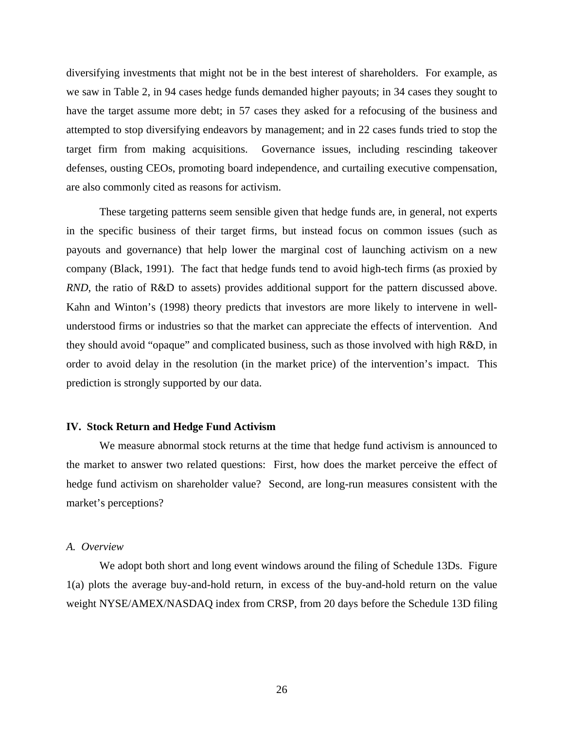diversifying investments that might not be in the best interest of shareholders. For example, as we saw in Table 2, in 94 cases hedge funds demanded higher payouts; in 34 cases they sought to have the target assume more debt; in 57 cases they asked for a refocusing of the business and attempted to stop diversifying endeavors by management; and in 22 cases funds tried to stop the target firm from making acquisitions. Governance issues, including rescinding takeover defenses, ousting CEOs, promoting board independence, and curtailing executive compensation, are also commonly cited as reasons for activism.

These targeting patterns seem sensible given that hedge funds are, in general, not experts in the specific business of their target firms, but instead focus on common issues (such as payouts and governance) that help lower the marginal cost of launching activism on a new company (Black, 1991). The fact that hedge funds tend to avoid high-tech firms (as proxied by *RND*, the ratio of R&D to assets) provides additional support for the pattern discussed above. Kahn and Winton's (1998) theory predicts that investors are more likely to intervene in well-understood firms or industries so that the market can appreciate the effects of intervention. And they should avoid "opaque" and complicated business, such as those involved with high R&D, in order to avoid delay in the resolution (in the market price) of the intervention's impact. This prediction is strongly supported by our data.

## IV. Stock Return and Hedge Fund Activism

We measure abnormal stock returns at the time that hedge fund activism is announced to the market to answer two related questions: First, how does the market perceive the effect of hedge fund activism on shareholder value? Second, are long-run measures consistent with the market's perceptions?

### *A. Overview*

We adopt both short and long event windows around the filing of Schedule 13Ds. Figure 1(a) plots the average buy-and-hold return, in excess of the buy-and-hold return on the value weight NYSE/AMEX/NASDAQ index from CRSP, from 20 days before the Schedule 13D filing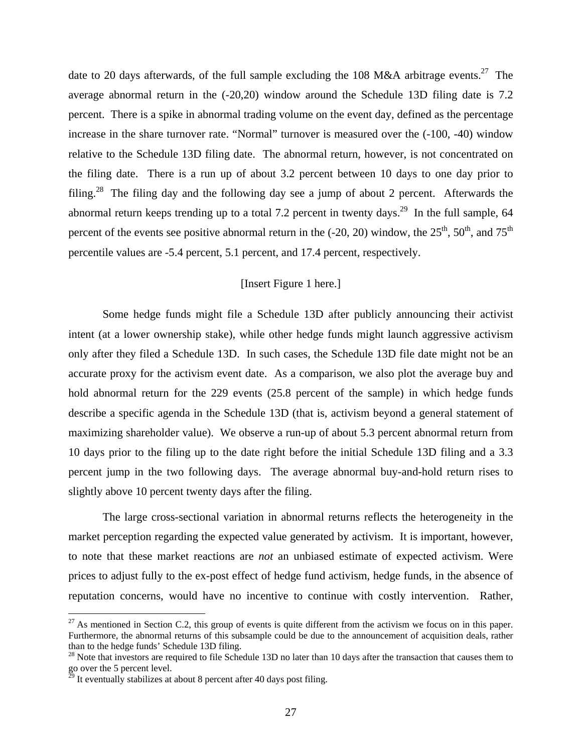date to 20 days afterwards, of the full sample excluding the 108 M&A arbitrage events.[27] The average abnormal return in the (-20,20) window around the Schedule 13D filing date is 7.2 percent. There is a spike in abnormal trading volume on the event day, defined as the percentage increase in the share turnover rate. "Normal" turnover is measured over the (-100, -40) window relative to the Schedule 13D filing date. The abnormal return, however, is not concentrated on the filing date. There is a run up of about 3.2 percent between 10 days to one day prior to filing.[28] The filing day and the following day see a jump of about 2 percent. Afterwards the abnormal return keeps trending up to a total 7.2 percent in twenty days.[29] In the full sample, 64 percent of the events see positive abnormal return in the (-20, 20) window, the 25th, 50th, and 75th percentile values are -5.4 percent, 5.1 percent, and 17.4 percent, respectively.

[Insert Figure 1 here.]

Some hedge funds might file a Schedule 13D after publicly announcing their activist intent (at a lower ownership stake), while other hedge funds might launch aggressive activism only after they filed a Schedule 13D. In such cases, the Schedule 13D file date might not be an accurate proxy for the activism event date. As a comparison, we also plot the average buy and hold abnormal return for the 229 events (25.8 percent of the sample) in which hedge funds describe a specific agenda in the Schedule 13D (that is, activism beyond a general statement of maximizing shareholder value). We observe a run-up of about 5.3 percent abnormal return from 10 days prior to the filing up to the date right before the initial Schedule 13D filing and a 3.3 percent jump in the two following days. The average abnormal buy-and-hold return rises to slightly above 10 percent twenty days after the filing.

The large cross-sectional variation in abnormal returns reflects the heterogeneity in the market perception regarding the expected value generated by activism. It is important, however, to note that these market reactions are *not* an unbiased estimate of expected activism. Were prices to adjust fully to the ex-post effect of hedge fund activism, hedge funds, in the absence of reputation concerns, would have no incentive to continue with costly intervention. Rather,

---

[27] As mentioned in Section C.2, this group of events is quite different from the activism we focus on in this paper. Furthermore, the abnormal returns of this subsample could be due to the announcement of acquisition deals, rather than to the hedge funds' Schedule 13D filing.

[28] Note that investors are required to file Schedule 13D no later than 10 days after the transaction that causes them to go over the 5 percent level.

[29] It eventually stabilizes at about 8 percent after 40 days post filing.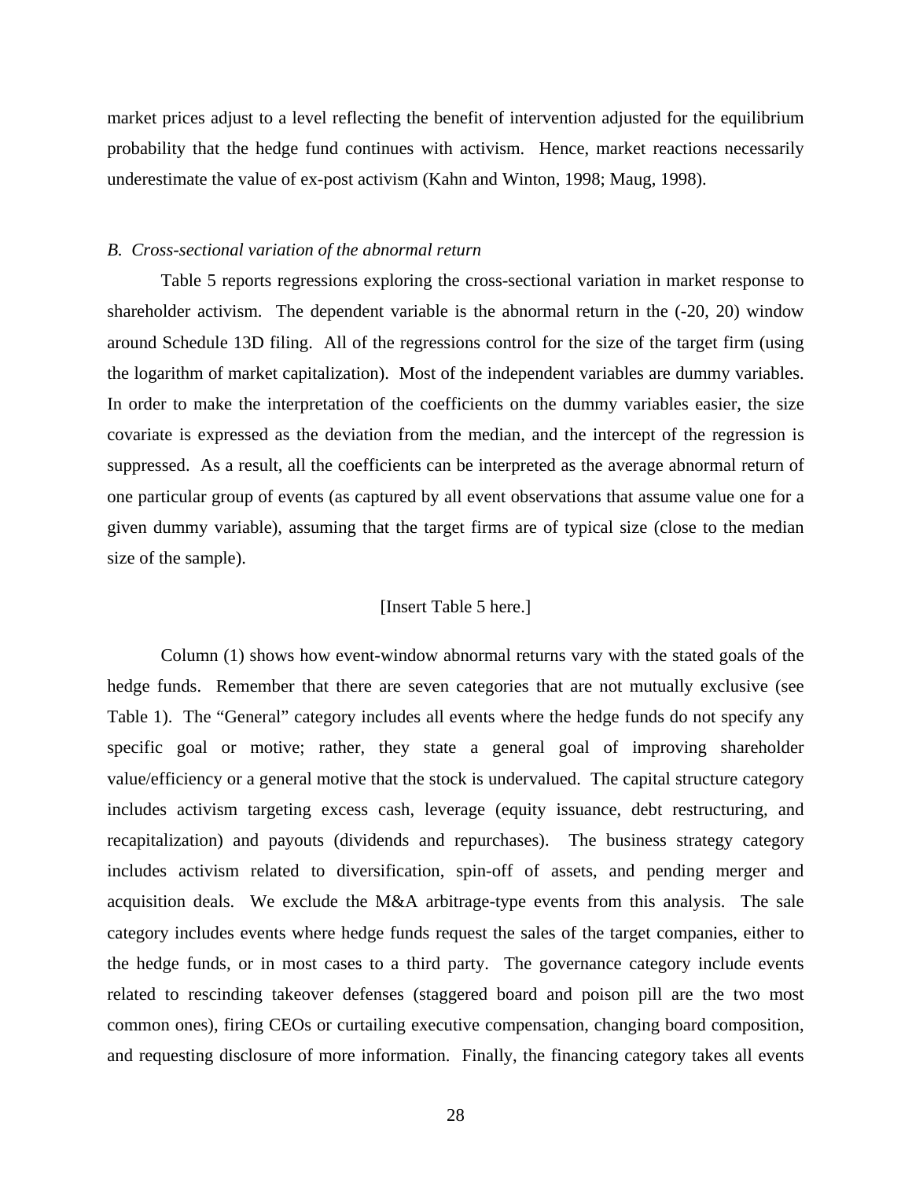market prices adjust to a level reflecting the benefit of intervention adjusted for the equilibrium probability that the hedge fund continues with activism. Hence, market reactions necessarily underestimate the value of ex-post activism (Kahn and Winton, 1998; Maug, 1998).

### *B. Cross-sectional variation of the abnormal return*

Table 5 reports regressions exploring the cross-sectional variation in market response to shareholder activism. The dependent variable is the abnormal return in the (-20, 20) window around Schedule 13D filing. All of the regressions control for the size of the target firm (using the logarithm of market capitalization). Most of the independent variables are dummy variables. In order to make the interpretation of the coefficients on the dummy variables easier, the size covariate is expressed as the deviation from the median, and the intercept of the regression is suppressed. As a result, all the coefficients can be interpreted as the average abnormal return of one particular group of events (as captured by all event observations that assume value one for a given dummy variable), assuming that the target firms are of typical size (close to the median size of the sample).

[Insert Table 5 here.]

Column (1) shows how event-window abnormal returns vary with the stated goals of the hedge funds. Remember that there are seven categories that are not mutually exclusive (see Table 1). The "General" category includes all events where the hedge funds do not specify any specific goal or motive; rather, they state a general goal of improving shareholder value/efficiency or a general motive that the stock is undervalued. The capital structure category includes activism targeting excess cash, leverage (equity issuance, debt restructuring, and recapitalization) and payouts (dividends and repurchases). The business strategy category includes activism related to diversification, spin-off of assets, and pending merger and acquisition deals. We exclude the M&A arbitrage-type events from this analysis. The sale category includes events where hedge funds request the sales of the target companies, either to the hedge funds, or in most cases to a third party. The governance category include events related to rescinding takeover defenses (staggered board and poison pill are the two most common ones), firing CEOs or curtailing executive compensation, changing board composition, and requesting disclosure of more information. Finally, the financing category takes all events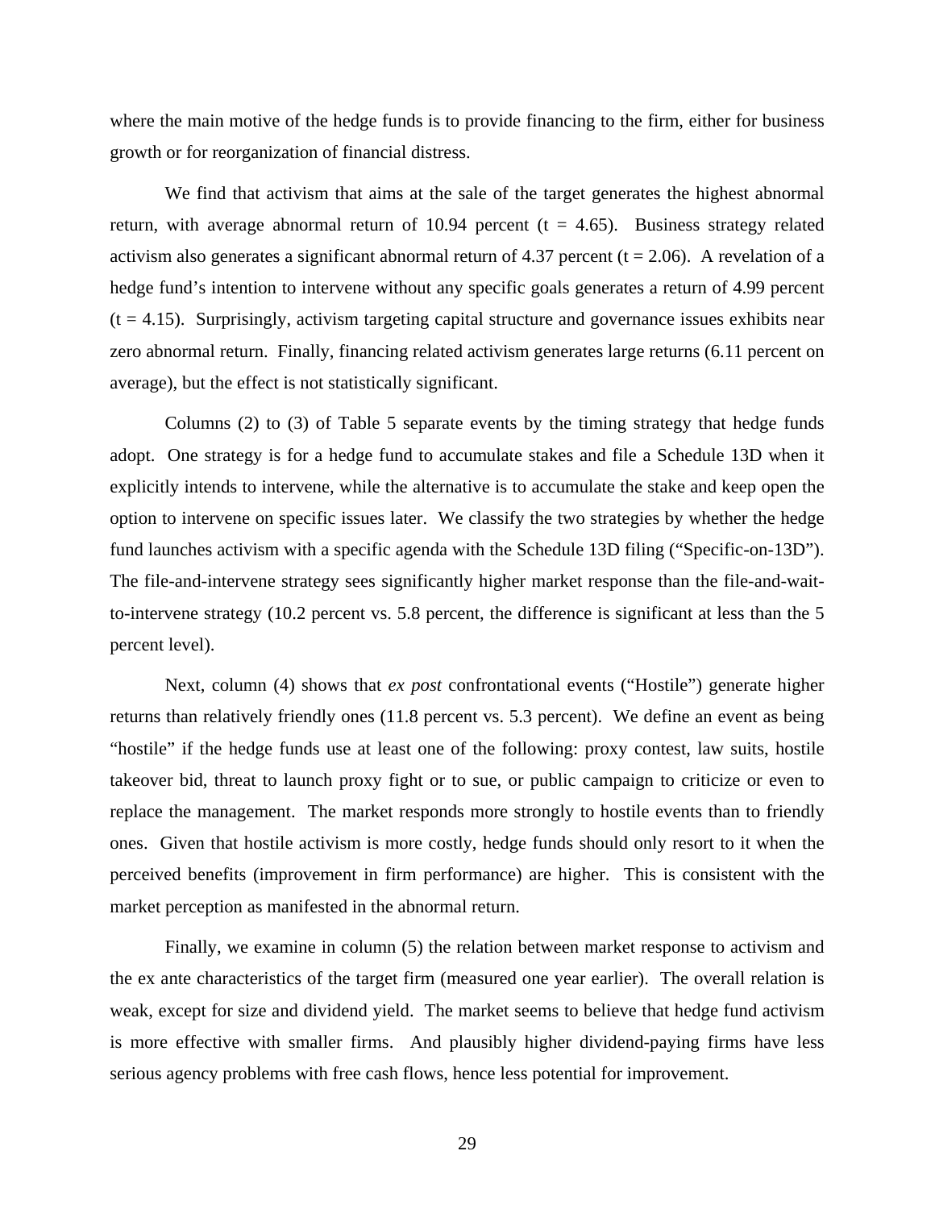where the main motive of the hedge funds is to provide financing to the firm, either for business growth or for reorganization of financial distress.

We find that activism that aims at the sale of the target generates the highest abnormal return, with average abnormal return of 10.94 percent (t = 4.65). Business strategy related activism also generates a significant abnormal return of 4.37 percent (t = 2.06). A revelation of a hedge fund's intention to intervene without any specific goals generates a return of 4.99 percent (t = 4.15). Surprisingly, activism targeting capital structure and governance issues exhibits near zero abnormal return. Finally, financing related activism generates large returns (6.11 percent on average), but the effect is not statistically significant.

Columns (2) to (3) of Table 5 separate events by the timing strategy that hedge funds adopt. One strategy is for a hedge fund to accumulate stakes and file a Schedule 13D when it explicitly intends to intervene, while the alternative is to accumulate the stake and keep open the option to intervene on specific issues later. We classify the two strategies by whether the hedge fund launches activism with a specific agenda with the Schedule 13D filing ("Specific-on-13D"). The file-and-intervene strategy sees significantly higher market response than the file-and-wait-to-intervene strategy (10.2 percent vs. 5.8 percent, the difference is significant at less than the 5 percent level).

Next, column (4) shows that *ex post* confrontational events ("Hostile") generate higher returns than relatively friendly ones (11.8 percent vs. 5.3 percent). We define an event as being "hostile" if the hedge funds use at least one of the following: proxy contest, law suits, hostile takeover bid, threat to launch proxy fight or to sue, or public campaign to criticize or even to replace the management. The market responds more strongly to hostile events than to friendly ones. Given that hostile activism is more costly, hedge funds should only resort to it when the perceived benefits (improvement in firm performance) are higher. This is consistent with the market perception as manifested in the abnormal return.

Finally, we examine in column (5) the relation between market response to activism and the ex ante characteristics of the target firm (measured one year earlier). The overall relation is weak, except for size and dividend yield. The market seems to believe that hedge fund activism is more effective with smaller firms. And plausibly higher dividend-paying firms have less serious agency problems with free cash flows, hence less potential for improvement.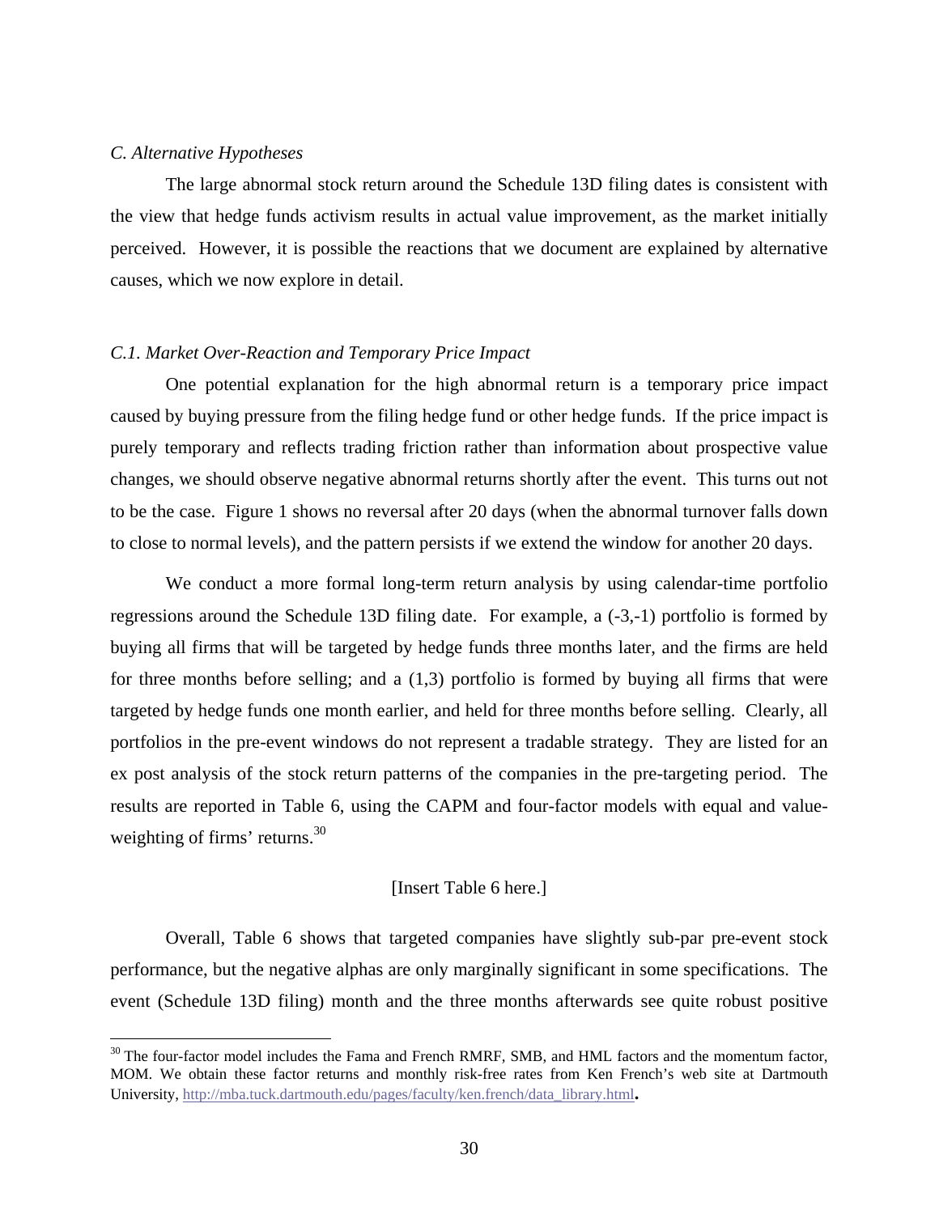*C. Alternative Hypotheses*

The large abnormal stock return around the Schedule 13D filing dates is consistent with the view that hedge funds activism results in actual value improvement, as the market initially perceived. However, it is possible the reactions that we document are explained by alternative causes, which we now explore in detail.

*C.1. Market Over-Reaction and Temporary Price Impact*

One potential explanation for the high abnormal return is a temporary price impact caused by buying pressure from the filing hedge fund or other hedge funds. If the price impact is purely temporary and reflects trading friction rather than information about prospective value changes, we should observe negative abnormal returns shortly after the event. This turns out not to be the case. Figure 1 shows no reversal after 20 days (when the abnormal turnover falls down to close to normal levels), and the pattern persists if we extend the window for another 20 days.

We conduct a more formal long-term return analysis by using calendar-time portfolio regressions around the Schedule 13D filing date. For example, a (-3,-1) portfolio is formed by buying all firms that will be targeted by hedge funds three months later, and the firms are held for three months before selling; and a (1,3) portfolio is formed by buying all firms that were targeted by hedge funds one month earlier, and held for three months before selling. Clearly, all portfolios in the pre-event windows do not represent a tradable strategy. They are listed for an ex post analysis of the stock return patterns of the companies in the pre-targeting period. The results are reported in Table 6, using the CAPM and four-factor models with equal and value-weighting of firms' returns.[30]

[Insert Table 6 here.]

Overall, Table 6 shows that targeted companies have slightly sub-par pre-event stock performance, but the negative alphas are only marginally significant in some specifications. The event (Schedule 13D filing) month and the three months afterwards see quite robust positive

---

[30] The four-factor model includes the Fama and French RMRF, SMB, and HML factors and the momentum factor, MOM. We obtain these factor returns and monthly risk-free rates from Ken French's web site at Dartmouth University, http://mba.tuck.dartmouth.edu/pages/faculty/ken.french/data_library.html.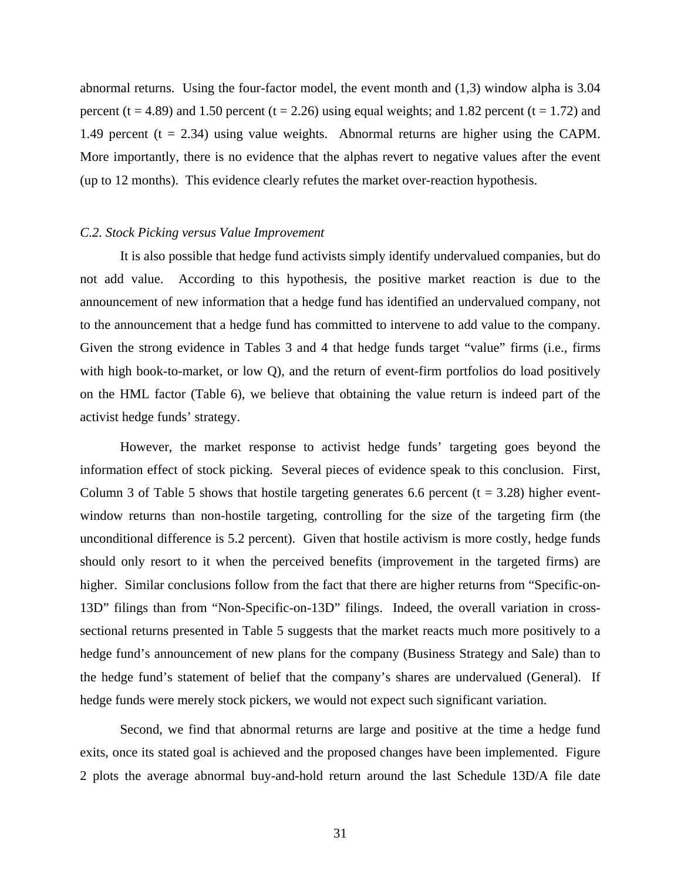abnormal returns. Using the four-factor model, the event month and (1,3) window alpha is 3.04 percent ($t = 4.89$) and 1.50 percent ($t = 2.26$) using equal weights; and 1.82 percent ($t = 1.72$) and 1.49 percent ($t = 2.34$) using value weights. Abnormal returns are higher using the CAPM. More importantly, there is no evidence that the alphas revert to negative values after the event (up to 12 months). This evidence clearly refutes the market over-reaction hypothesis.

### *C.2. Stock Picking versus Value Improvement*

It is also possible that hedge fund activists simply identify undervalued companies, but do not add value. According to this hypothesis, the positive market reaction is due to the announcement of new information that a hedge fund has identified an undervalued company, not to the announcement that a hedge fund has committed to intervene to add value to the company. Given the strong evidence in Tables 3 and 4 that hedge funds target "value" firms (i.e., firms with high book-to-market, or low Q), and the return of event-firm portfolios do load positively on the HML factor (Table 6), we believe that obtaining the value return is indeed part of the activist hedge funds' strategy.

However, the market response to activist hedge funds' targeting goes beyond the information effect of stock picking. Several pieces of evidence speak to this conclusion. First, Column 3 of Table 5 shows that hostile targeting generates 6.6 percent ($t = 3.28$) higher event-window returns than non-hostile targeting, controlling for the size of the targeting firm (the unconditional difference is 5.2 percent). Given that hostile activism is more costly, hedge funds should only resort to it when the perceived benefits (improvement in the targeted firms) are higher. Similar conclusions follow from the fact that there are higher returns from "Specific-on-13D" filings than from "Non-Specific-on-13D" filings. Indeed, the overall variation in cross-sectional returns presented in Table 5 suggests that the market reacts much more positively to a hedge fund's announcement of new plans for the company (Business Strategy and Sale) than to the hedge fund's statement of belief that the company's shares are undervalued (General). If hedge funds were merely stock pickers, we would not expect such significant variation.

Second, we find that abnormal returns are large and positive at the time a hedge fund exits, once its stated goal is achieved and the proposed changes have been implemented. Figure 2 plots the average abnormal buy-and-hold return around the last Schedule 13D/A file date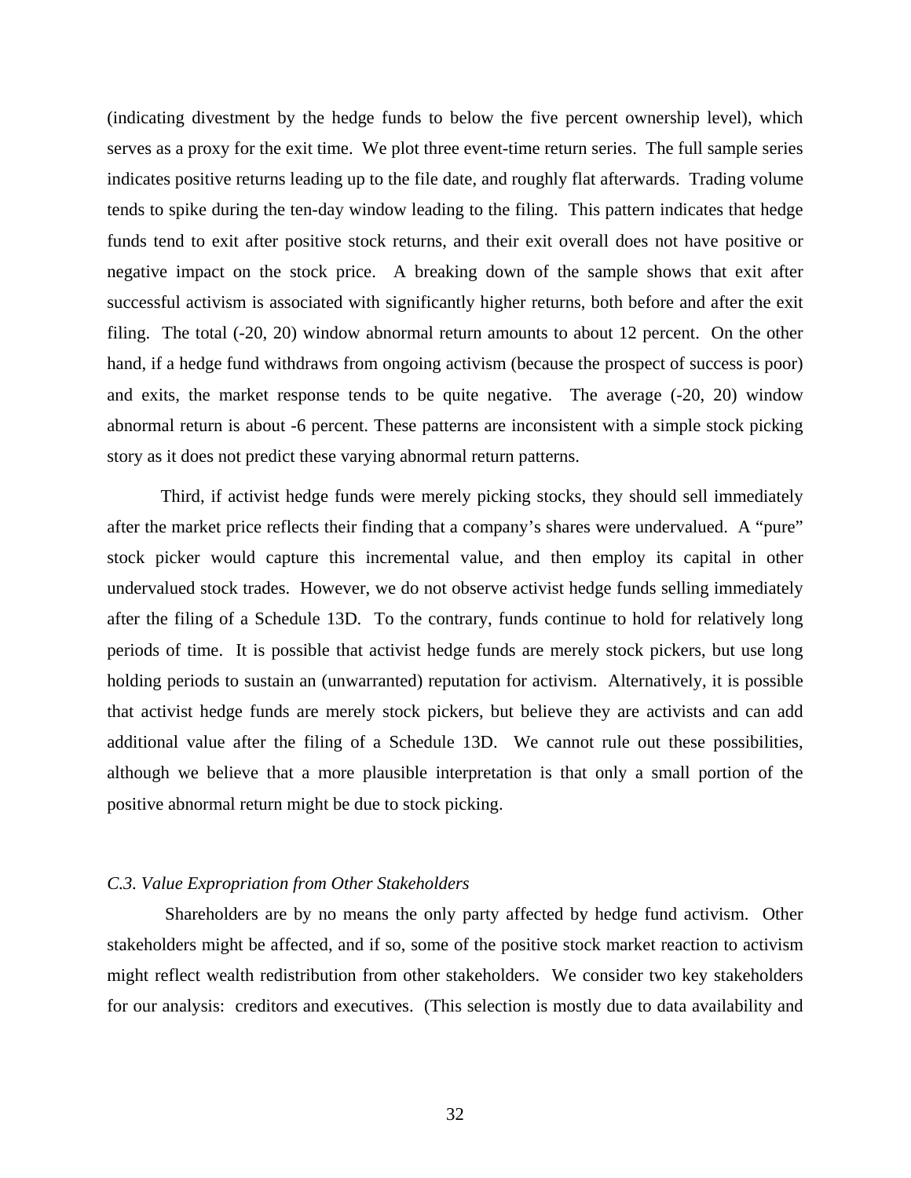(indicating divestment by the hedge funds to below the five percent ownership level), which serves as a proxy for the exit time. We plot three event-time return series. The full sample series indicates positive returns leading up to the file date, and roughly flat afterwards. Trading volume tends to spike during the ten-day window leading to the filing. This pattern indicates that hedge funds tend to exit after positive stock returns, and their exit overall does not have positive or negative impact on the stock price. A breaking down of the sample shows that exit after successful activism is associated with significantly higher returns, both before and after the exit filing. The total (-20, 20) window abnormal return amounts to about 12 percent. On the other hand, if a hedge fund withdraws from ongoing activism (because the prospect of success is poor) and exits, the market response tends to be quite negative. The average (-20, 20) window abnormal return is about -6 percent. These patterns are inconsistent with a simple stock picking story as it does not predict these varying abnormal return patterns.

Third, if activist hedge funds were merely picking stocks, they should sell immediately after the market price reflects their finding that a company's shares were undervalued. A "pure" stock picker would capture this incremental value, and then employ its capital in other undervalued stock trades. However, we do not observe activist hedge funds selling immediately after the filing of a Schedule 13D. To the contrary, funds continue to hold for relatively long periods of time. It is possible that activist hedge funds are merely stock pickers, but use long holding periods to sustain an (unwarranted) reputation for activism. Alternatively, it is possible that activist hedge funds are merely stock pickers, but believe they are activists and can add additional value after the filing of a Schedule 13D. We cannot rule out these possibilities, although we believe that a more plausible interpretation is that only a small portion of the positive abnormal return might be due to stock picking.

### *C.3. Value Expropriation from Other Stakeholders*

Shareholders are by no means the only party affected by hedge fund activism. Other stakeholders might be affected, and if so, some of the positive stock market reaction to activism might reflect wealth redistribution from other stakeholders. We consider two key stakeholders for our analysis: creditors and executives. (This selection is mostly due to data availability and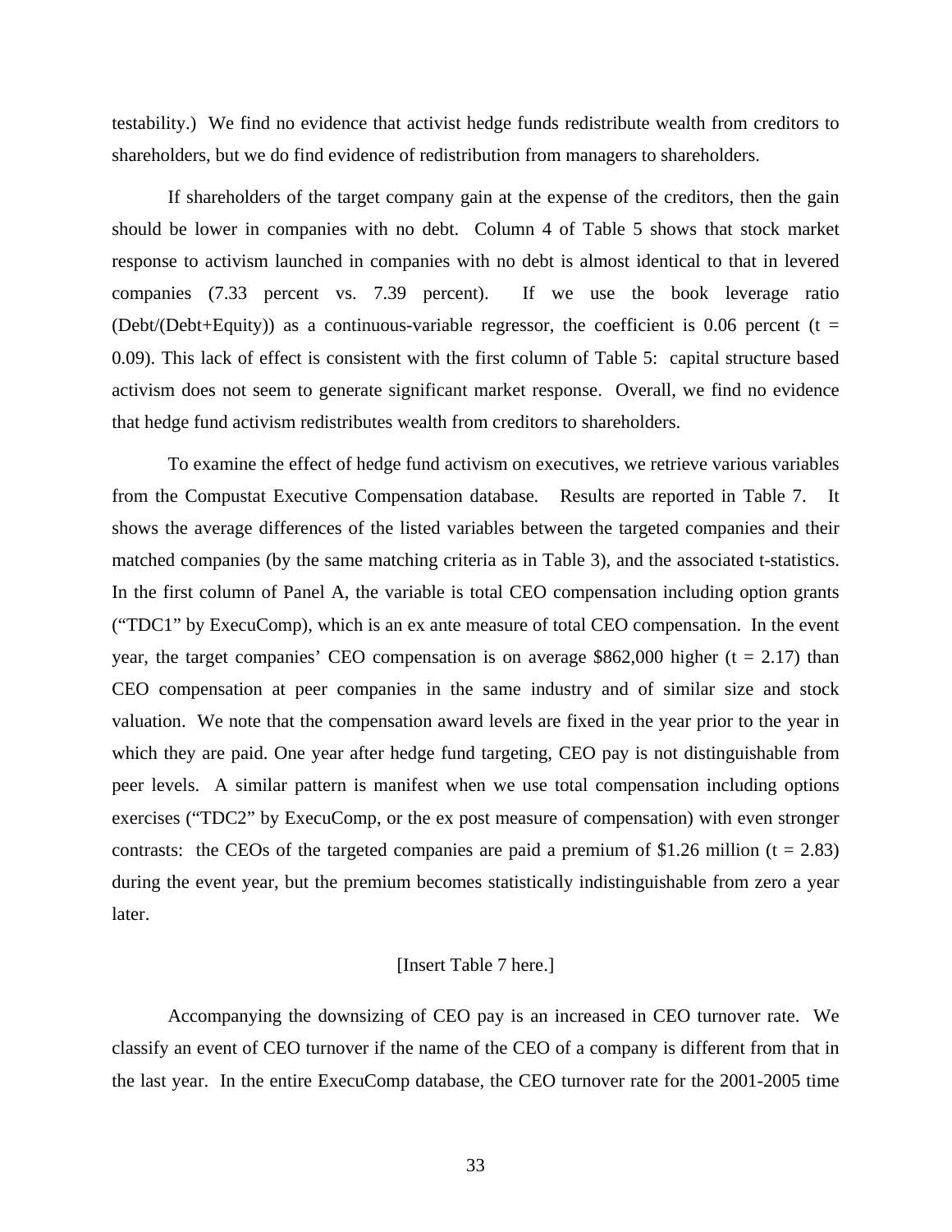testability.) We find no evidence that activist hedge funds redistribute wealth from creditors to shareholders, but we do find evidence of redistribution from managers to shareholders.

If shareholders of the target company gain at the expense of the creditors, then the gain should be lower in companies with no debt. Column 4 of Table 5 shows that stock market response to activism launched in companies with no debt is almost identical to that in levered companies (7.33 percent vs. 7.39 percent). If we use the book leverage ratio (Debt/(Debt+Equity)) as a continuous-variable regressor, the coefficient is 0.06 percent ($t = 0.09$). This lack of effect is consistent with the first column of Table 5: capital structure based activism does not seem to generate significant market response. Overall, we find no evidence that hedge fund activism redistributes wealth from creditors to shareholders.

To examine the effect of hedge fund activism on executives, we retrieve various variables from the Compustat Executive Compensation database. Results are reported in Table 7. It shows the average differences of the listed variables between the targeted companies and their matched companies (by the same matching criteria as in Table 3), and the associated t-statistics. In the first column of Panel A, the variable is total CEO compensation including option grants ("TDC1" by ExecuComp), which is an ex ante measure of total CEO compensation. In the event year, the target companies' CEO compensation is on average $862,000 higher ($t = 2.17$) than CEO compensation at peer companies in the same industry and of similar size and stock valuation. We note that the compensation award levels are fixed in the year prior to the year in which they are paid. One year after hedge fund targeting, CEO pay is not distinguishable from peer levels. A similar pattern is manifest when we use total compensation including options exercises ("TDC2" by ExecuComp, or the ex post measure of compensation) with even stronger contrasts: the CEOs of the targeted companies are paid a premium of $1.26 million ($t = 2.83$) during the event year, but the premium becomes statistically indistinguishable from zero a year later.

[Insert Table 7 here.]

Accompanying the downsizing of CEO pay is an increased in CEO turnover rate. We classify an event of CEO turnover if the name of the CEO of a company is different from that in the last year. In the entire ExecuComp database, the CEO turnover rate for the 2001-2005 time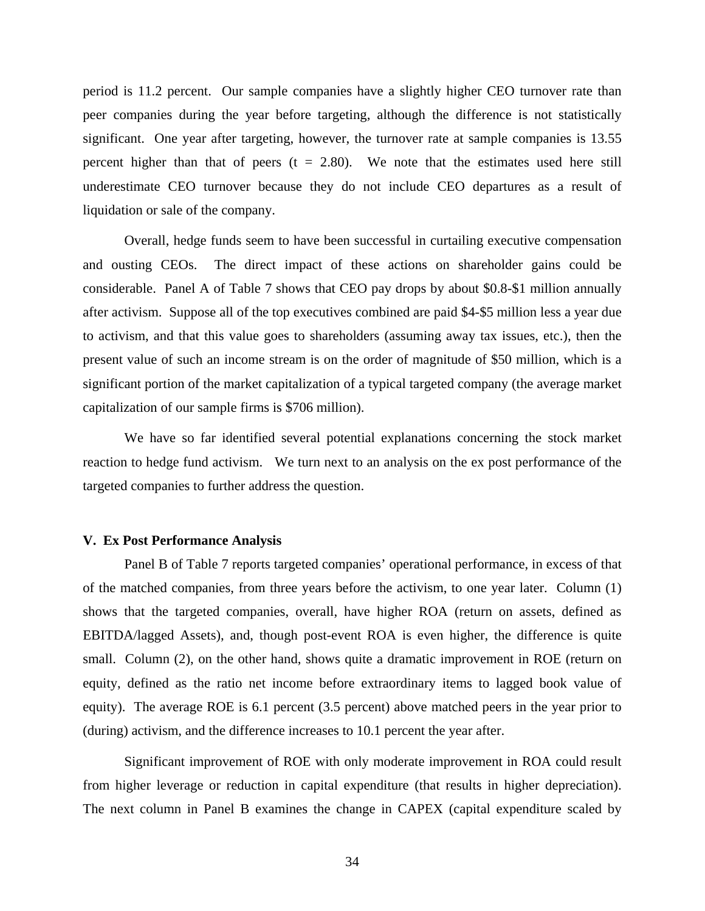period is 11.2 percent. Our sample companies have a slightly higher CEO turnover rate than peer companies during the year before targeting, although the difference is not statistically significant. One year after targeting, however, the turnover rate at sample companies is 13.55 percent higher than that of peers (t = 2.80). We note that the estimates used here still underestimate CEO turnover because they do not include CEO departures as a result of liquidation or sale of the company.

Overall, hedge funds seem to have been successful in curtailing executive compensation and ousting CEOs. The direct impact of these actions on shareholder gains could be considerable. Panel A of Table 7 shows that CEO pay drops by about $0.8-$1 million annually after activism. Suppose all of the top executives combined are paid $4-$5 million less a year due to activism, and that this value goes to shareholders (assuming away tax issues, etc.), then the present value of such an income stream is on the order of magnitude of $50 million, which is a significant portion of the market capitalization of a typical targeted company (the average market capitalization of our sample firms is $706 million).

We have so far identified several potential explanations concerning the stock market reaction to hedge fund activism. We turn next to an analysis on the ex post performance of the targeted companies to further address the question.

## V. Ex Post Performance Analysis

Panel B of Table 7 reports targeted companies' operational performance, in excess of that of the matched companies, from three years before the activism, to one year later. Column (1) shows that the targeted companies, overall, have higher ROA (return on assets, defined as EBITDA/lagged Assets), and, though post-event ROA is even higher, the difference is quite small. Column (2), on the other hand, shows quite a dramatic improvement in ROE (return on equity, defined as the ratio net income before extraordinary items to lagged book value of equity). The average ROE is 6.1 percent (3.5 percent) above matched peers in the year prior to (during) activism, and the difference increases to 10.1 percent the year after.

Significant improvement of ROE with only moderate improvement in ROA could result from higher leverage or reduction in capital expenditure (that results in higher depreciation). The next column in Panel B examines the change in CAPEX (capital expenditure scaled by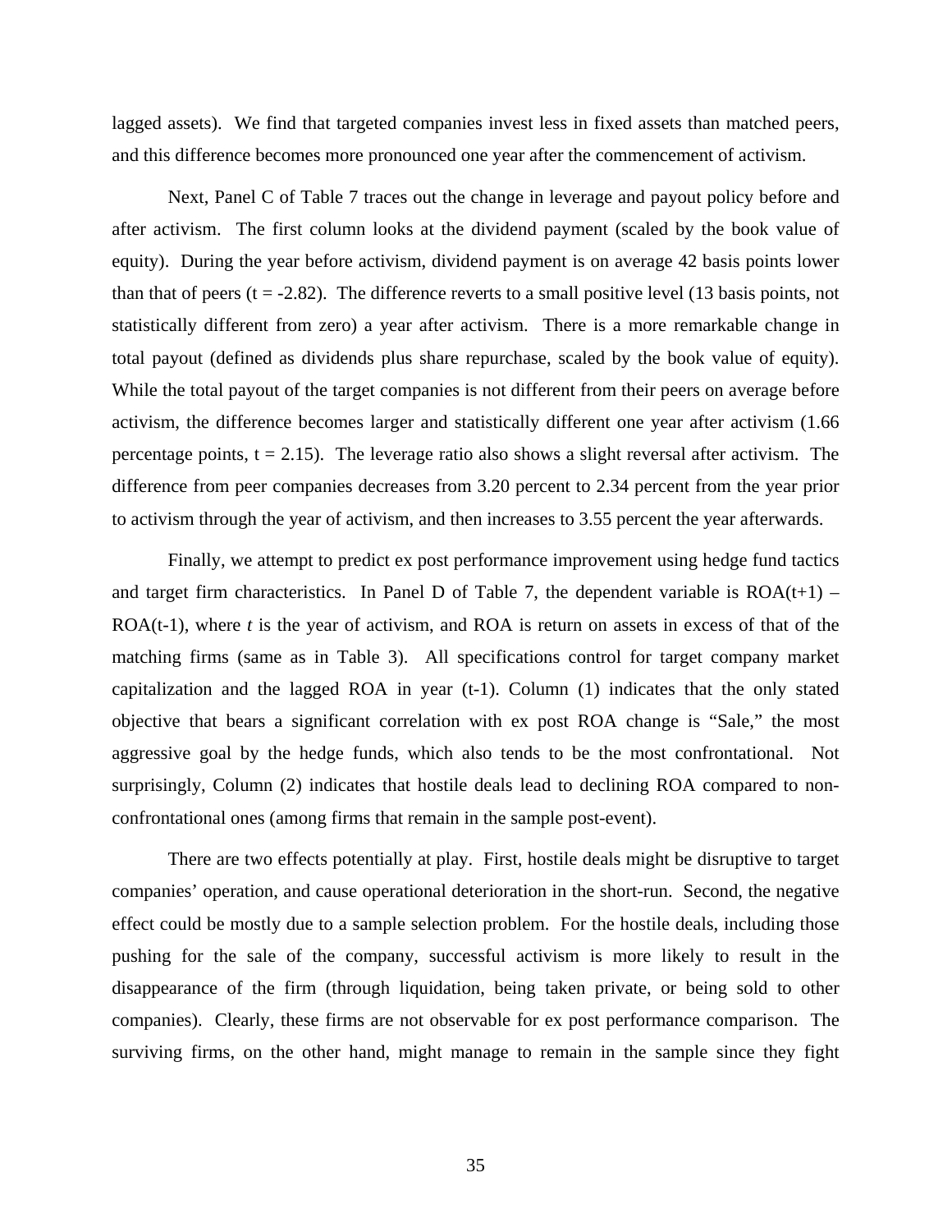lagged assets). We find that targeted companies invest less in fixed assets than matched peers, and this difference becomes more pronounced one year after the commencement of activism.

Next, Panel C of Table 7 traces out the change in leverage and payout policy before and after activism. The first column looks at the dividend payment (scaled by the book value of equity). During the year before activism, dividend payment is on average 42 basis points lower than that of peers ($t = -2.82$). The difference reverts to a small positive level (13 basis points, not statistically different from zero) a year after activism. There is a more remarkable change in total payout (defined as dividends plus share repurchase, scaled by the book value of equity). While the total payout of the target companies is not different from their peers on average before activism, the difference becomes larger and statistically different one year after activism (1.66 percentage points, $t = 2.15$). The leverage ratio also shows a slight reversal after activism. The difference from peer companies decreases from 3.20 percent to 2.34 percent from the year prior to activism through the year of activism, and then increases to 3.55 percent the year afterwards.

Finally, we attempt to predict ex post performance improvement using hedge fund tactics and target firm characteristics. In Panel D of Table 7, the dependent variable is $ROA(t+1) - ROA(t-1)$, where *t* is the year of activism, and ROA is return on assets in excess of that of the matching firms (same as in Table 3). All specifications control for target company market capitalization and the lagged ROA in year (t-1). Column (1) indicates that the only stated objective that bears a significant correlation with ex post ROA change is "Sale," the most aggressive goal by the hedge funds, which also tends to be the most confrontational. Not surprisingly, Column (2) indicates that hostile deals lead to declining ROA compared to non-confrontational ones (among firms that remain in the sample post-event).

There are two effects potentially at play. First, hostile deals might be disruptive to target companies' operation, and cause operational deterioration in the short-run. Second, the negative effect could be mostly due to a sample selection problem. For the hostile deals, including those pushing for the sale of the company, successful activism is more likely to result in the disappearance of the firm (through liquidation, being taken private, or being sold to other companies). Clearly, these firms are not observable for ex post performance comparison. The surviving firms, on the other hand, might manage to remain in the sample since they fight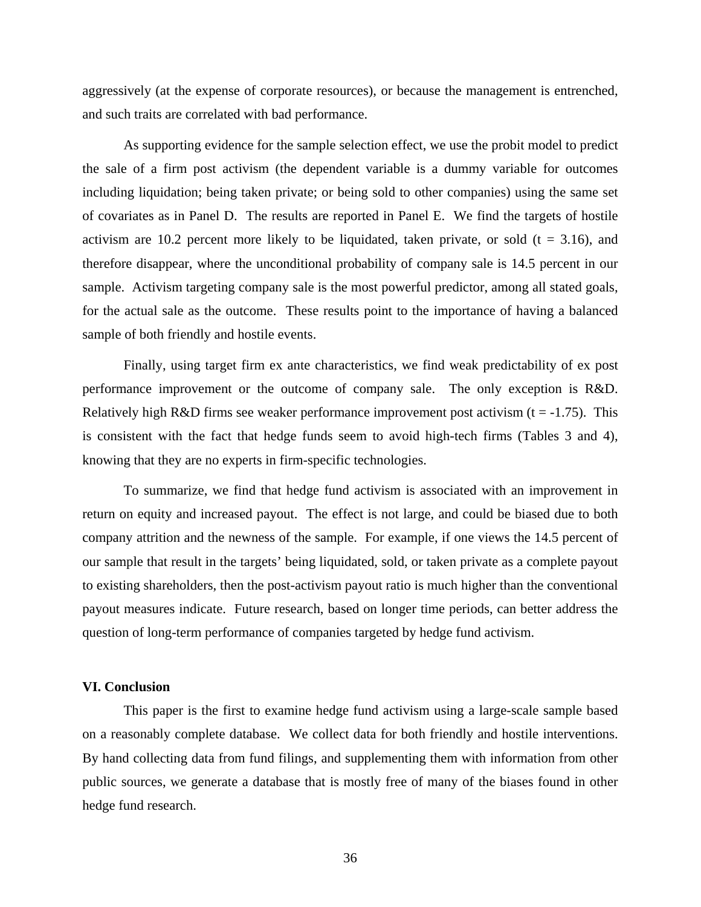aggressively (at the expense of corporate resources), or because the management is entrenched, and such traits are correlated with bad performance.

As supporting evidence for the sample selection effect, we use the probit model to predict the sale of a firm post activism (the dependent variable is a dummy variable for outcomes including liquidation; being taken private; or being sold to other companies) using the same set of covariates as in Panel D. The results are reported in Panel E. We find the targets of hostile activism are 10.2 percent more likely to be liquidated, taken private, or sold ($t = 3.16$), and therefore disappear, where the unconditional probability of company sale is 14.5 percent in our sample. Activism targeting company sale is the most powerful predictor, among all stated goals, for the actual sale as the outcome. These results point to the importance of having a balanced sample of both friendly and hostile events.

Finally, using target firm ex ante characteristics, we find weak predictability of ex post performance improvement or the outcome of company sale. The only exception is R&D. Relatively high R&D firms see weaker performance improvement post activism ($t = -1.75$). This is consistent with the fact that hedge funds seem to avoid high-tech firms (Tables 3 and 4), knowing that they are no experts in firm-specific technologies.

To summarize, we find that hedge fund activism is associated with an improvement in return on equity and increased payout. The effect is not large, and could be biased due to both company attrition and the newness of the sample. For example, if one views the 14.5 percent of our sample that result in the targets' being liquidated, sold, or taken private as a complete payout to existing shareholders, then the post-activism payout ratio is much higher than the conventional payout measures indicate. Future research, based on longer time periods, can better address the question of long-term performance of companies targeted by hedge fund activism.

## VI. Conclusion

This paper is the first to examine hedge fund activism using a large-scale sample based on a reasonably complete database. We collect data for both friendly and hostile interventions. By hand collecting data from fund filings, and supplementing them with information from other public sources, we generate a database that is mostly free of many of the biases found in other hedge fund research.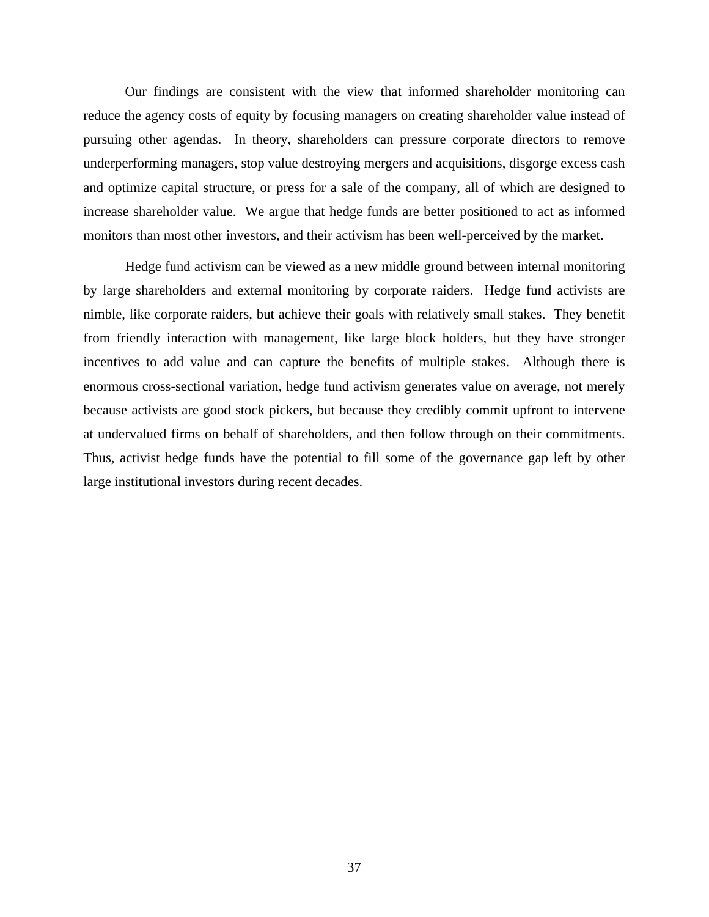Our findings are consistent with the view that informed shareholder monitoring can reduce the agency costs of equity by focusing managers on creating shareholder value instead of pursuing other agendas. In theory, shareholders can pressure corporate directors to remove underperforming managers, stop value destroying mergers and acquisitions, disgorge excess cash and optimize capital structure, or press for a sale of the company, all of which are designed to increase shareholder value. We argue that hedge funds are better positioned to act as informed monitors than most other investors, and their activism has been well-perceived by the market.

Hedge fund activism can be viewed as a new middle ground between internal monitoring by large shareholders and external monitoring by corporate raiders. Hedge fund activists are nimble, like corporate raiders, but achieve their goals with relatively small stakes. They benefit from friendly interaction with management, like large block holders, but they have stronger incentives to add value and can capture the benefits of multiple stakes. Although there is enormous cross-sectional variation, hedge fund activism generates value on average, not merely because activists are good stock pickers, but because they credibly commit upfront to intervene at undervalued firms on behalf of shareholders, and then follow through on their commitments. Thus, activist hedge funds have the potential to fill some of the governance gap left by other large institutional investors during recent decades.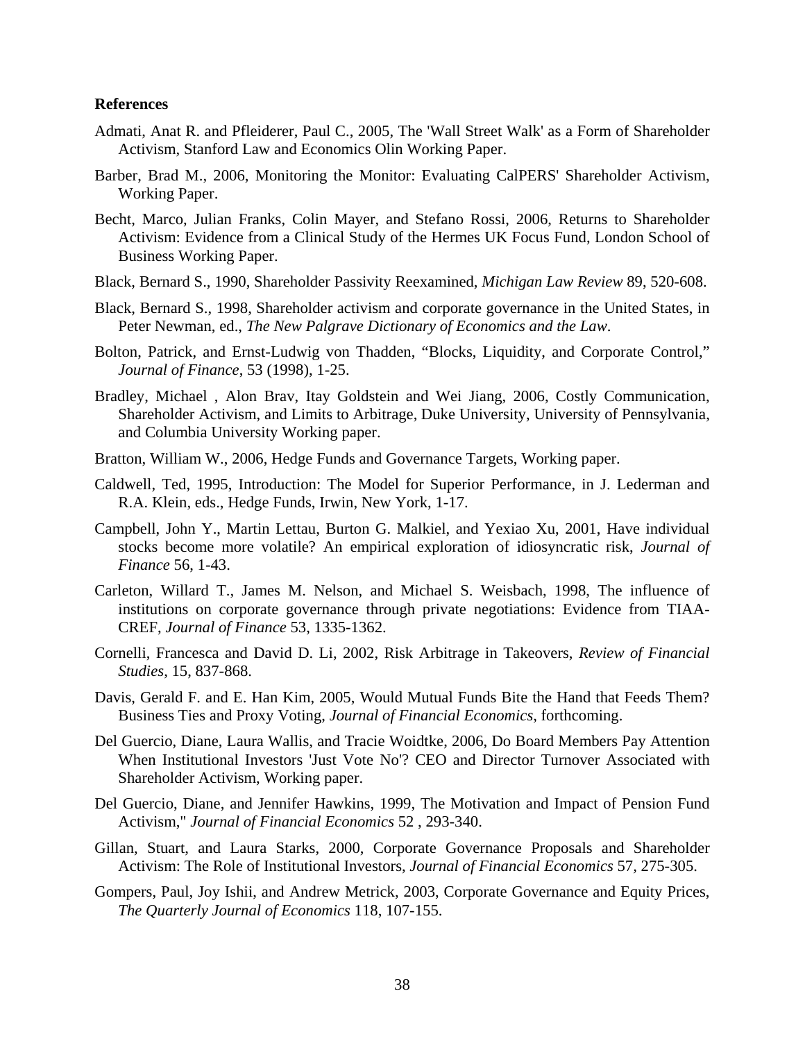**References**

Admati, Anat R. and Pfleiderer, Paul C., 2005, The 'Wall Street Walk' as a Form of Shareholder Activism, Stanford Law and Economics Olin Working Paper.

Barber, Brad M., 2006, Monitoring the Monitor: Evaluating CalPERS' Shareholder Activism, Working Paper.

Becht, Marco, Julian Franks, Colin Mayer, and Stefano Rossi, 2006, Returns to Shareholder Activism: Evidence from a Clinical Study of the Hermes UK Focus Fund, London School of Business Working Paper.

Black, Bernard S., 1990, Shareholder Passivity Reexamined, *Michigan Law Review* 89, 520-608.

Black, Bernard S., 1998, Shareholder activism and corporate governance in the United States, in Peter Newman, ed., *The New Palgrave Dictionary of Economics and the Law*.

Bolton, Patrick, and Ernst-Ludwig von Thadden, "Blocks, Liquidity, and Corporate Control," *Journal of Finance*, 53 (1998), 1-25.

Bradley, Michael , Alon Brav, Itay Goldstein and Wei Jiang, 2006, Costly Communication, Shareholder Activism, and Limits to Arbitrage, Duke University, University of Pennsylvania, and Columbia University Working paper.

Bratton, William W., 2006, Hedge Funds and Governance Targets, Working paper.

Caldwell, Ted, 1995, Introduction: The Model for Superior Performance, in J. Lederman and R.A. Klein, eds., Hedge Funds, Irwin, New York, 1-17.

Campbell, John Y., Martin Lettau, Burton G. Malkiel, and Yexiao Xu, 2001, Have individual stocks become more volatile? An empirical exploration of idiosyncratic risk, *Journal of Finance* 56, 1-43.

Carleton, Willard T., James M. Nelson, and Michael S. Weisbach, 1998, The influence of institutions on corporate governance through private negotiations: Evidence from TIAA-CREF, *Journal of Finance* 53, 1335-1362.

Cornelli, Francesca and David D. Li, 2002, Risk Arbitrage in Takeovers, *Review of Financial Studies*, 15, 837-868.

Davis, Gerald F. and E. Han Kim, 2005, Would Mutual Funds Bite the Hand that Feeds Them? Business Ties and Proxy Voting, *Journal of Financial Economics*, forthcoming.

Del Guercio, Diane, Laura Wallis, and Tracie Woidtke, 2006, Do Board Members Pay Attention When Institutional Investors 'Just Vote No'? CEO and Director Turnover Associated with Shareholder Activism, Working paper.

Del Guercio, Diane, and Jennifer Hawkins, 1999, The Motivation and Impact of Pension Fund Activism," *Journal of Financial Economics* 52 , 293-340.

Gillan, Stuart, and Laura Starks, 2000, Corporate Governance Proposals and Shareholder Activism: The Role of Institutional Investors, *Journal of Financial Economics* 57, 275-305.

Gompers, Paul, Joy Ishii, and Andrew Metrick, 2003, Corporate Governance and Equity Prices, *The Quarterly Journal of Economics* 118, 107-155.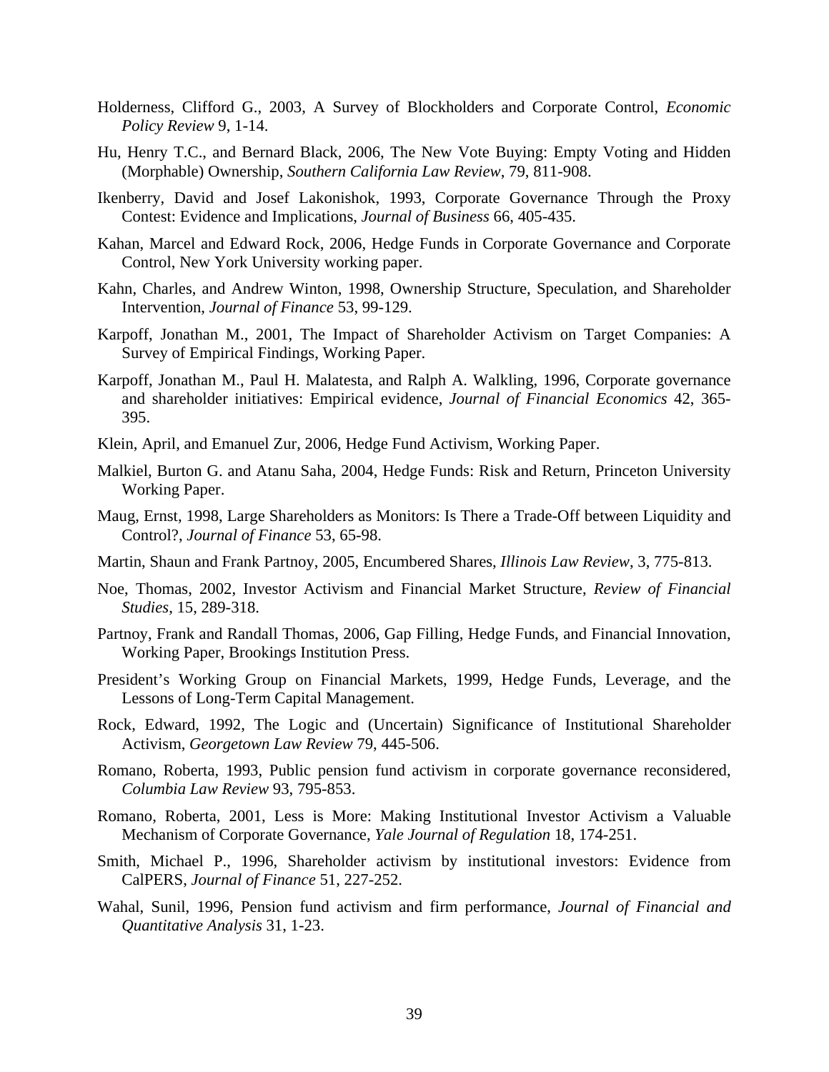Holderness, Clifford G., 2003, A Survey of Blockholders and Corporate Control, *Economic Policy Review* 9, 1-14.

Hu, Henry T.C., and Bernard Black, 2006, The New Vote Buying: Empty Voting and Hidden (Morphable) Ownership, *Southern California Law Review*, 79, 811-908.

Ikenberry, David and Josef Lakonishok, 1993, Corporate Governance Through the Proxy Contest: Evidence and Implications, *Journal of Business* 66, 405-435.

Kahan, Marcel and Edward Rock, 2006, Hedge Funds in Corporate Governance and Corporate Control, New York University working paper.

Kahn, Charles, and Andrew Winton, 1998, Ownership Structure, Speculation, and Shareholder Intervention, *Journal of Finance* 53, 99-129.

Karpoff, Jonathan M., 2001, The Impact of Shareholder Activism on Target Companies: A Survey of Empirical Findings, Working Paper.

Karpoff, Jonathan M., Paul H. Malatesta, and Ralph A. Walkling, 1996, Corporate governance and shareholder initiatives: Empirical evidence, *Journal of Financial Economics* 42, 365-395.

Klein, April, and Emanuel Zur, 2006, Hedge Fund Activism, Working Paper.

Malkiel, Burton G. and Atanu Saha, 2004, Hedge Funds: Risk and Return, Princeton University Working Paper.

Maug, Ernst, 1998, Large Shareholders as Monitors: Is There a Trade-Off between Liquidity and Control?, *Journal of Finance* 53, 65-98.

Martin, Shaun and Frank Partnoy, 2005, Encumbered Shares, *Illinois Law Review*, 3, 775-813.

Noe, Thomas, 2002, Investor Activism and Financial Market Structure, *Review of Financial Studies*, 15, 289-318.

Partnoy, Frank and Randall Thomas, 2006, Gap Filling, Hedge Funds, and Financial Innovation, Working Paper, Brookings Institution Press.

President's Working Group on Financial Markets, 1999, Hedge Funds, Leverage, and the Lessons of Long-Term Capital Management.

Rock, Edward, 1992, The Logic and (Uncertain) Significance of Institutional Shareholder Activism, *Georgetown Law Review* 79, 445-506.

Romano, Roberta, 1993, Public pension fund activism in corporate governance reconsidered, *Columbia Law Review* 93, 795-853.

Romano, Roberta, 2001, Less is More: Making Institutional Investor Activism a Valuable Mechanism of Corporate Governance, *Yale Journal of Regulation* 18, 174-251.

Smith, Michael P., 1996, Shareholder activism by institutional investors: Evidence from CalPERS, *Journal of Finance* 51, 227-252.

Wahal, Sunil, 1996, Pension fund activism and firm performance, *Journal of Financial and Quantitative Analysis* 31, 1-23.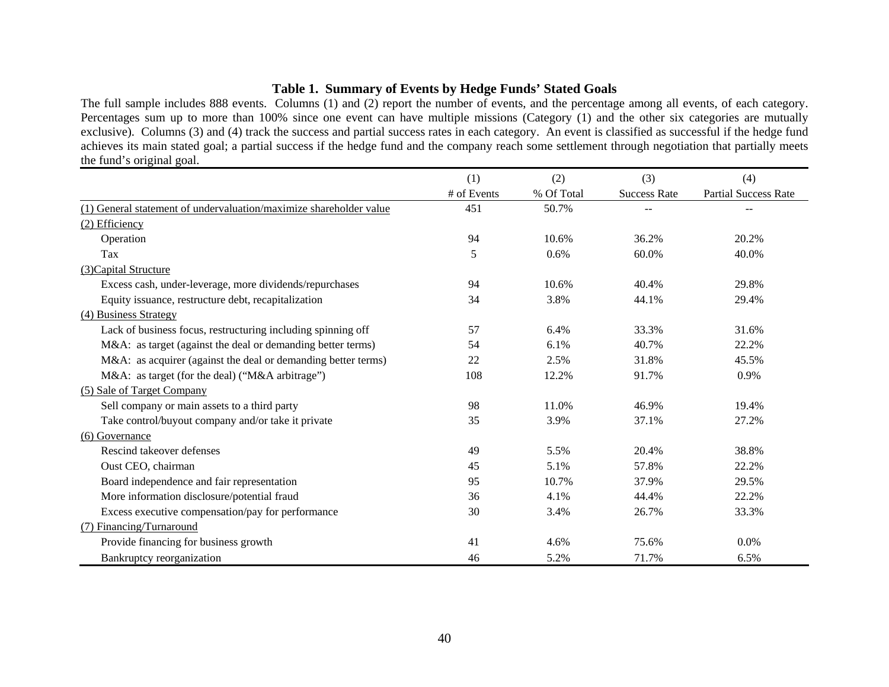## Table 1. Summary of Events by Hedge Funds' Stated Goals

The full sample includes 888 events. Columns (1) and (2) report the number of events, and the percentage among all events, of each category. Percentages sum up to more than 100% since one event can have multiple missions (Category (1) and the other six categories are mutually exclusive). Columns (3) and (4) track the success and partial success rates in each category. An event is classified as successful if the hedge fund achieves its main stated goal; a partial success if the hedge fund and the company reach some settlement through negotiation that partially meets the fund's original goal.

| | (1) | (2) | (3) | (4) |
|---|---|---|---|---|
| | # of Events | % Of Total | Success Rate | Partial Success Rate |
| (1) General statement of undervaluation/maximize shareholder value | 451 | 50.7% | -- | -- |
| (2) Efficiency | | | | |
| Operation | 94 | 10.6% | 36.2% | 20.2% |
| Tax | 5 | 0.6% | 60.0% | 40.0% |
| (3)Capital Structure | | | | |
| Excess cash, under-leverage, more dividends/repurchases | 94 | 10.6% | 40.4% | 29.8% |
| Equity issuance, restructure debt, recapitalization | 34 | 3.8% | 44.1% | 29.4% |
| (4) Business Strategy | | | | |
| Lack of business focus, restructuring including spinning off | 57 | 6.4% | 33.3% | 31.6% |
| M&A: as target (against the deal or demanding better terms) | 54 | 6.1% | 40.7% | 22.2% |
| M&A: as acquirer (against the deal or demanding better terms) | 22 | 2.5% | 31.8% | 45.5% |
| M&A: as target (for the deal) ("M&A arbitrage") | 108 | 12.2% | 91.7% | 0.9% |
| (5) Sale of Target Company | | | | |
| Sell company or main assets to a third party | 98 | 11.0% | 46.9% | 19.4% |
| Take control/buyout company and/or take it private | 35 | 3.9% | 37.1% | 27.2% |
| (6) Governance | | | | |
| Rescind takeover defenses | 49 | 5.5% | 20.4% | 38.8% |
| Oust CEO, chairman | 45 | 5.1% | 57.8% | 22.2% |
| Board independence and fair representation | 95 | 10.7% | 37.9% | 29.5% |
| More information disclosure/potential fraud | 36 | 4.1% | 44.4% | 22.2% |
| Excess executive compensation/pay for performance | 30 | 3.4% | 26.7% | 33.3% |
| (7) Financing/Turnaround | | | | |
| Provide financing for business growth | 41 | 4.6% | 75.6% | 0.0% |
| Bankruptcy reorganization | 46 | 5.2% | 71.7% | 6.5% |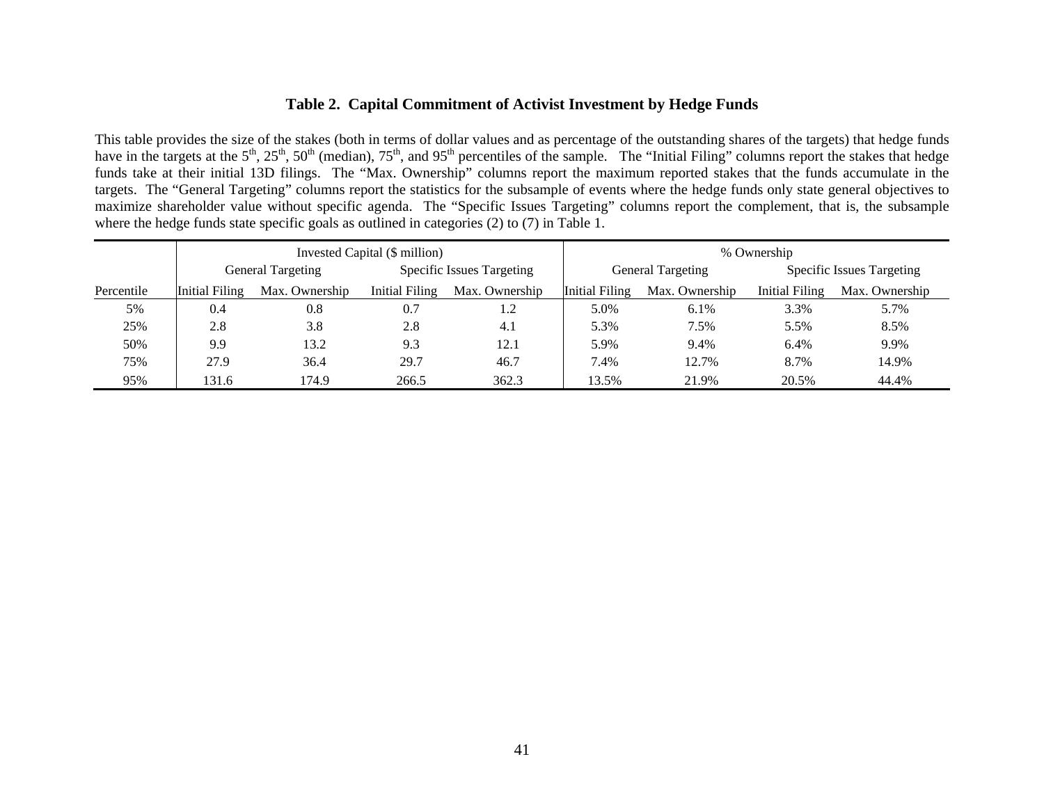### Table 2. Capital Commitment of Activist Investment by Hedge Funds

This table provides the size of the stakes (both in terms of dollar values and as percentage of the outstanding shares of the targets) that hedge funds have in the targets at the 5th, 25th, 50th (median), 75th, and 95th percentiles of the sample. The "Initial Filing" columns report the stakes that hedge funds take at their initial 13D filings. The "Max. Ownership" columns report the maximum reported stakes that the funds accumulate in the targets. The "General Targeting" columns report the statistics for the subsample of events where the hedge funds only state general objectives to maximize shareholder value without specific agenda. The "Specific Issues Targeting" columns report the complement, that is, the subsample where the hedge funds state specific goals as outlined in categories (2) to (7) in Table 1.

| | Invested Capital ($ million) | | | | % Ownership | | | |
|---|---|---|---|---|---|---|---|---|
| | General Targeting | | Specific Issues Targeting | | General Targeting | | Specific Issues Targeting | |
| Percentile | Initial Filing | Max. Ownership | Initial Filing | Max. Ownership | Initial Filing | Max. Ownership | Initial Filing | Max. Ownership |
| 5% | 0.4 | 0.8 | 0.7 | 1.2 | 5.0% | 6.1% | 3.3% | 5.7% |
| 25% | 2.8 | 3.8 | 2.8 | 4.1 | 5.3% | 7.5% | 5.5% | 8.5% |
| 50% | 9.9 | 13.2 | 9.3 | 12.1 | 5.9% | 9.4% | 6.4% | 9.9% |
| 75% | 27.9 | 36.4 | 29.7 | 46.7 | 7.4% | 12.7% | 8.7% | 14.9% |
| 95% | 131.6 | 174.9 | 266.5 | 362.3 | 13.5% | 21.9% | 20.5% | 44.4% |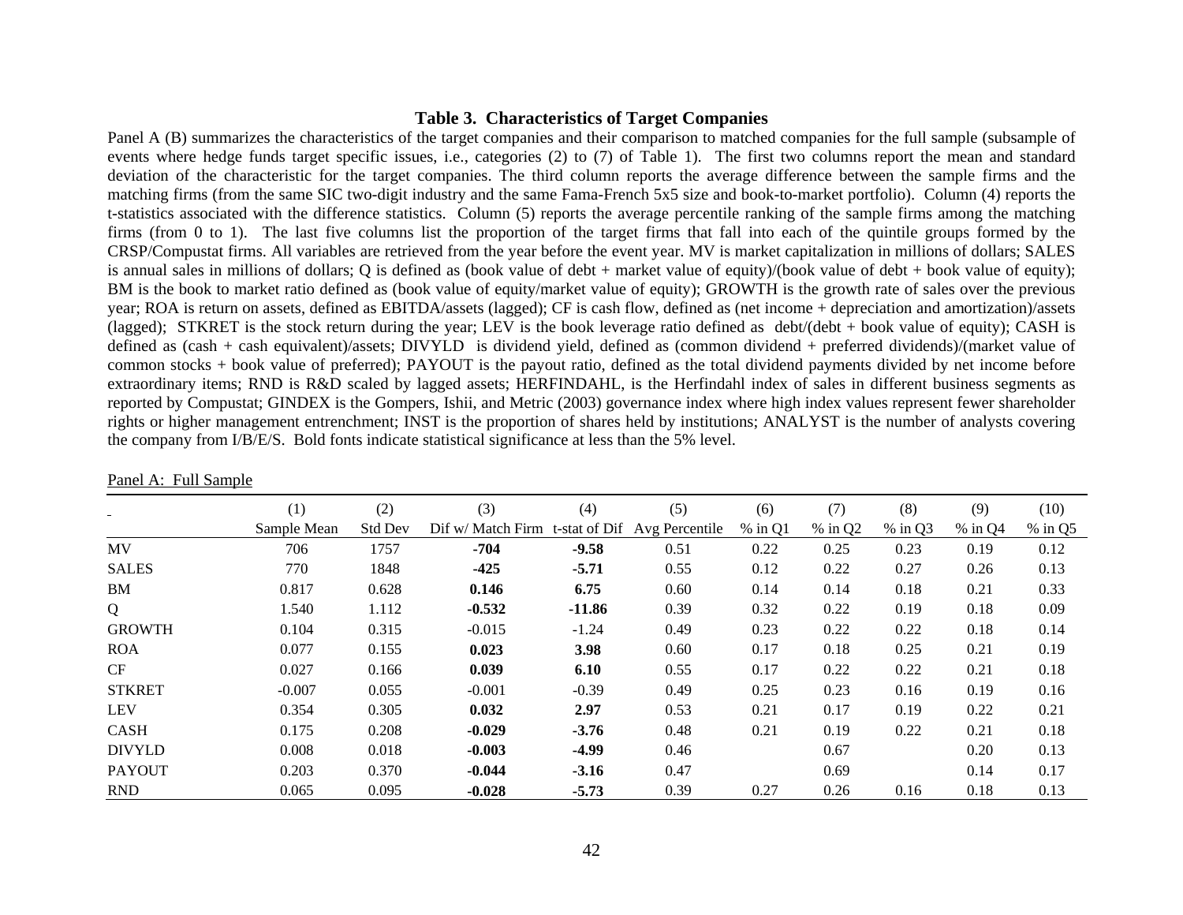### Table 3. Characteristics of Target Companies

Panel A (B) summarizes the characteristics of the target companies and their comparison to matched companies for the full sample (subsample of events where hedge funds target specific issues, i.e., categories (2) to (7) of Table 1). The first two columns report the mean and standard deviation of the characteristic for the target companies. The third column reports the average difference between the sample firms and the matching firms (from the same SIC two-digit industry and the same Fama-French 5x5 size and book-to-market portfolio). Column (4) reports the t-statistics associated with the difference statistics. Column (5) reports the average percentile ranking of the sample firms among the matching firms (from 0 to 1). The last five columns list the proportion of the target firms that fall into each of the quintile groups formed by the CRSP/Compustat firms. All variables are retrieved from the year before the event year. MV is market capitalization in millions of dollars; SALES is annual sales in millions of dollars; Q is defined as (book value of debt + market value of equity)/(book value of debt + book value of equity); BM is the book to market ratio defined as (book value of equity/market value of equity); GROWTH is the growth rate of sales over the previous year; ROA is return on assets, defined as EBITDA/assets (lagged); CF is cash flow, defined as (net income + depreciation and amortization)/assets (lagged); STKRET is the stock return during the year; LEV is the book leverage ratio defined as debt/(debt + book value of equity); CASH is defined as (cash + cash equivalent)/assets; DIVYLD is dividend yield, defined as (common dividend + preferred dividends)/(market value of common stocks + book value of preferred); PAYOUT is the payout ratio, defined as the total dividend payments divided by net income before extraordinary items; RND is R&D scaled by lagged assets; HERFINDAHL, is the Herfindahl index of sales in different business segments as reported by Compustat; GINDEX is the Gompers, Ishii, and Metric (2003) governance index where high index values represent fewer shareholder rights or higher management entrenchment; INST is the proportion of shares held by institutions; ANALYST is the number of analysts covering the company from I/B/E/S. Bold fonts indicate statistical significance at less than the 5% level.

Panel A: Full Sample

| | (1) Sample Mean | (2) Std Dev | (3) Dif w/ Match Firm | (4) t-stat of Dif | (5) Avg Percentile | (6) % in Q1 | (7) % in Q2 | (8) % in Q3 | (9) % in Q4 | (10) % in Q5 |
|---|---|---|---|---|---|---|---|---|---|---|
| MV | 706 | 1757 | **-704** | **-9.58** | 0.51 | 0.22 | 0.25 | 0.23 | 0.19 | 0.12 |
| SALES | 770 | 1848 | **-425** | **-5.71** | 0.55 | 0.12 | 0.22 | 0.27 | 0.26 | 0.13 |
| BM | 0.817 | 0.628 | **0.146** | **6.75** | 0.60 | 0.14 | 0.14 | 0.18 | 0.21 | 0.33 |
| Q | 1.540 | 1.112 | **-0.532** | **-11.86** | 0.39 | 0.32 | 0.22 | 0.19 | 0.18 | 0.09 |
| GROWTH | 0.104 | 0.315 | -0.015 | -1.24 | 0.49 | 0.23 | 0.22 | 0.22 | 0.18 | 0.14 |
| ROA | 0.077 | 0.155 | **0.023** | **3.98** | 0.60 | 0.17 | 0.18 | 0.25 | 0.21 | 0.19 |
| CF | 0.027 | 0.166 | **0.039** | **6.10** | 0.55 | 0.17 | 0.22 | 0.22 | 0.21 | 0.18 |
| STKRET | -0.007 | 0.055 | -0.001 | -0.39 | 0.49 | 0.25 | 0.23 | 0.16 | 0.19 | 0.16 |
| LEV | 0.354 | 0.305 | **0.032** | **2.97** | 0.53 | 0.21 | 0.17 | 0.19 | 0.22 | 0.21 |
| CASH | 0.175 | 0.208 | **-0.029** | **-3.76** | 0.48 | 0.21 | 0.19 | 0.22 | 0.21 | 0.18 |
| DIVYLD | 0.008 | 0.018 | **-0.003** | **-4.99** | 0.46 | | 0.67 | | 0.20 | 0.13 |
| PAYOUT | 0.203 | 0.370 | **-0.044** | **-3.16** | 0.47 | | 0.69 | | 0.14 | 0.17 |
| RND | 0.065 | 0.095 | **-0.028** | **-5.73** | 0.39 | 0.27 | 0.26 | 0.16 | 0.18 | 0.13 |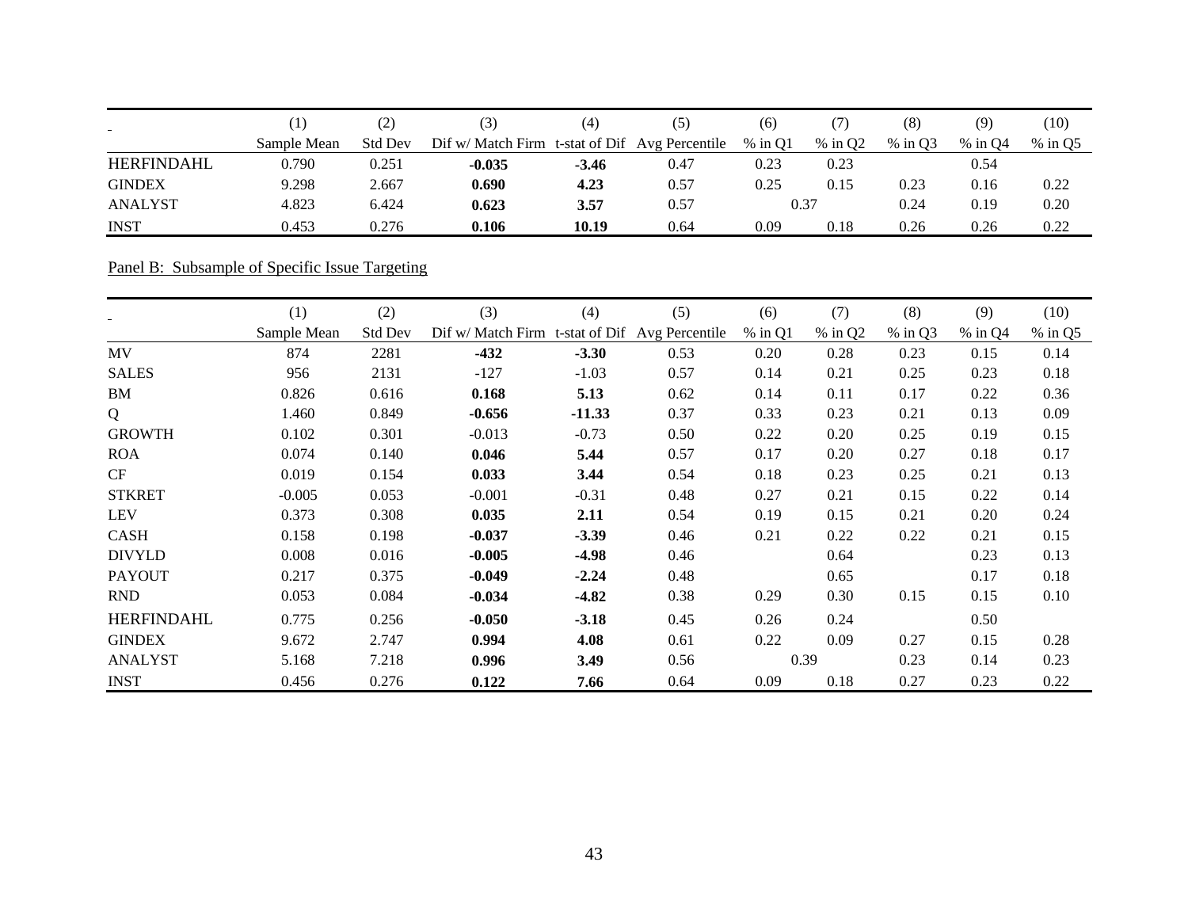| | (1) | (2) | (3) | (4) | (5) | (6) | (7) | (8) | (9) | (10) |
|---|---|---|---|---|---|---|---|---|---|---|
| | Sample Mean | Std Dev | Dif w/ Match Firm | t-stat of Dif | Avg Percentile | % in Q1 | % in Q2 | % in Q3 | % in Q4 | % in Q5 |
| HERFINDAHL | 0.790 | 0.251 | **-0.035** | **-3.46** | 0.47 | 0.23 | 0.23 | | 0.54 | |
| GINDEX | 9.298 | 2.667 | **0.690** | **4.23** | 0.57 | 0.25 | 0.15 | 0.23 | 0.16 | 0.22 |
| ANALYST | 4.823 | 6.424 | **0.623** | **3.57** | 0.57 | 0.37 | | 0.24 | 0.19 | 0.20 |
| INST | 0.453 | 0.276 | **0.106** | **10.19** | 0.64 | 0.09 | 0.18 | 0.26 | 0.26 | 0.22 |

Panel B: Subsample of Specific Issue Targeting

| | (1) | (2) | (3) | (4) | (5) | (6) | (7) | (8) | (9) | (10) |
|---|---|---|---|---|---|---|---|---|---|---|
| | Sample Mean | Std Dev | Dif w/ Match Firm | t-stat of Dif | Avg Percentile | % in Q1 | % in Q2 | % in Q3 | % in Q4 | % in Q5 |
| MV | 874 | 2281 | **-432** | **-3.30** | 0.53 | 0.20 | 0.28 | 0.23 | 0.15 | 0.14 |
| SALES | 956 | 2131 | -127 | -1.03 | 0.57 | 0.14 | 0.21 | 0.25 | 0.23 | 0.18 |
| BM | 0.826 | 0.616 | **0.168** | **5.13** | 0.62 | 0.14 | 0.11 | 0.17 | 0.22 | 0.36 |
| Q | 1.460 | 0.849 | **-0.656** | **-11.33** | 0.37 | 0.33 | 0.23 | 0.21 | 0.13 | 0.09 |
| GROWTH | 0.102 | 0.301 | -0.013 | -0.73 | 0.50 | 0.22 | 0.20 | 0.25 | 0.19 | 0.15 |
| ROA | 0.074 | 0.140 | **0.046** | **5.44** | 0.57 | 0.17 | 0.20 | 0.27 | 0.18 | 0.17 |
| CF | 0.019 | 0.154 | **0.033** | **3.44** | 0.54 | 0.18 | 0.23 | 0.25 | 0.21 | 0.13 |
| STKRET | -0.005 | 0.053 | -0.001 | -0.31 | 0.48 | 0.27 | 0.21 | 0.15 | 0.22 | 0.14 |
| LEV | 0.373 | 0.308 | **0.035** | **2.11** | 0.54 | 0.19 | 0.15 | 0.21 | 0.20 | 0.24 |
| CASH | 0.158 | 0.198 | **-0.037** | **-3.39** | 0.46 | 0.21 | 0.22 | 0.22 | 0.21 | 0.15 |
| DIVYLD | 0.008 | 0.016 | **-0.005** | **-4.98** | 0.46 | | 0.64 | | 0.23 | 0.13 |
| PAYOUT | 0.217 | 0.375 | **-0.049** | **-2.24** | 0.48 | | 0.65 | | 0.17 | 0.18 |
| RND | 0.053 | 0.084 | **-0.034** | **-4.82** | 0.38 | 0.29 | 0.30 | 0.15 | 0.15 | 0.10 |
| HERFINDAHL | 0.775 | 0.256 | **-0.050** | **-3.18** | 0.45 | 0.26 | 0.24 | | 0.50 | |
| GINDEX | 9.672 | 2.747 | **0.994** | **4.08** | 0.61 | 0.22 | 0.09 | 0.27 | 0.15 | 0.28 |
| ANALYST | 5.168 | 7.218 | **0.996** | **3.49** | 0.56 | 0.39 | | 0.23 | 0.14 | 0.23 |
| INST | 0.456 | 0.276 | **0.122** | **7.66** | 0.64 | 0.09 | 0.18 | 0.27 | 0.23 | 0.22 |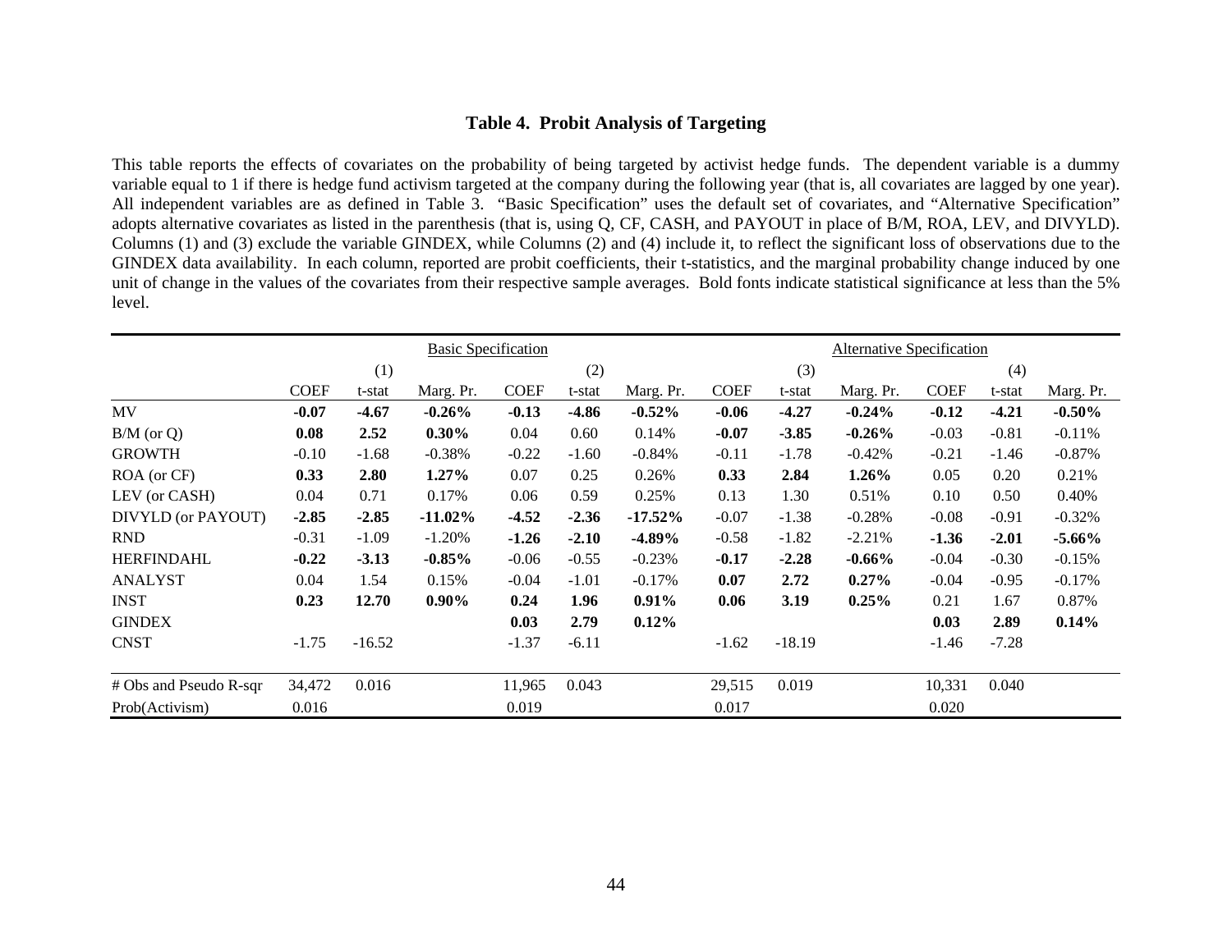### Table 4. Probit Analysis of Targeting

This table reports the effects of covariates on the probability of being targeted by activist hedge funds. The dependent variable is a dummy variable equal to 1 if there is hedge fund activism targeted at the company during the following year (that is, all covariates are lagged by one year). All independent variables are as defined in Table 3. "Basic Specification" uses the default set of covariates, and "Alternative Specification" adopts alternative covariates as listed in the parenthesis (that is, using Q, CF, CASH, and PAYOUT in place of B/M, ROA, LEV, and DIVYLD). Columns (1) and (3) exclude the variable GINDEX, while Columns (2) and (4) include it, to reflect the significant loss of observations due to the GINDEX data availability. In each column, reported are probit coefficients, their t-statistics, and the marginal probability change induced by one unit of change in the values of the covariates from their respective sample averages. Bold fonts indicate statistical significance at less than the 5% level.

| | Basic Specification | | | | | | Alternative Specification | | | | | |
|---|---|---|---|---|---|---|---|---|---|---|---|---|
| | (1) | | | (2) | | | (3) | | | (4) | | |
| | COEF | t-stat | Marg. Pr. | COEF | t-stat | Marg. Pr. | COEF | t-stat | Marg. Pr. | COEF | t-stat | Marg. Pr. |
| MV | **-0.07** | **-4.67** | **-0.26%** | **-0.13** | **-4.86** | **-0.52%** | **-0.06** | **-4.27** | **-0.24%** | **-0.12** | **-4.21** | **-0.50%** |
| B/M (or Q) | **0.08** | **2.52** | **0.30%** | 0.04 | 0.60 | 0.14% | **-0.07** | **-3.85** | **-0.26%** | -0.03 | -0.81 | -0.11% |
| GROWTH | -0.10 | -1.68 | -0.38% | -0.22 | -1.60 | -0.84% | -0.11 | -1.78 | -0.42% | -0.21 | -1.46 | -0.87% |
| ROA (or CF) | **0.33** | **2.80** | **1.27%** | 0.07 | 0.25 | 0.26% | **0.33** | **2.84** | **1.26%** | 0.05 | 0.20 | 0.21% |
| LEV (or CASH) | 0.04 | 0.71 | 0.17% | 0.06 | 0.59 | 0.25% | 0.13 | 1.30 | 0.51% | 0.10 | 0.50 | 0.40% |
| DIVYLD (or PAYOUT) | **-2.85** | **-2.85** | **-11.02%** | **-4.52** | **-2.36** | **-17.52%** | -0.07 | -1.38 | -0.28% | -0.08 | -0.91 | -0.32% |
| RND | -0.31 | -1.09 | -1.20% | **-1.26** | **-2.10** | **-4.89%** | -0.58 | -1.82 | -2.21% | **-1.36** | **-2.01** | **-5.66%** |
| HERFINDAHL | **-0.22** | **-3.13** | **-0.85%** | -0.06 | -0.55 | -0.23% | **-0.17** | **-2.28** | **-0.66%** | -0.04 | -0.30 | -0.15% |
| ANALYST | 0.04 | 1.54 | 0.15% | -0.04 | -1.01 | -0.17% | **0.07** | **2.72** | **0.27%** | -0.04 | -0.95 | -0.17% |
| INST | **0.23** | **12.70** | **0.90%** | **0.24** | **1.96** | **0.91%** | **0.06** | **3.19** | **0.25%** | 0.21 | 1.67 | 0.87% |
| GINDEX | | | | **0.03** | **2.79** | **0.12%** | | | | **0.03** | **2.89** | **0.14%** |
| CNST | -1.75 | -16.52 | | -1.37 | -6.11 | | -1.62 | -18.19 | | -1.46 | -7.28 | |
| # Obs and Pseudo R-sqr | 34,472 | 0.016 | | 11,965 | 0.043 | | 29,515 | 0.019 | | 10,331 | 0.040 | |
| Prob(Activism) | 0.016 | | | 0.019 | | | 0.017 | | | 0.020 | | |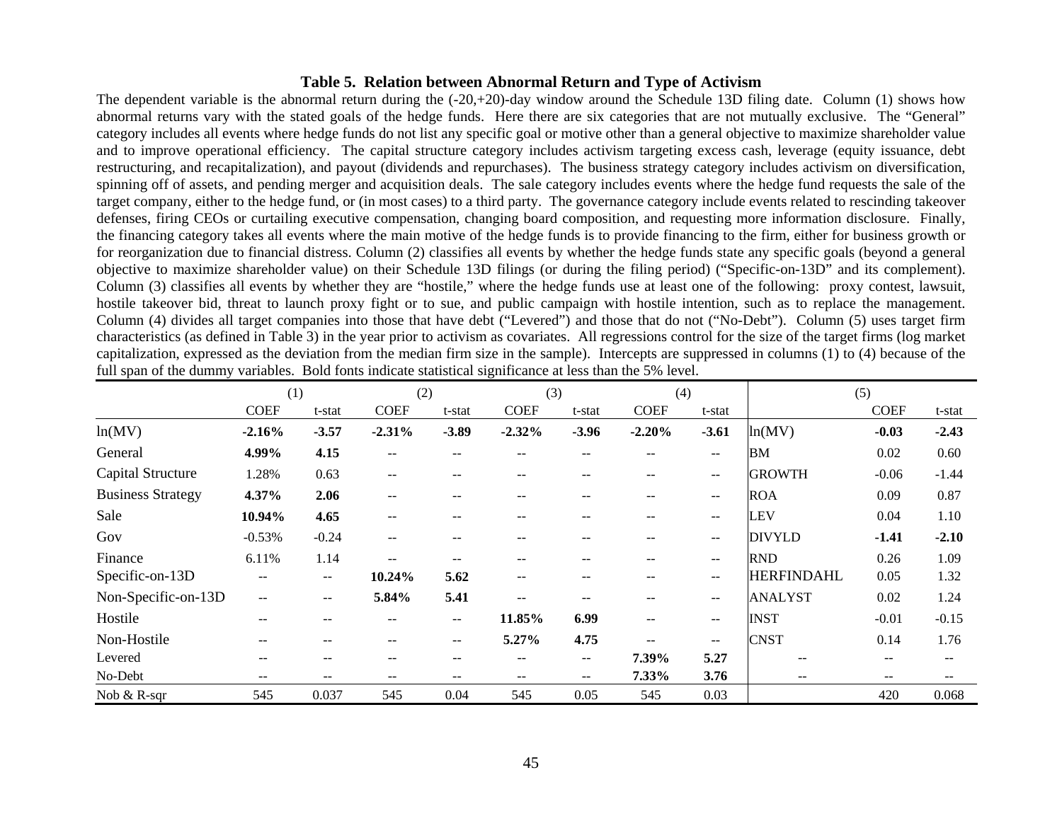### Table 5. Relation between Abnormal Return and Type of Activism

The dependent variable is the abnormal return during the (-20,+20)-day window around the Schedule 13D filing date. Column (1) shows how abnormal returns vary with the stated goals of the hedge funds. Here there are six categories that are not mutually exclusive. The "General" category includes all events where hedge funds do not list any specific goal or motive other than a general objective to maximize shareholder value and to improve operational efficiency. The capital structure category includes activism targeting excess cash, leverage (equity issuance, debt restructuring, and recapitalization), and payout (dividends and repurchases). The business strategy category includes activism on diversification, spinning off of assets, and pending merger and acquisition deals. The sale category includes events where the hedge fund requests the sale of the target company, either to the hedge fund, or (in most cases) to a third party. The governance category include events related to rescinding takeover defenses, firing CEOs or curtailing executive compensation, changing board composition, and requesting more information disclosure. Finally, the financing category takes all events where the main motive of the hedge funds is to provide financing to the firm, either for business growth or for reorganization due to financial distress. Column (2) classifies all events by whether the hedge funds state any specific goals (beyond a general objective to maximize shareholder value) on their Schedule 13D filings (or during the filing period) ("Specific-on-13D" and its complement). Column (3) classifies all events by whether they are "hostile," where the hedge funds use at least one of the following: proxy contest, lawsuit, hostile takeover bid, threat to launch proxy fight or to sue, and public campaign with hostile intention, such as to replace the management. Column (4) divides all target companies into those that have debt ("Levered") and those that do not ("No-Debt"). Column (5) uses target firm characteristics (as defined in Table 3) in the year prior to activism as covariates. All regressions control for the size of the target firms (log market capitalization, expressed as the deviation from the median firm size in the sample). Intercepts are suppressed in columns (1) to (4) because of the full span of the dummy variables. Bold fonts indicate statistical significance at less than the 5% level.

| | (1) | | (2) | | (3) | | (4) | | | (5) | |
|---|---|---|---|---|---|---|---|---|---|---|---|
| | COEF | t-stat | COEF | t-stat | COEF | t-stat | COEF | t-stat | | COEF | t-stat |
| ln(MV) | **-2.16%** | **-3.57** | **-2.31%** | **-3.89** | **-2.32%** | **-3.96** | **-2.20%** | **-3.61** | ln(MV) | **-0.03** | **-2.43** |
| General | **4.99%** | **4.15** | -- | -- | -- | -- | -- | -- | BM | 0.02 | 0.60 |
| Capital Structure | 1.28% | 0.63 | -- | -- | -- | -- | -- | -- | GROWTH | -0.06 | -1.44 |
| Business Strategy | **4.37%** | **2.06** | -- | -- | -- | -- | -- | -- | ROA | 0.09 | 0.87 |
| Sale | **10.94%** | **4.65** | -- | -- | -- | -- | -- | -- | LEV | 0.04 | 1.10 |
| Gov | -0.53% | -0.24 | -- | -- | -- | -- | -- | -- | DIVYLD | **-1.41** | **-2.10** |
| Finance | 6.11% | 1.14 | -- | -- | -- | -- | -- | -- | RND | 0.26 | 1.09 |
| Specific-on-13D | -- | -- | **10.24%** | **5.62** | -- | -- | -- | -- | HERFINDAHL | 0.05 | 1.32 |
| Non-Specific-on-13D | -- | -- | **5.84%** | **5.41** | -- | -- | -- | -- | ANALYST | 0.02 | 1.24 |
| Hostile | -- | -- | -- | -- | **11.85%** | **6.99** | -- | -- | INST | -0.01 | -0.15 |
| Non-Hostile | -- | -- | -- | -- | **5.27%** | **4.75** | -- | -- | CNST | 0.14 | 1.76 |
| Levered | -- | -- | -- | -- | -- | -- | **7.39%** | **5.27** | -- | -- | -- |
| No-Debt | -- | -- | -- | -- | -- | -- | **7.33%** | **3.76** | -- | -- | -- |
| Nob & R-sqr | 545 | 0.037 | 545 | 0.04 | 545 | 0.05 | 545 | 0.03 | | 420 | 0.068 |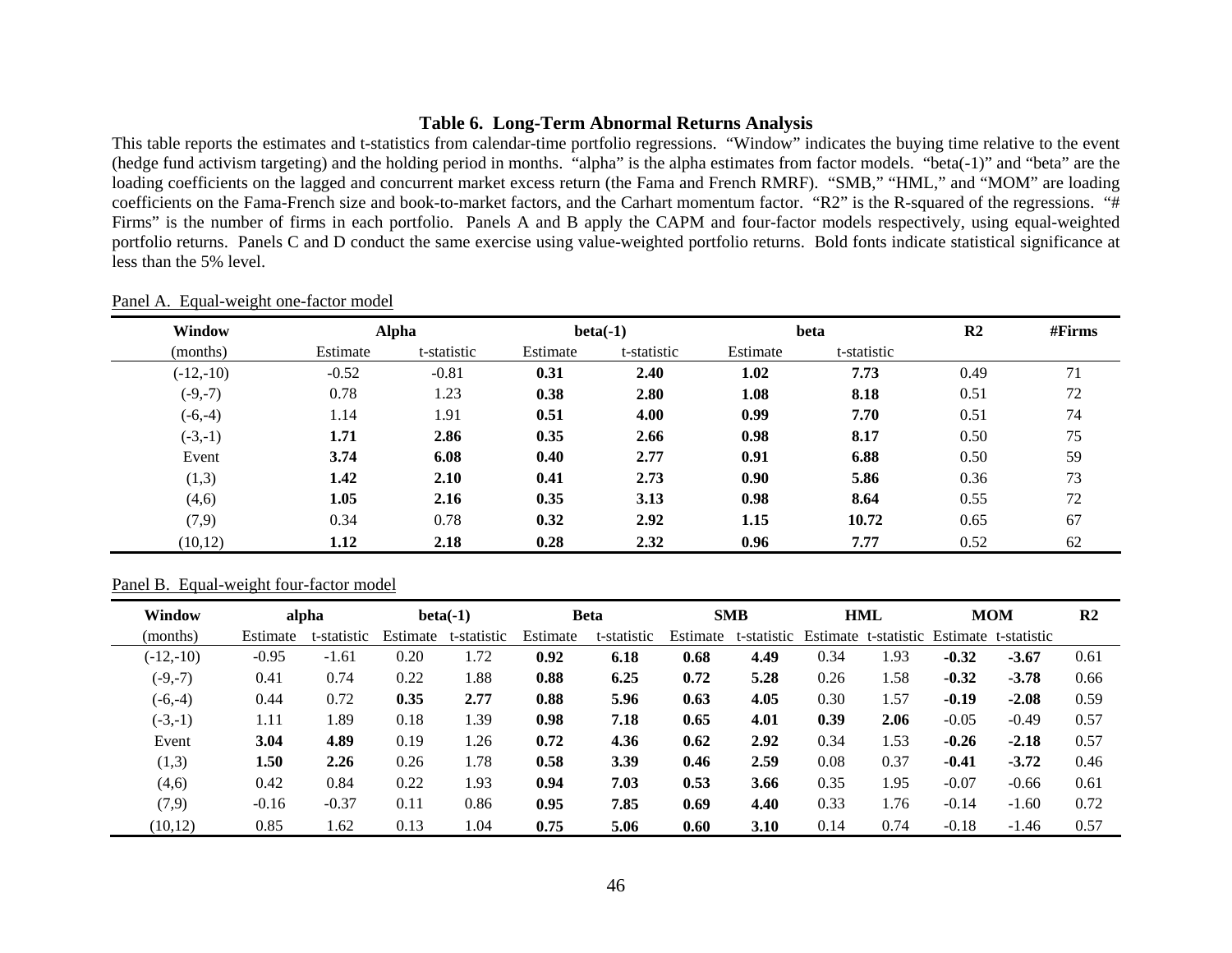**Table 6. Long-Term Abnormal Returns Analysis**

This table reports the estimates and t-statistics from calendar-time portfolio regressions. "Window" indicates the buying time relative to the event (hedge fund activism targeting) and the holding period in months. "alpha" is the alpha estimates from factor models. "beta(-1)" and "beta" are the loading coefficients on the lagged and concurrent market excess return (the Fama and French RMRF). "SMB," "HML," and "MOM" are loading coefficients on the Fama-French size and book-to-market factors, and the Carhart momentum factor. "R2" is the R-squared of the regressions. "# Firms" is the number of firms in each portfolio. Panels A and B apply the CAPM and four-factor models respectively, using equal-weighted portfolio returns. Panels C and D conduct the same exercise using value-weighted portfolio returns. Bold fonts indicate statistical significance at less than the 5% level.

Panel A. Equal-weight one-factor model

| Window | Alpha | | beta(-1) | | beta | | R2 | #Firms |
|---|---|---|---|---|---|---|---|---|
| (months) | Estimate | t-statistic | Estimate | t-statistic | Estimate | t-statistic | | |
| (-12,-10) | -0.52 | -0.81 | **0.31** | **2.40** | **1.02** | **7.73** | 0.49 | 71 |
| (-9,-7) | 0.78 | 1.23 | **0.38** | **2.80** | **1.08** | **8.18** | 0.51 | 72 |
| (-6,-4) | 1.14 | 1.91 | **0.51** | **4.00** | **0.99** | **7.70** | 0.51 | 74 |
| (-3,-1) | **1.71** | **2.86** | **0.35** | **2.66** | **0.98** | **8.17** | 0.50 | 75 |
| Event | **3.74** | **6.08** | **0.40** | **2.77** | **0.91** | **6.88** | 0.50 | 59 |
| (1,3) | **1.42** | **2.10** | **0.41** | **2.73** | **0.90** | **5.86** | 0.36 | 73 |
| (4,6) | **1.05** | **2.16** | **0.35** | **3.13** | **0.98** | **8.64** | 0.55 | 72 |
| (7,9) | 0.34 | 0.78 | **0.32** | **2.92** | **1.15** | **10.72** | 0.65 | 67 |
| (10,12) | **1.12** | **2.18** | **0.28** | **2.32** | **0.96** | **7.77** | 0.52 | 62 |

Panel B. Equal-weight four-factor model

| Window | alpha | | beta(-1) | | Beta | | SMB | | HML | | MOM | | R2 |
|---|---|---|---|---|---|---|---|---|---|---|---|---|---|
| (months) | Estimate | t-statistic | Estimate | t-statistic | Estimate | t-statistic | Estimate | t-statistic | Estimate | t-statistic | Estimate | t-statistic | |
| (-12,-10) | -0.95 | -1.61 | 0.20 | 1.72 | **0.92** | **6.18** | **0.68** | **4.49** | 0.34 | 1.93 | **-0.32** | **-3.67** | 0.61 |
| (-9,-7) | 0.41 | 0.74 | 0.22 | 1.88 | **0.88** | **6.25** | **0.72** | **5.28** | 0.26 | 1.58 | **-0.32** | **-3.78** | 0.66 |
| (-6,-4) | 0.44 | 0.72 | **0.35** | **2.77** | **0.88** | **5.96** | **0.63** | **4.05** | 0.30 | 1.57 | **-0.19** | **-2.08** | 0.59 |
| (-3,-1) | 1.11 | 1.89 | 0.18 | 1.39 | **0.98** | **7.18** | **0.65** | **4.01** | **0.39** | **2.06** | -0.05 | -0.49 | 0.57 |
| Event | **3.04** | **4.89** | 0.19 | 1.26 | **0.72** | **4.36** | **0.62** | **2.92** | 0.34 | 1.53 | **-0.26** | **-2.18** | 0.57 |
| (1,3) | **1.50** | **2.26** | 0.26 | 1.78 | **0.58** | **3.39** | **0.46** | **2.59** | 0.08 | 0.37 | **-0.41** | **-3.72** | 0.46 |
| (4,6) | 0.42 | 0.84 | 0.22 | 1.93 | **0.94** | **7.03** | **0.53** | **3.66** | 0.35 | 1.95 | -0.07 | -0.66 | 0.61 |
| (7,9) | -0.16 | -0.37 | 0.11 | 0.86 | **0.95** | **7.85** | **0.69** | **4.40** | 0.33 | 1.76 | -0.14 | -1.60 | 0.72 |
| (10,12) | 0.85 | 1.62 | 0.13 | 1.04 | **0.75** | **5.06** | **0.60** | **3.10** | 0.14 | 0.74 | -0.18 | -1.46 | 0.57 |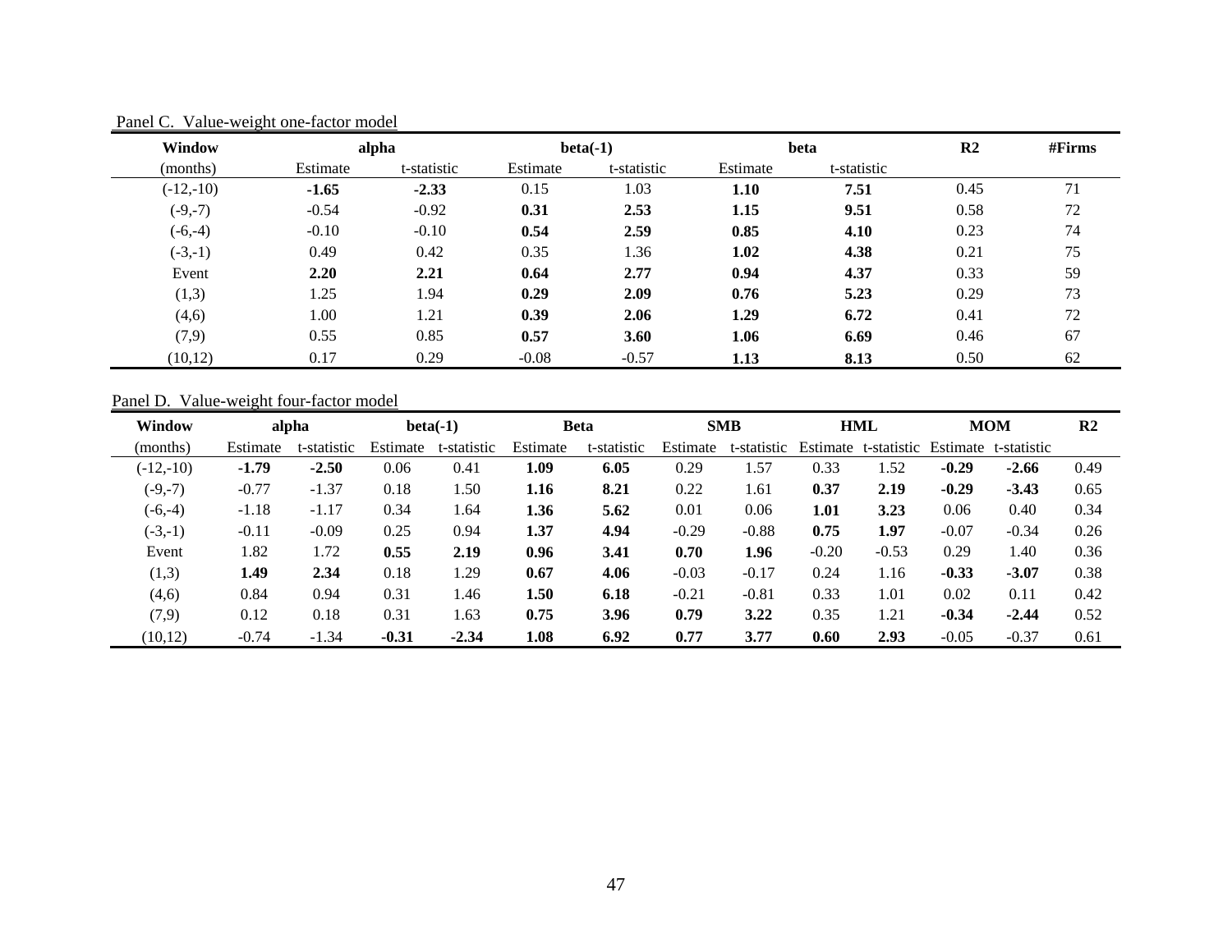Panel C. Value-weight one-factor model

| Window | alpha | | beta(-1) | | beta | | R2 | #Firms |
|---|---|---|---|---|---|---|---|---|
| (months) | Estimate | t-statistic | Estimate | t-statistic | Estimate | t-statistic | | |
| (-12,-10) | **-1.65** | **-2.33** | 0.15 | 1.03 | **1.10** | **7.51** | 0.45 | 71 |
| (-9,-7) | -0.54 | -0.92 | **0.31** | **2.53** | **1.15** | **9.51** | 0.58 | 72 |
| (-6,-4) | -0.10 | -0.10 | **0.54** | **2.59** | **0.85** | **4.10** | 0.23 | 74 |
| (-3,-1) | 0.49 | 0.42 | 0.35 | 1.36 | **1.02** | **4.38** | 0.21 | 75 |
| Event | **2.20** | **2.21** | **0.64** | **2.77** | **0.94** | **4.37** | 0.33 | 59 |
| (1,3) | 1.25 | 1.94 | **0.29** | **2.09** | **0.76** | **5.23** | 0.29 | 73 |
| (4,6) | 1.00 | 1.21 | **0.39** | **2.06** | **1.29** | **6.72** | 0.41 | 72 |
| (7,9) | 0.55 | 0.85 | **0.57** | **3.60** | **1.06** | **6.69** | 0.46 | 67 |
| (10,12) | 0.17 | 0.29 | -0.08 | -0.57 | **1.13** | **8.13** | 0.50 | 62 |

Panel D. Value-weight four-factor model

| Window | alpha | | beta(-1) | | Beta | | SMB | | HML | | MOM | | R2 |
|---|---|---|---|---|---|---|---|---|---|---|---|---|---|
| (months) | Estimate | t-statistic | Estimate | t-statistic | Estimate | t-statistic | Estimate | t-statistic | Estimate | t-statistic | Estimate | t-statistic | |
| (-12,-10) | **-1.79** | **-2.50** | 0.06 | 0.41 | **1.09** | **6.05** | 0.29 | 1.57 | 0.33 | 1.52 | **-0.29** | **-2.66** | 0.49 |
| (-9,-7) | -0.77 | -1.37 | 0.18 | 1.50 | **1.16** | **8.21** | 0.22 | 1.61 | **0.37** | **2.19** | **-0.29** | **-3.43** | 0.65 |
| (-6,-4) | -1.18 | -1.17 | 0.34 | 1.64 | **1.36** | **5.62** | 0.01 | 0.06 | **1.01** | **3.23** | 0.06 | 0.40 | 0.34 |
| (-3,-1) | -0.11 | -0.09 | 0.25 | 0.94 | **1.37** | **4.94** | -0.29 | -0.88 | **0.75** | **1.97** | -0.07 | -0.34 | 0.26 |
| Event | 1.82 | 1.72 | **0.55** | **2.19** | **0.96** | **3.41** | **0.70** | **1.96** | -0.20 | -0.53 | 0.29 | 1.40 | 0.36 |
| (1,3) | **1.49** | **2.34** | 0.18 | 1.29 | **0.67** | **4.06** | -0.03 | -0.17 | 0.24 | 1.16 | **-0.33** | **-3.07** | 0.38 |
| (4,6) | 0.84 | 0.94 | 0.31 | 1.46 | **1.50** | **6.18** | -0.21 | -0.81 | 0.33 | 1.01 | 0.02 | 0.11 | 0.42 |
| (7,9) | 0.12 | 0.18 | 0.31 | 1.63 | **0.75** | **3.96** | **0.79** | **3.22** | 0.35 | 1.21 | **-0.34** | **-2.44** | 0.52 |
| (10,12) | -0.74 | -1.34 | **-0.31** | **-2.34** | **1.08** | **6.92** | **0.77** | **3.77** | **0.60** | **2.93** | -0.05 | -0.37 | 0.61 |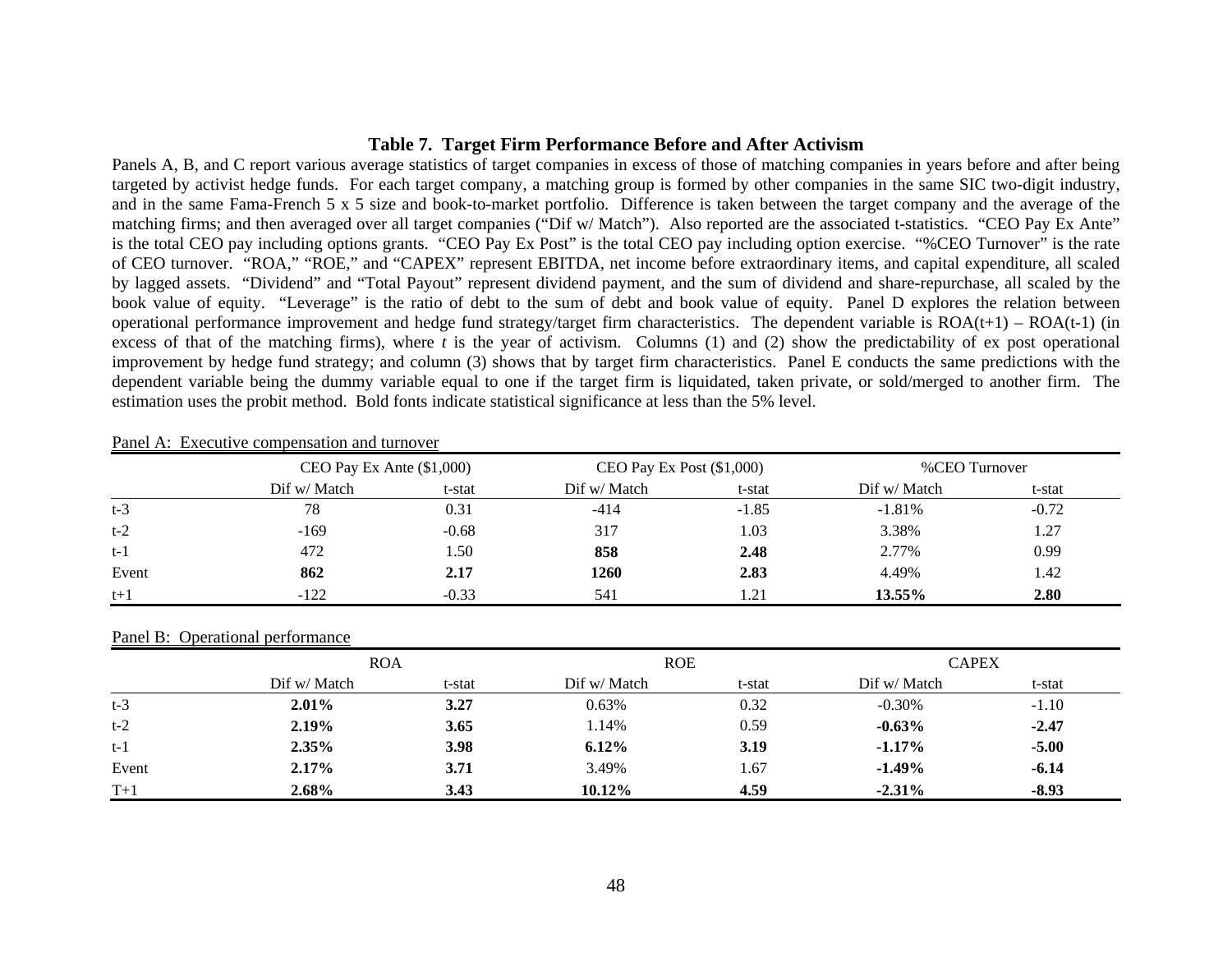### Table 7. Target Firm Performance Before and After Activism

Panels A, B, and C report various average statistics of target companies in excess of those of matching companies in years before and after being targeted by activist hedge funds. For each target company, a matching group is formed by other companies in the same SIC two-digit industry, and in the same Fama-French 5 x 5 size and book-to-market portfolio. Difference is taken between the target company and the average of the matching firms; and then averaged over all target companies ("Dif w/ Match"). Also reported are the associated t-statistics. "CEO Pay Ex Ante" is the total CEO pay including options grants. "CEO Pay Ex Post" is the total CEO pay including option exercise. "%CEO Turnover" is the rate of CEO turnover. "ROA," "ROE," and "CAPEX" represent EBITDA, net income before extraordinary items, and capital expenditure, all scaled by lagged assets. "Dividend" and "Total Payout" represent dividend payment, and the sum of dividend and share-repurchase, all scaled by the book value of equity. "Leverage" is the ratio of debt to the sum of debt and book value of equity. Panel D explores the relation between operational performance improvement and hedge fund strategy/target firm characteristics. The dependent variable is ROA(t+1) – ROA(t-1) (in excess of that of the matching firms), where *t* is the year of activism. Columns (1) and (2) show the predictability of ex post operational improvement by hedge fund strategy; and column (3) shows that by target firm characteristics. Panel E conducts the same predictions with the dependent variable being the dummy variable equal to one if the target firm is liquidated, taken private, or sold/merged to another firm. The estimation uses the probit method. Bold fonts indicate statistical significance at less than the 5% level.

Panel A: Executive compensation and turnover

| | CEO Pay Ex Ante ($1,000) | | CEO Pay Ex Post ($1,000) | | %CEO Turnover | |
|---|---|---|---|---|---|---|
| | Dif w/ Match | t-stat | Dif w/ Match | t-stat | Dif w/ Match | t-stat |
| t-3 | 78 | 0.31 | -414 | -1.85 | -1.81% | -0.72 |
| t-2 | -169 | -0.68 | 317 | 1.03 | 3.38% | 1.27 |
| t-1 | 472 | 1.50 | **858** | **2.48** | 2.77% | 0.99 |
| Event | **862** | **2.17** | **1260** | **2.83** | 4.49% | 1.42 |
| t+1 | -122 | -0.33 | 541 | 1.21 | **13.55%** | **2.80** |

Panel B: Operational performance

| | ROA | | ROE | | CAPEX | |
|---|---|---|---|---|---|---|
| | Dif w/ Match | t-stat | Dif w/ Match | t-stat | Dif w/ Match | t-stat |
| t-3 | **2.01%** | **3.27** | 0.63% | 0.32 | -0.30% | -1.10 |
| t-2 | **2.19%** | **3.65** | 1.14% | 0.59 | **-0.63%** | **-2.47** |
| t-1 | **2.35%** | **3.98** | **6.12%** | **3.19** | **-1.17%** | **-5.00** |
| Event | **2.17%** | **3.71** | 3.49% | 1.67 | **-1.49%** | **-6.14** |
| T+1 | **2.68%** | **3.43** | **10.12%** | **4.59** | **-2.31%** | **-8.93** |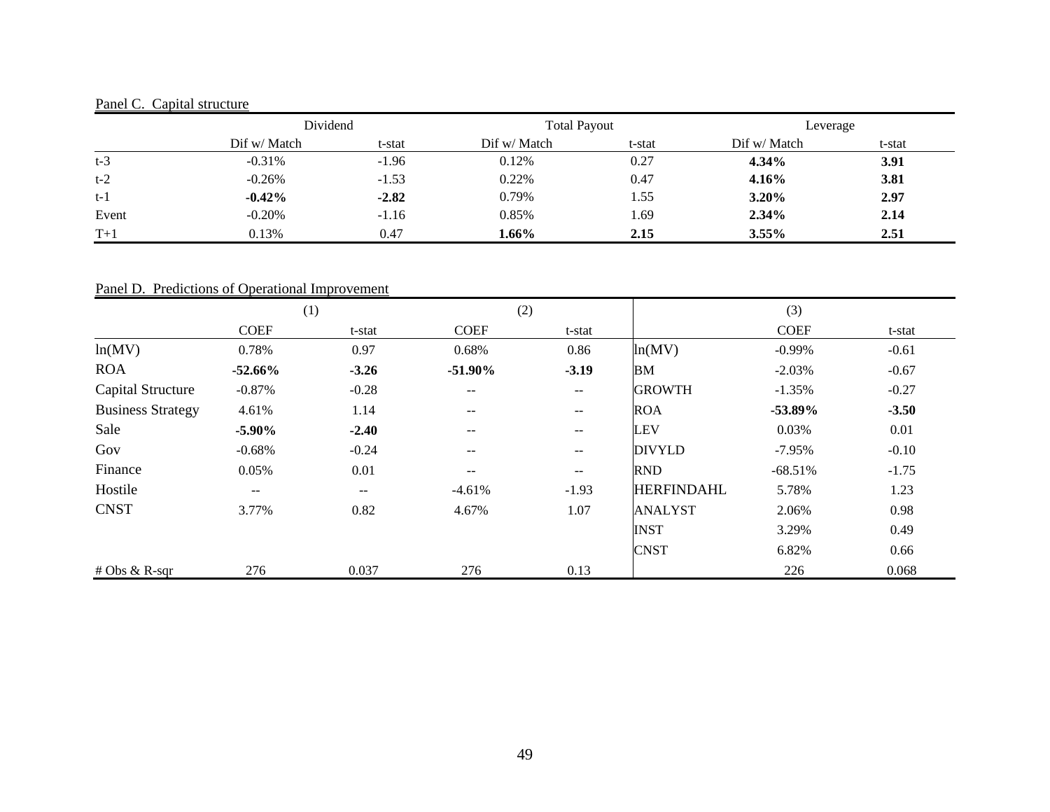Panel C. Capital structure

| | Dividend | | Total Payout | | Leverage | |
|---|---|---|---|---|---|---|
| | Dif w/ Match | t-stat | Dif w/ Match | t-stat | Dif w/ Match | t-stat |
| t-3 | -0.31% | -1.96 | 0.12% | 0.27 | **4.34%** | **3.91** |
| t-2 | -0.26% | -1.53 | 0.22% | 0.47 | **4.16%** | **3.81** |
| t-1 | **-0.42%** | **-2.82** | 0.79% | 1.55 | **3.20%** | **2.97** |
| Event | -0.20% | -1.16 | 0.85% | 1.69 | **2.34%** | **2.14** |
| T+1 | 0.13% | 0.47 | **1.66%** | **2.15** | **3.55%** | **2.51** |

Panel D. Predictions of Operational Improvement

| | (1) | | (2) | | | (3) | |
|---|---|---|---|---|---|---|---|
| | COEF | t-stat | COEF | t-stat | | COEF | t-stat |
| ln(MV) | 0.78% | 0.97 | 0.68% | 0.86 | ln(MV) | -0.99% | -0.61 |
| ROA | **-52.66%** | **-3.26** | **-51.90%** | **-3.19** | BM | -2.03% | -0.67 |
| Capital Structure | -0.87% | -0.28 | -- | -- | GROWTH | -1.35% | -0.27 |
| Business Strategy | 4.61% | 1.14 | -- | -- | ROA | **-53.89%** | **-3.50** |
| Sale | **-5.90%** | **-2.40** | -- | -- | LEV | 0.03% | 0.01 |
| Gov | -0.68% | -0.24 | -- | -- | DIVYLD | -7.95% | -0.10 |
| Finance | 0.05% | 0.01 | -- | -- | RND | -68.51% | -1.75 |
| Hostile | -- | -- | -4.61% | -1.93 | HERFINDAHL | 5.78% | 1.23 |
| CNST | 3.77% | 0.82 | 4.67% | 1.07 | ANALYST | 2.06% | 0.98 |
| | | | | | INST | 3.29% | 0.49 |
| | | | | | CNST | 6.82% | 0.66 |
| # Obs & R-sqr | 276 | 0.037 | 276 | 0.13 | | 226 | 0.068 |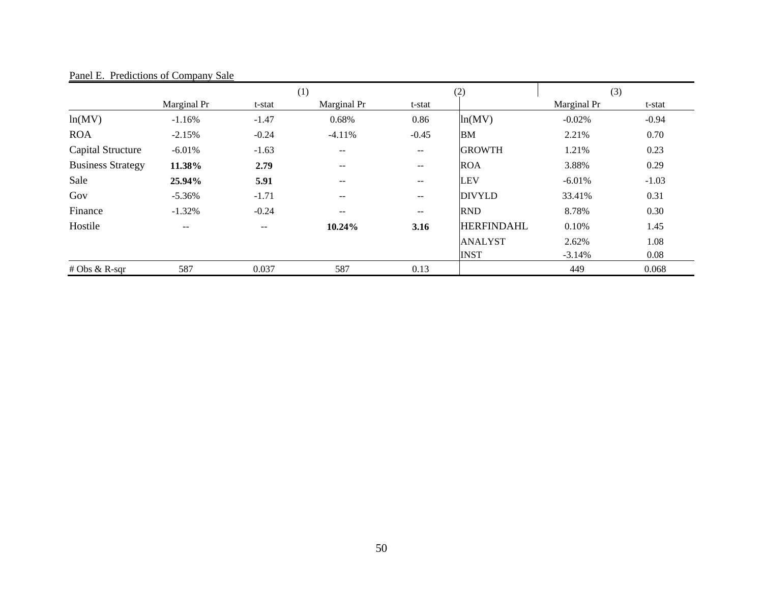Panel E. Predictions of Company Sale

| | (1) | | (2) | | | (3) | |
|---|---|---|---|---|---|---|---|
| | Marginal Pr | t-stat | Marginal Pr | t-stat | | Marginal Pr | t-stat |
| ln(MV) | -1.16% | -1.47 | 0.68% | 0.86 | ln(MV) | -0.02% | -0.94 |
| ROA | -2.15% | -0.24 | -4.11% | -0.45 | BM | 2.21% | 0.70 |
| Capital Structure | -6.01% | -1.63 | -- | -- | GROWTH | 1.21% | 0.23 |
| Business Strategy | **11.38%** | **2.79** | -- | -- | ROA | 3.88% | 0.29 |
| Sale | **25.94%** | **5.91** | -- | -- | LEV | -6.01% | -1.03 |
| Gov | -5.36% | -1.71 | -- | -- | DIVYLD | 33.41% | 0.31 |
| Finance | -1.32% | -0.24 | -- | -- | RND | 8.78% | 0.30 |
| Hostile | -- | -- | **10.24%** | **3.16** | HERFINDAHL | 0.10% | 1.45 |
| | | | | | ANALYST | 2.62% | 1.08 |
| | | | | | INST | -3.14% | 0.08 |
| # Obs & R-sqr | 587 | 0.037 | 587 | 0.13 | | 449 | 0.068 |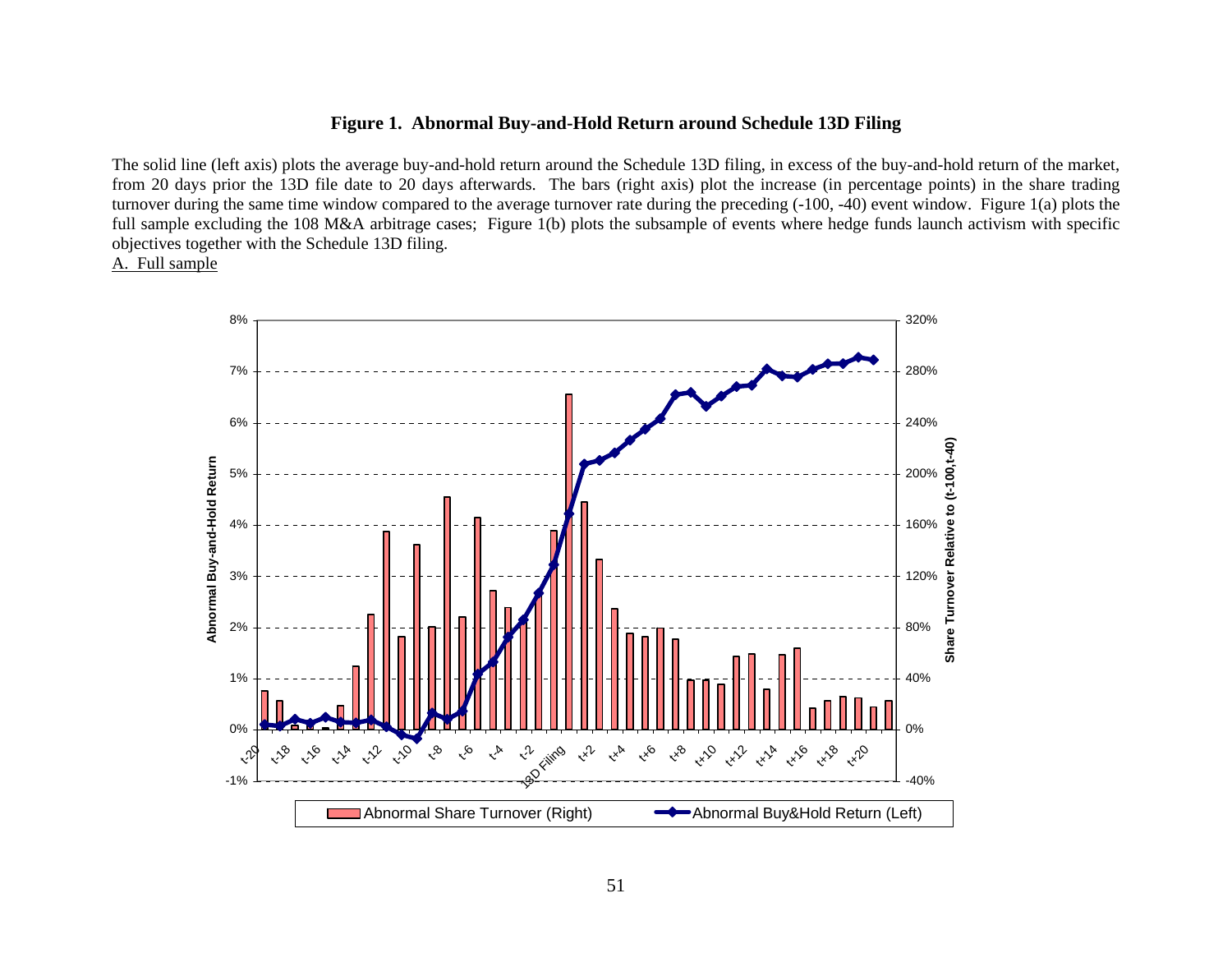**Figure 1. Abnormal Buy-and-Hold Return around Schedule 13D Filing**

The solid line (left axis) plots the average buy-and-hold return around the Schedule 13D filing, in excess of the buy-and-hold return of the market, from 20 days prior the 13D file date to 20 days afterwards. The bars (right axis) plot the increase (in percentage points) in the share trading turnover during the same time window compared to the average turnover rate during the preceding (-100, -40) event window. Figure 1(a) plots the full sample excluding the 108 M&A arbitrage cases; Figure 1(b) plots the subsample of events where hedge funds launch activism with specific objectives together with the Schedule 13D filing.

A. Full sample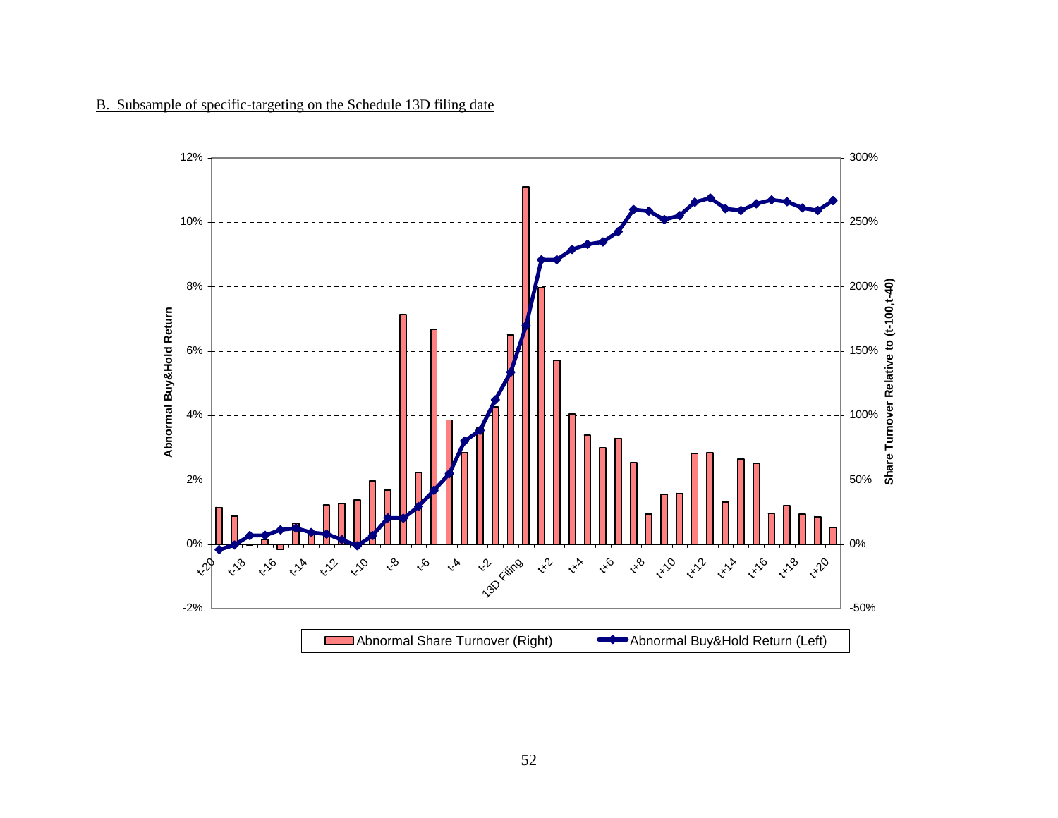B. Subsample of specific-targeting on the Schedule 13D filing date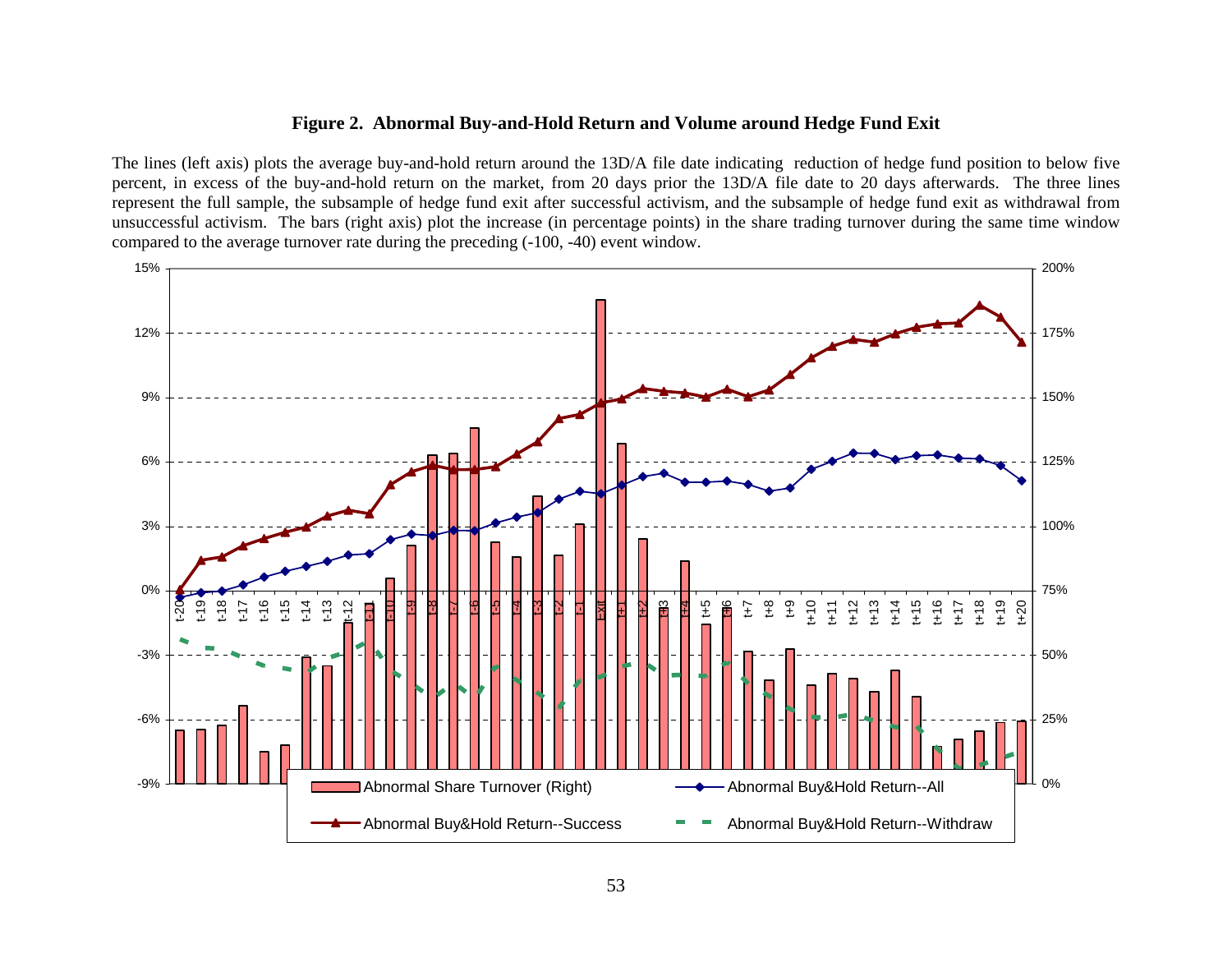**Figure 2. Abnormal Buy-and-Hold Return and Volume around Hedge Fund Exit**

The lines (left axis) plots the average buy-and-hold return around the 13D/A file date indicating reduction of hedge fund position to below five percent, in excess of the buy-and-hold return on the market, from 20 days prior the 13D/A file date to 20 days afterwards. The three lines represent the full sample, the subsample of hedge fund exit after successful activism, and the subsample of hedge fund exit as withdrawal from unsuccessful activism. The bars (right axis) plot the increase (in percentage points) in the share trading turnover during the same time window compared to the average turnover rate during the preceding (-100, -40) event window.

15%
12%
9%
6%
3%
0%
-3%
-6%
-9%

200%
175%
150%
125%
100%
75%
50%
25%
0%

t-20 t-19 t-18 t-17 t-16 t-15 t-14 t-13 t-12 t-11 t-10 t-9 t-8 t-7 t-6 t-5 t-4 t-3 t-2 t-1 t-xit t+1 t+2 t+3 t+4 t+5 t+6 t+7 t+8 t+9 t+10 t+11 t+12 t+13 t+14 t+15 t+16 t+17 t+18 t+19 t+20

Abnormal Share Turnover (Right)
Abnormal Buy&Hold Return--All
Abnormal Buy&Hold Return--Success
Abnormal Buy&Hold Return--Withdraw